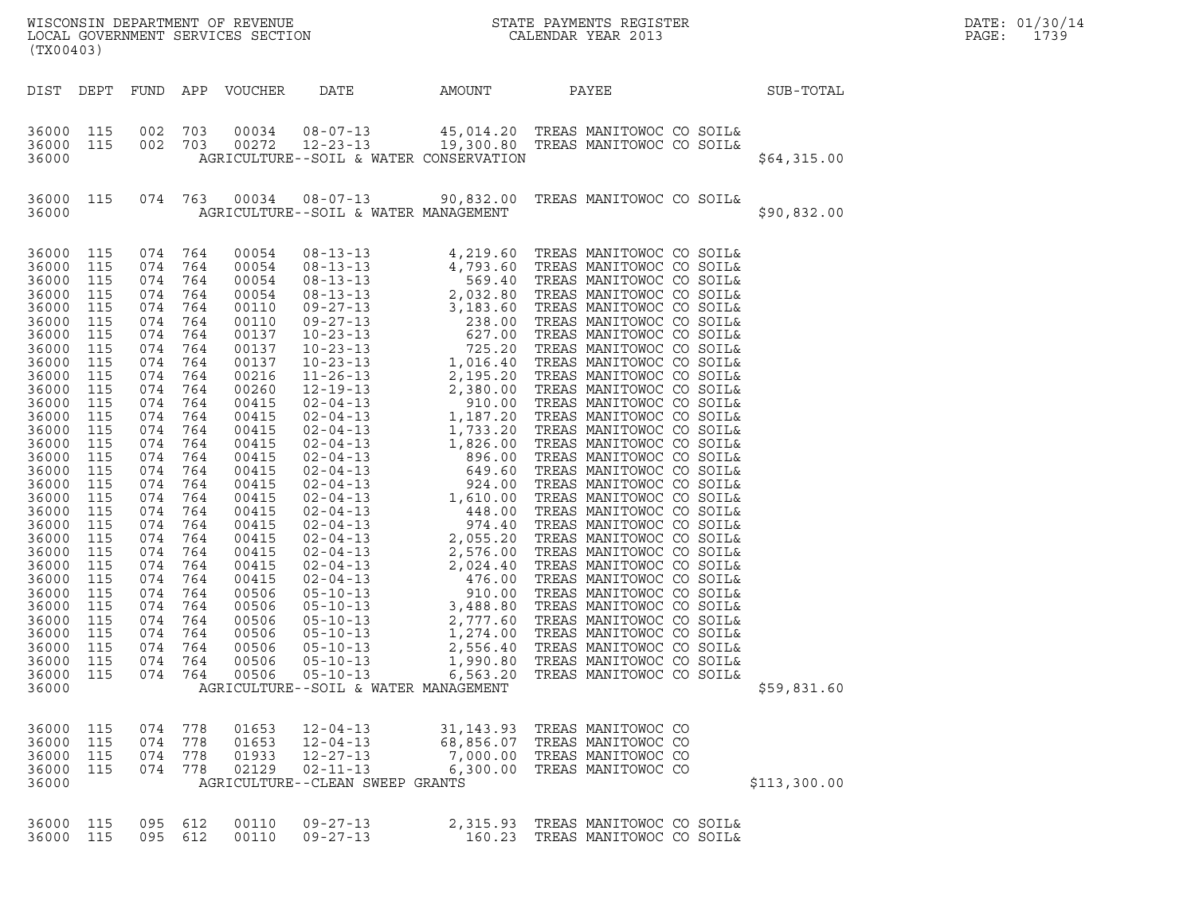WISCONSIN DEPARTMENT OF REVENUE
LOCAL GOVERNMENT SERVICES SECTION
(TX00403)

STATE PAYMENTS REGISTER
CALENDAR YEAR 2013

DATE: 01/30/14

| DIST | DEPT | FUND | APP | VOUCHER | DATE | AMOUNT | PAYEE | SUB-TOTAL |
|---|---|---|---|---|---|---|---|---|
| 36000 | 115 | 002 | 703 | 00034 | 08-07-13 | 45,014.20 | TREAS MANITOWOC CO SOIL& | |
| 36000 | 115 | 002 | 703 | 00272 | 12-23-13 | 19,300.80 | TREAS MANITOWOC CO SOIL& | |
| 36000 | | | | | AGRICULTURE--SOIL & WATER CONSERVATION | | | $64,315.00 |
| 36000 | 115 | 074 | 763 | 00034 | 08-07-13 | 90,832.00 | TREAS MANITOWOC CO SOIL& | |
| 36000 | | | | | AGRICULTURE--SOIL & WATER MANAGEMENT | | | $90,832.00 |
| 36000 | 115 | 074 | 764 | 00054 | 08-13-13 | 4,219.60 | TREAS MANITOWOC CO SOIL& | |
| 36000 | 115 | 074 | 764 | 00054 | 08-13-13 | 4,793.60 | TREAS MANITOWOC CO SOIL& | |
| 36000 | 115 | 074 | 764 | 00054 | 08-13-13 | 569.40 | TREAS MANITOWOC CO SOIL& | |
| 36000 | 115 | 074 | 764 | 00054 | 08-13-13 | 2,032.80 | TREAS MANITOWOC CO SOIL& | |
| 36000 | 115 | 074 | 764 | 00110 | 09-27-13 | 3,183.60 | TREAS MANITOWOC CO SOIL& | |
| 36000 | 115 | 074 | 764 | 00110 | 09-27-13 | 238.00 | TREAS MANITOWOC CO SOIL& | |
| 36000 | 115 | 074 | 764 | 00137 | 10-23-13 | 627.00 | TREAS MANITOWOC CO SOIL& | |
| 36000 | 115 | 074 | 764 | 00137 | 10-23-13 | 725.20 | TREAS MANITOWOC CO SOIL& | |
| 36000 | 115 | 074 | 764 | 00137 | 10-23-13 | 1,016.40 | TREAS MANITOWOC CO SOIL& | |
| 36000 | 115 | 074 | 764 | 00216 | 11-26-13 | 2,195.20 | TREAS MANITOWOC CO SOIL& | |
| 36000 | 115 | 074 | 764 | 00260 | 12-19-13 | 2,380.00 | TREAS MANITOWOC CO SOIL& | |
| 36000 | 115 | 074 | 764 | 00415 | 02-04-13 | 910.00 | TREAS MANITOWOC CO SOIL& | |
| 36000 | 115 | 074 | 764 | 00415 | 02-04-13 | 1,187.20 | TREAS MANITOWOC CO SOIL& | |
| 36000 | 115 | 074 | 764 | 00415 | 02-04-13 | 1,733.20 | TREAS MANITOWOC CO SOIL& | |
| 36000 | 115 | 074 | 764 | 00415 | 02-04-13 | 1,826.00 | TREAS MANITOWOC CO SOIL& | |
| 36000 | 115 | 074 | 764 | 00415 | 02-04-13 | 896.00 | TREAS MANITOWOC CO SOIL& | |
| 36000 | 115 | 074 | 764 | 00415 | 02-04-13 | 649.60 | TREAS MANITOWOC CO SOIL& | |
| 36000 | 115 | 074 | 764 | 00415 | 02-04-13 | 924.00 | TREAS MANITOWOC CO SOIL& | |
| 36000 | 115 | 074 | 764 | 00415 | 02-04-13 | 1,610.00 | TREAS MANITOWOC CO SOIL& | |
| 36000 | 115 | 074 | 764 | 00415 | 02-04-13 | 448.00 | TREAS MANITOWOC CO SOIL& | |
| 36000 | 115 | 074 | 764 | 00415 | 02-04-13 | 974.40 | TREAS MANITOWOC CO SOIL& | |
| 36000 | 115 | 074 | 764 | 00415 | 02-04-13 | 2,055.20 | TREAS MANITOWOC CO SOIL& | |
| 36000 | 115 | 074 | 764 | 00415 | 02-04-13 | 2,576.00 | TREAS MANITOWOC CO SOIL& | |
| 36000 | 115 | 074 | 764 | 00415 | 02-04-13 | 2,024.40 | TREAS MANITOWOC CO SOIL& | |
| 36000 | 115 | 074 | 764 | 00415 | 02-04-13 | 476.00 | TREAS MANITOWOC CO SOIL& | |
| 36000 | 115 | 074 | 764 | 00506 | 05-10-13 | 910.00 | TREAS MANITOWOC CO SOIL& | |
| 36000 | 115 | 074 | 764 | 00506 | 05-10-13 | 3,488.80 | TREAS MANITOWOC CO SOIL& | |
| 36000 | 115 | 074 | 764 | 00506 | 05-10-13 | 2,777.60 | TREAS MANITOWOC CO SOIL& | |
| 36000 | 115 | 074 | 764 | 00506 | 05-10-13 | 1,274.00 | TREAS MANITOWOC CO SOIL& | |
| 36000 | 115 | 074 | 764 | 00506 | 05-10-13 | 2,556.40 | TREAS MANITOWOC CO SOIL& | |
| 36000 | 115 | 074 | 764 | 00506 | 05-10-13 | 1,990.80 | TREAS MANITOWOC CO SOIL& | |
| 36000 | 115 | 074 | 764 | 00506 | 05-10-13 | 6,563.20 | TREAS MANITOWOC CO SOIL& | |
| 36000 | | | | | AGRICULTURE--SOIL & WATER MANAGEMENT | | | $59,831.60 |
| 36000 | 115 | 074 | 778 | 01653 | 12-04-13 | 31,143.93 | TREAS MANITOWOC CO | |
| 36000 | 115 | 074 | 778 | 01653 | 12-04-13 | 68,856.07 | TREAS MANITOWOC CO | |
| 36000 | 115 | 074 | 778 | 01933 | 12-27-13 | 7,000.00 | TREAS MANITOWOC CO | |
| 36000 | 115 | 074 | 778 | 02129 | 02-11-13 | 6,300.00 | TREAS MANITOWOC CO | |
| 36000 | | | | | AGRICULTURE--CLEAN SWEEP GRANTS | | | $113,300.00 |
| 36000 | 115 | 095 | 612 | 00110 | 09-27-13 | 2,315.93 | TREAS MANITOWOC CO SOIL& | |
| 36000 | 115 | 095 | 612 | 00110 | 09-27-13 | 160.23 | TREAS MANITOWOC CO SOIL& | |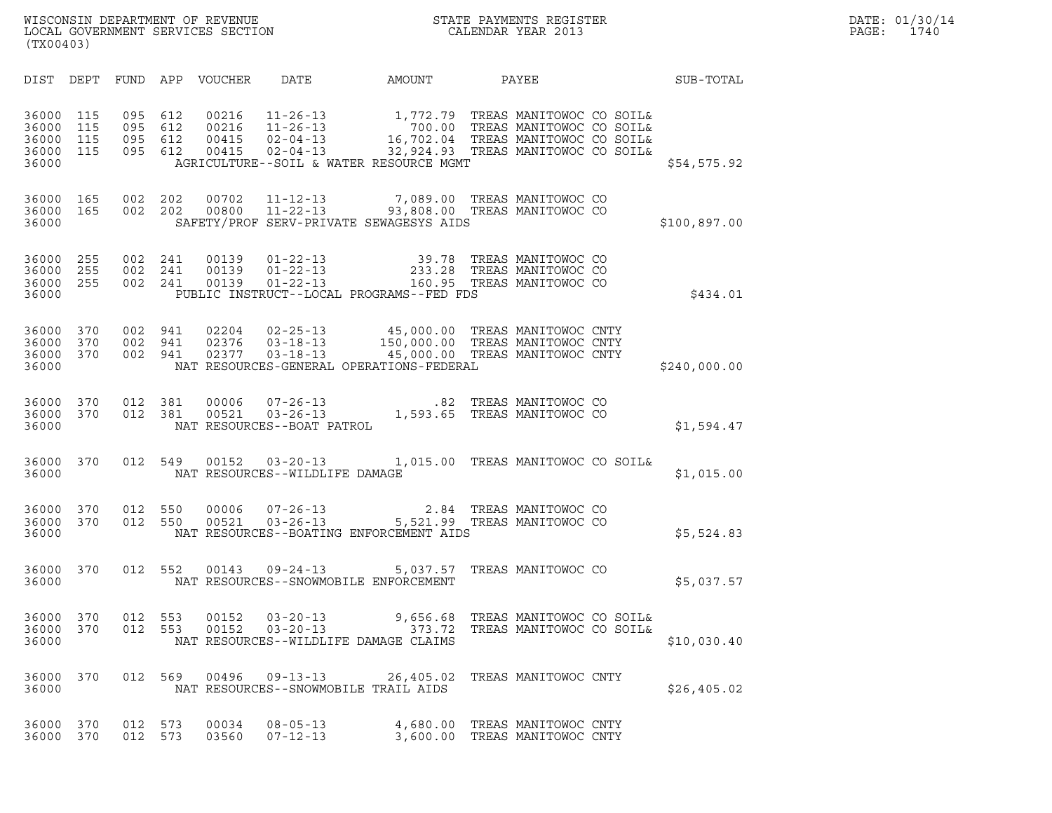WISCONSIN DEPARTMENT OF REVENUE
LOCAL GOVERNMENT SERVICES SECTION
(TX00403)

STATE PAYMENTS REGISTER
CALENDAR YEAR 2013

DATE: 01/30/14
PAGE: 1740

| DIST | DEPT | FUND | APP | VOUCHER | DATE | AMOUNT | PAYEE | SUB-TOTAL |
|---|---|---|---|---|---|---|---|---|
| 36000 | 115 | 095 | 612 | 00216 | 11-26-13 | 1,772.79 | TREAS MANITOWOC CO SOIL& | |
| 36000 | 115 | 095 | 612 | 00216 | 11-26-13 | 700.00 | TREAS MANITOWOC CO SOIL& | |
| 36000 | 115 | 095 | 612 | 00415 | 02-04-13 | 16,702.04 | TREAS MANITOWOC CO SOIL& | |
| 36000 | 115 | 095 | 612 | 00415 | 02-04-13 | 32,924.93 | TREAS MANITOWOC CO SOIL& | |
| 36000 | | | | | AGRICULTURE--SOIL & WATER RESOURCE MGMT | | | $54,575.92 |
| 36000 | 165 | 002 | 202 | 00702 | 11-12-13 | 7,089.00 | TREAS MANITOWOC CO | |
| 36000 | 165 | 002 | 202 | 00800 | 11-22-13 | 93,808.00 | TREAS MANITOWOC CO | |
| 36000 | | | | | SAFETY/PROF SERV-PRIVATE SEWAGESYS AIDS | | | $100,897.00 |
| 36000 | 255 | 002 | 241 | 00139 | 01-22-13 | 39.78 | TREAS MANITOWOC CO | |
| 36000 | 255 | 002 | 241 | 00139 | 01-22-13 | 233.28 | TREAS MANITOWOC CO | |
| 36000 | 255 | 002 | 241 | 00139 | 01-22-13 | 160.95 | TREAS MANITOWOC CO | |
| 36000 | | | | | PUBLIC INSTRUCT--LOCAL PROGRAMS--FED FDS | | | $434.01 |
| 36000 | 370 | 002 | 941 | 02204 | 02-25-13 | 45,000.00 | TREAS MANITOWOC CNTY | |
| 36000 | 370 | 002 | 941 | 02376 | 03-18-13 | 150,000.00 | TREAS MANITOWOC CNTY | |
| 36000 | 370 | 002 | 941 | 02377 | 03-18-13 | 45,000.00 | TREAS MANITOWOC CNTY | |
| 36000 | | | | | NAT RESOURCES-GENERAL OPERATIONS-FEDERAL | | | $240,000.00 |
| 36000 | 370 | 012 | 381 | 00006 | 07-26-13 | .82 | TREAS MANITOWOC CO | |
| 36000 | 370 | 012 | 381 | 00521 | 03-26-13 | 1,593.65 | TREAS MANITOWOC CO | |
| 36000 | | | | | NAT RESOURCES--BOAT PATROL | | | $1,594.47 |
| 36000 | 370 | 012 | 549 | 00152 | 03-20-13 | 1,015.00 | TREAS MANITOWOC CO SOIL& | |
| 36000 | | | | | NAT RESOURCES--WILDLIFE DAMAGE | | | $1,015.00 |
| 36000 | 370 | 012 | 550 | 00006 | 07-26-13 | 2.84 | TREAS MANITOWOC CO | |
| 36000 | 370 | 012 | 550 | 00521 | 03-26-13 | 5,521.99 | TREAS MANITOWOC CO | |
| 36000 | | | | | NAT RESOURCES--BOATING ENFORCEMENT AIDS | | | $5,524.83 |
| 36000 | 370 | 012 | 552 | 00143 | 09-24-13 | 5,037.57 | TREAS MANITOWOC CO | |
| 36000 | | | | | NAT RESOURCES--SNOWMOBILE ENFORCEMENT | | | $5,037.57 |
| 36000 | 370 | 012 | 553 | 00152 | 03-20-13 | 9,656.68 | TREAS MANITOWOC CO SOIL& | |
| 36000 | 370 | 012 | 553 | 00152 | 03-20-13 | 373.72 | TREAS MANITOWOC CO SOIL& | |
| 36000 | | | | | NAT RESOURCES--WILDLIFE DAMAGE CLAIMS | | | $10,030.40 |
| 36000 | 370 | 012 | 569 | 00496 | 09-13-13 | 26,405.02 | TREAS MANITOWOC CNTY | |
| 36000 | | | | | NAT RESOURCES--SNOWMOBILE TRAIL AIDS | | | $26,405.02 |
| 36000 | 370 | 012 | 573 | 00034 | 08-05-13 | 4,680.00 | TREAS MANITOWOC CNTY | |
| 36000 | 370 | 012 | 573 | 03560 | 07-12-13 | 3,600.00 | TREAS MANITOWOC CNTY | |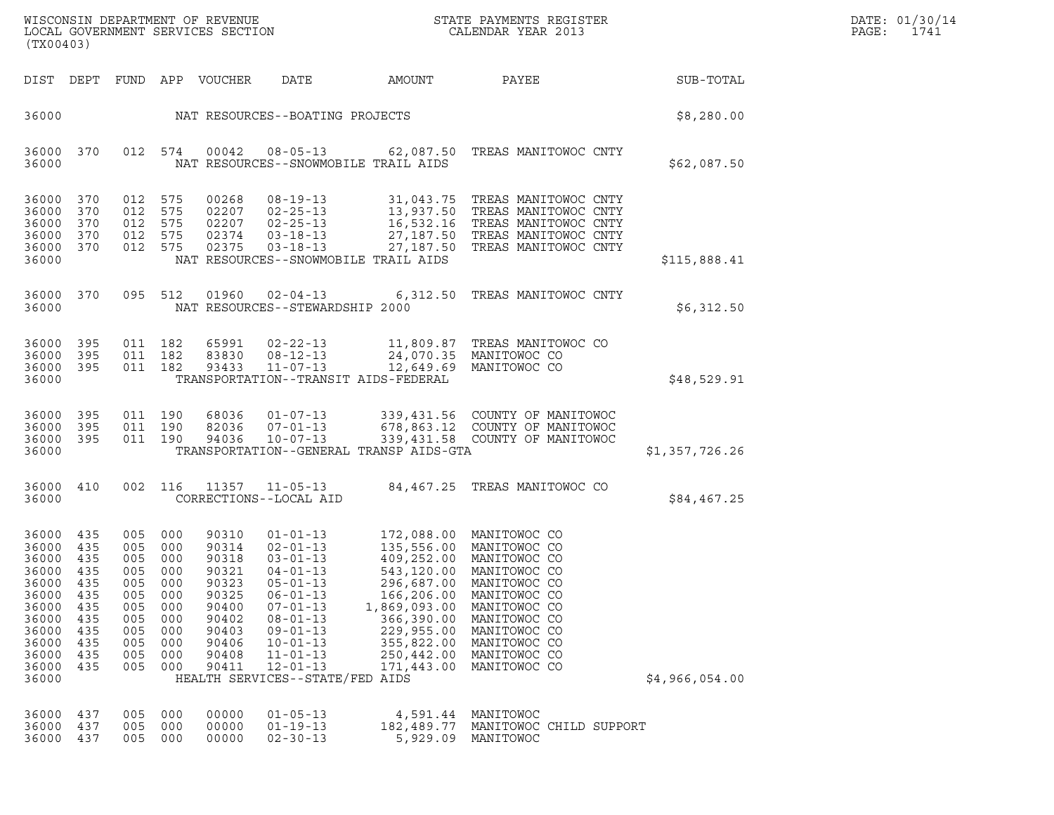WISCONSIN DEPARTMENT OF REVENUE
LOCAL GOVERNMENT SERVICES SECTION
(TX00403)

STATE PAYMENTS REGISTER
CALENDAR YEAR 2013

DATE: 01/30/14

| DIST | DEPT | FUND | APP | VOUCHER | DATE | AMOUNT | PAYEE | SUB-TOTAL |
|---|---|---|---|---|---|---|---|---|
| 36000 | | | | NAT RESOURCES--BOATING PROJECTS | | | | $8,280.00 |
| 36000 | 370 | 012 | 574 | 00042 | 08-05-13 | 62,087.50 | TREAS MANITOWOC CNTY | |
| 36000 | | | | NAT RESOURCES--SNOWMOBILE TRAIL AIDS | | | | $62,087.50 |
| 36000 | 370 | 012 | 575 | 00268 | 08-19-13 | 31,043.75 | TREAS MANITOWOC CNTY | |
| 36000 | 370 | 012 | 575 | 02207 | 02-25-13 | 13,937.50 | TREAS MANITOWOC CNTY | |
| 36000 | 370 | 012 | 575 | 02207 | 02-25-13 | 16,532.16 | TREAS MANITOWOC CNTY | |
| 36000 | 370 | 012 | 575 | 02374 | 03-18-13 | 27,187.50 | TREAS MANITOWOC CNTY | |
| 36000 | 370 | 012 | 575 | 02375 | 03-18-13 | 27,187.50 | TREAS MANITOWOC CNTY | |
| 36000 | | | | NAT RESOURCES--SNOWMOBILE TRAIL AIDS | | | | $115,888.41 |
| 36000 | 370 | 095 | 512 | 01960 | 02-04-13 | 6,312.50 | TREAS MANITOWOC CNTY | |
| 36000 | | | | NAT RESOURCES--STEWARDSHIP 2000 | | | | $6,312.50 |
| 36000 | 395 | 011 | 182 | 65991 | 02-22-13 | 11,809.87 | TREAS MANITOWOC CO | |
| 36000 | 395 | 011 | 182 | 83830 | 08-12-13 | 24,070.35 | MANITOWOC CO | |
| 36000 | 395 | 011 | 182 | 93433 | 11-07-13 | 12,649.69 | MANITOWOC CO | |
| 36000 | | | | TRANSPORTATION--TRANSIT AIDS-FEDERAL | | | | $48,529.91 |
| 36000 | 395 | 011 | 190 | 68036 | 01-07-13 | 339,431.56 | COUNTY OF MANITOWOC | |
| 36000 | 395 | 011 | 190 | 82036 | 07-01-13 | 678,863.12 | COUNTY OF MANITOWOC | |
| 36000 | 395 | 011 | 190 | 94036 | 10-07-13 | 339,431.58 | COUNTY OF MANITOWOC | |
| 36000 | | | | TRANSPORTATION--GENERAL TRANSP AIDS-GTA | | | | $1,357,726.26 |
| 36000 | 410 | 002 | 116 | 11357 | 11-05-13 | 84,467.25 | TREAS MANITOWOC CO | |
| 36000 | | | | CORRECTIONS--LOCAL AID | | | | $84,467.25 |
| 36000 | 435 | 005 | 000 | 90310 | 01-01-13 | 172,088.00 | MANITOWOC CO | |
| 36000 | 435 | 005 | 000 | 90314 | 02-01-13 | 135,556.00 | MANITOWOC CO | |
| 36000 | 435 | 005 | 000 | 90318 | 03-01-13 | 409,252.00 | MANITOWOC CO | |
| 36000 | 435 | 005 | 000 | 90321 | 04-01-13 | 543,120.00 | MANITOWOC CO | |
| 36000 | 435 | 005 | 000 | 90323 | 05-01-13 | 296,687.00 | MANITOWOC CO | |
| 36000 | 435 | 005 | 000 | 90325 | 06-01-13 | 166,206.00 | MANITOWOC CO | |
| 36000 | 435 | 005 | 000 | 90400 | 07-01-13 | 1,869,093.00 | MANITOWOC CO | |
| 36000 | 435 | 005 | 000 | 90402 | 08-01-13 | 366,390.00 | MANITOWOC CO | |
| 36000 | 435 | 005 | 000 | 90403 | 09-01-13 | 229,955.00 | MANITOWOC CO | |
| 36000 | 435 | 005 | 000 | 90406 | 10-01-13 | 355,822.00 | MANITOWOC CO | |
| 36000 | 435 | 005 | 000 | 90408 | 11-01-13 | 250,442.00 | MANITOWOC CO | |
| 36000 | 435 | 005 | 000 | 90411 | 12-01-13 | 171,443.00 | MANITOWOC CO | |
| 36000 | | | | HEALTH SERVICES--STATE/FED AIDS | | | | $4,966,054.00 |
| 36000 | 437 | 005 | 000 | 00000 | 01-05-13 | 4,591.44 | MANITOWOC | |
| 36000 | 437 | 005 | 000 | 00000 | 01-19-13 | 182,489.77 | MANITOWOC CHILD SUPPORT | |
| 36000 | 437 | 005 | 000 | 00000 | 02-30-13 | 5,929.09 | MANITOWOC | |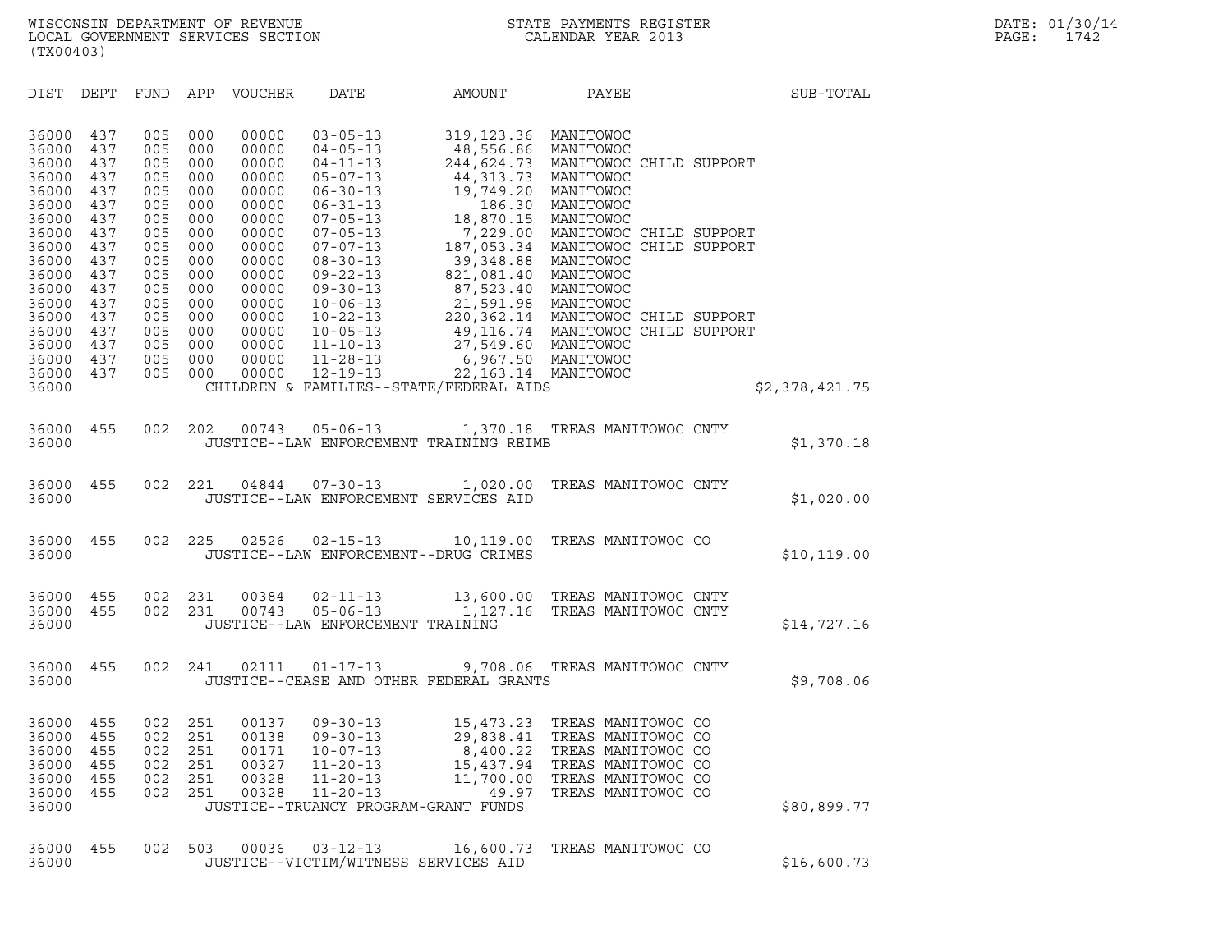WISCONSIN DEPARTMENT OF REVENUE
LOCAL GOVERNMENT SERVICES SECTION
(TX00403)

STATE PAYMENTS REGISTER
CALENDAR YEAR 2013

DATE: 01/30/14
PAGE: 1742

| DIST | DEPT | FUND | APP | VOUCHER | DATE | AMOUNT | PAYEE | SUB-TOTAL |
|---|---|---|---|---|---|---|---|---|
| 36000 | 437 | 005 | 000 | 00000 | 03-05-13 | 319,123.36 | MANITOWOC | |
| 36000 | 437 | 005 | 000 | 00000 | 04-05-13 | 48,556.86 | MANITOWOC | |
| 36000 | 437 | 005 | 000 | 00000 | 04-11-13 | 244,624.73 | MANITOWOC CHILD SUPPORT | |
| 36000 | 437 | 005 | 000 | 00000 | 05-07-13 | 44,313.73 | MANITOWOC | |
| 36000 | 437 | 005 | 000 | 00000 | 06-30-13 | 19,749.20 | MANITOWOC | |
| 36000 | 437 | 005 | 000 | 00000 | 06-31-13 | 186.30 | MANITOWOC | |
| 36000 | 437 | 005 | 000 | 00000 | 07-05-13 | 18,870.15 | MANITOWOC | |
| 36000 | 437 | 005 | 000 | 00000 | 07-05-13 | 7,229.00 | MANITOWOC CHILD SUPPORT | |
| 36000 | 437 | 005 | 000 | 00000 | 07-07-13 | 187,053.34 | MANITOWOC CHILD SUPPORT | |
| 36000 | 437 | 005 | 000 | 00000 | 08-30-13 | 39,348.88 | MANITOWOC | |
| 36000 | 437 | 005 | 000 | 00000 | 09-22-13 | 821,081.40 | MANITOWOC | |
| 36000 | 437 | 005 | 000 | 00000 | 09-30-13 | 87,523.40 | MANITOWOC | |
| 36000 | 437 | 005 | 000 | 00000 | 10-06-13 | 21,591.98 | MANITOWOC | |
| 36000 | 437 | 005 | 000 | 00000 | 10-22-13 | 220,362.14 | MANITOWOC CHILD SUPPORT | |
| 36000 | 437 | 005 | 000 | 00000 | 10-05-13 | 49,116.74 | MANITOWOC CHILD SUPPORT | |
| 36000 | 437 | 005 | 000 | 00000 | 11-10-13 | 27,549.60 | MANITOWOC | |
| 36000 | 437 | 005 | 000 | 00000 | 11-28-13 | 6,967.50 | MANITOWOC | |
| 36000 | 437 | 005 | 000 | 00000 | 12-19-13 | 22,163.14 | MANITOWOC | |
| 36000 | | | | | CHILDREN & FAMILIES--STATE/FEDERAL AIDS | | | $2,378,421.75 |
| 36000 | 455 | 002 | 202 | 00743 | 05-06-13 | 1,370.18 | TREAS MANITOWOC CNTY | |
| 36000 | | | | | JUSTICE--LAW ENFORCEMENT TRAINING REIMB | | | $1,370.18 |
| 36000 | 455 | 002 | 221 | 04844 | 07-30-13 | 1,020.00 | TREAS MANITOWOC CNTY | |
| 36000 | | | | | JUSTICE--LAW ENFORCEMENT SERVICES AID | | | $1,020.00 |
| 36000 | 455 | 002 | 225 | 02526 | 02-15-13 | 10,119.00 | TREAS MANITOWOC CO | |
| 36000 | | | | | JUSTICE--LAW ENFORCEMENT--DRUG CRIMES | | | $10,119.00 |
| 36000 | 455 | 002 | 231 | 00384 | 02-11-13 | 13,600.00 | TREAS MANITOWOC CNTY | |
| 36000 | 455 | 002 | 231 | 00743 | 05-06-13 | 1,127.16 | TREAS MANITOWOC CNTY | |
| 36000 | | | | | JUSTICE--LAW ENFORCEMENT TRAINING | | | $14,727.16 |
| 36000 | 455 | 002 | 241 | 02111 | 01-17-13 | 9,708.06 | TREAS MANITOWOC CNTY | |
| 36000 | | | | | JUSTICE--CEASE AND OTHER FEDERAL GRANTS | | | $9,708.06 |
| 36000 | 455 | 002 | 251 | 00137 | 09-30-13 | 15,473.23 | TREAS MANITOWOC CO | |
| 36000 | 455 | 002 | 251 | 00138 | 09-30-13 | 29,838.41 | TREAS MANITOWOC CO | |
| 36000 | 455 | 002 | 251 | 00171 | 10-07-13 | 8,400.22 | TREAS MANITOWOC CO | |
| 36000 | 455 | 002 | 251 | 00327 | 11-20-13 | 15,437.94 | TREAS MANITOWOC CO | |
| 36000 | 455 | 002 | 251 | 00328 | 11-20-13 | 11,700.00 | TREAS MANITOWOC CO | |
| 36000 | 455 | 002 | 251 | 00328 | 11-20-13 | 49.97 | TREAS MANITOWOC CO | |
| 36000 | | | | | JUSTICE--TRUANCY PROGRAM-GRANT FUNDS | | | $80,899.77 |
| 36000 | 455 | 002 | 503 | 00036 | 03-12-13 | 16,600.73 | TREAS MANITOWOC CO | |
| 36000 | | | | | JUSTICE--VICTIM/WITNESS SERVICES AID | | | $16,600.73 |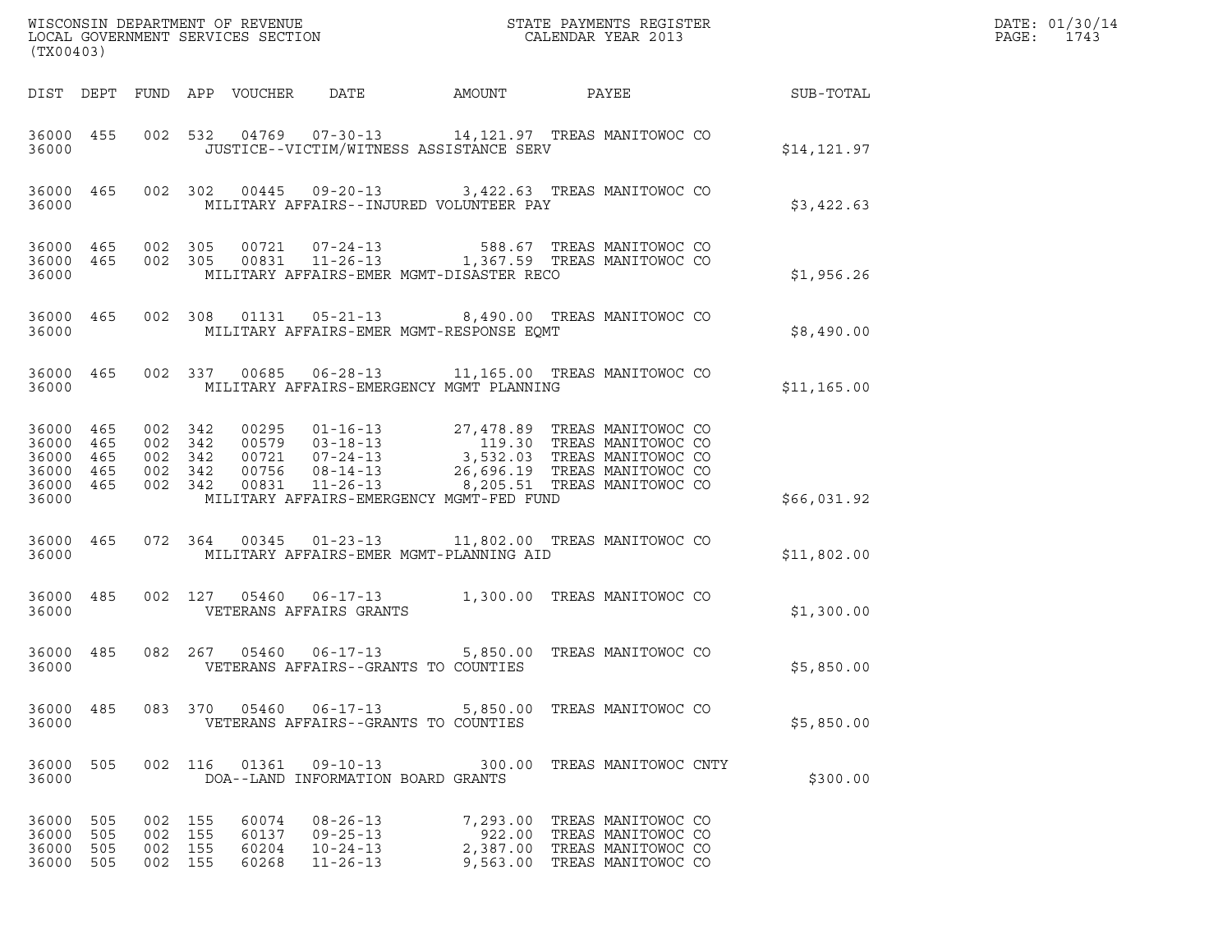WISCONSIN DEPARTMENT OF REVENUE
LOCAL GOVERNMENT SERVICES SECTION
(TX00403)

STATE PAYMENTS REGISTER
CALENDAR YEAR 2013

DATE: 01/30/14
PAGE: 1743

| DIST | DEPT | FUND | APP | VOUCHER | DATE | AMOUNT | PAYEE | SUB-TOTAL |
|---|---|---|---|---|---|---|---|---|
| 36000 | 455 | 002 | 532 | 04769 | 07-30-13 | 14,121.97 | TREAS MANITOWOC CO | |
| 36000 | | | | | JUSTICE--VICTIM/WITNESS ASSISTANCE SERV | | | $14,121.97 |
| 36000 | 465 | 002 | 302 | 00445 | 09-20-13 | 3,422.63 | TREAS MANITOWOC CO | |
| 36000 | | | | | MILITARY AFFAIRS--INJURED VOLUNTEER PAY | | | $3,422.63 |
| 36000 | 465 | 002 | 305 | 00721 | 07-24-13 | 588.67 | TREAS MANITOWOC CO | |
| 36000 | 465 | 002 | 305 | 00831 | 11-26-13 | 1,367.59 | TREAS MANITOWOC CO | |
| 36000 | | | | | MILITARY AFFAIRS-EMER MGMT-DISASTER RECO | | | $1,956.26 |
| 36000 | 465 | 002 | 308 | 01131 | 05-21-13 | 8,490.00 | TREAS MANITOWOC CO | |
| 36000 | | | | | MILITARY AFFAIRS-EMER MGMT-RESPONSE EQMT | | | $8,490.00 |
| 36000 | 465 | 002 | 337 | 00685 | 06-28-13 | 11,165.00 | TREAS MANITOWOC CO | |
| 36000 | | | | | MILITARY AFFAIRS-EMERGENCY MGMT PLANNING | | | $11,165.00 |
| 36000 | 465 | 002 | 342 | 00295 | 01-16-13 | 27,478.89 | TREAS MANITOWOC CO | |
| 36000 | 465 | 002 | 342 | 00579 | 03-18-13 | 119.30 | TREAS MANITOWOC CO | |
| 36000 | 465 | 002 | 342 | 00721 | 07-24-13 | 3,532.03 | TREAS MANITOWOC CO | |
| 36000 | 465 | 002 | 342 | 00756 | 08-14-13 | 26,696.19 | TREAS MANITOWOC CO | |
| 36000 | 465 | 002 | 342 | 00831 | 11-26-13 | 8,205.51 | TREAS MANITOWOC CO | |
| 36000 | | | | | MILITARY AFFAIRS-EMERGENCY MGMT-FED FUND | | | $66,031.92 |
| 36000 | 465 | 072 | 364 | 00345 | 01-23-13 | 11,802.00 | TREAS MANITOWOC CO | |
| 36000 | | | | | MILITARY AFFAIRS-EMER MGMT-PLANNING AID | | | $11,802.00 |
| 36000 | 485 | 002 | 127 | 05460 | 06-17-13 | 1,300.00 | TREAS MANITOWOC CO | |
| 36000 | | | | | VETERANS AFFAIRS GRANTS | | | $1,300.00 |
| 36000 | 485 | 082 | 267 | 05460 | 06-17-13 | 5,850.00 | TREAS MANITOWOC CO | |
| 36000 | | | | | VETERANS AFFAIRS--GRANTS TO COUNTIES | | | $5,850.00 |
| 36000 | 485 | 083 | 370 | 05460 | 06-17-13 | 5,850.00 | TREAS MANITOWOC CO | |
| 36000 | | | | | VETERANS AFFAIRS--GRANTS TO COUNTIES | | | $5,850.00 |
| 36000 | 505 | 002 | 116 | 01361 | 09-10-13 | 300.00 | TREAS MANITOWOC CNTY | |
| 36000 | | | | | DOA--LAND INFORMATION BOARD GRANTS | | | $300.00 |
| 36000 | 505 | 002 | 155 | 60074 | 08-26-13 | 7,293.00 | TREAS MANITOWOC CO | |
| 36000 | 505 | 002 | 155 | 60137 | 09-25-13 | 922.00 | TREAS MANITOWOC CO | |
| 36000 | 505 | 002 | 155 | 60204 | 10-24-13 | 2,387.00 | TREAS MANITOWOC CO | |
| 36000 | 505 | 002 | 155 | 60268 | 11-26-13 | 9,563.00 | TREAS MANITOWOC CO | |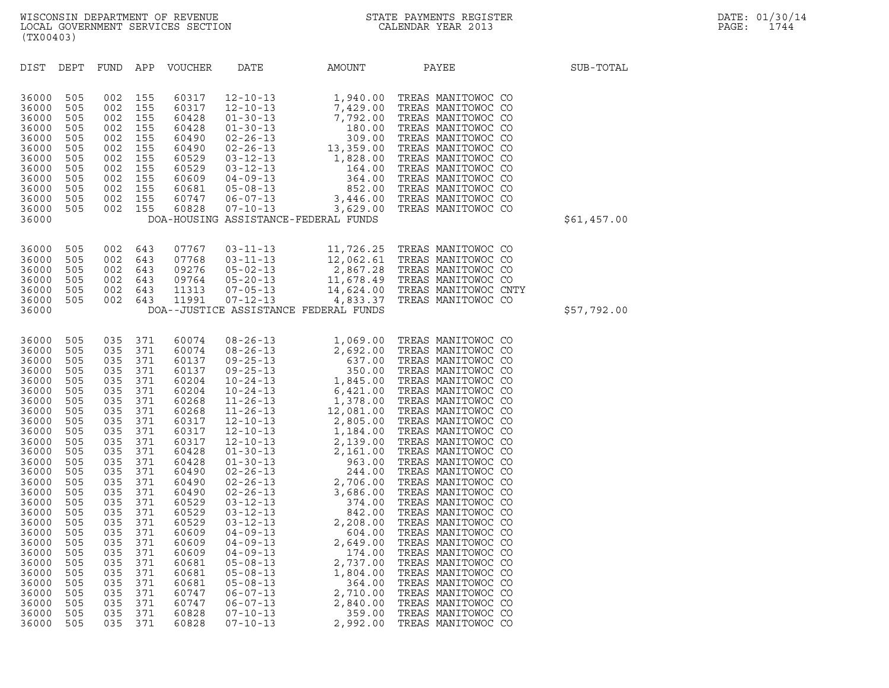WISCONSIN DEPARTMENT OF REVENUE
LOCAL GOVERNMENT SERVICES SECTION
(TX00403)

STATE PAYMENTS REGISTER
CALENDAR YEAR 2013

DATE: 01/30/14

| DIST | DEPT | FUND | APP | VOUCHER | DATE | AMOUNT | PAYEE | SUB-TOTAL |
|---|---|---|---|---|---|---|---|---|
| 36000 | 505 | 002 | 155 | 60317 | 12-10-13 | 1,940.00 | TREAS MANITOWOC CO | |
| 36000 | 505 | 002 | 155 | 60317 | 12-10-13 | 7,429.00 | TREAS MANITOWOC CO | |
| 36000 | 505 | 002 | 155 | 60428 | 01-30-13 | 7,792.00 | TREAS MANITOWOC CO | |
| 36000 | 505 | 002 | 155 | 60428 | 01-30-13 | 180.00 | TREAS MANITOWOC CO | |
| 36000 | 505 | 002 | 155 | 60490 | 02-26-13 | 309.00 | TREAS MANITOWOC CO | |
| 36000 | 505 | 002 | 155 | 60490 | 02-26-13 | 13,359.00 | TREAS MANITOWOC CO | |
| 36000 | 505 | 002 | 155 | 60529 | 03-12-13 | 1,828.00 | TREAS MANITOWOC CO | |
| 36000 | 505 | 002 | 155 | 60529 | 03-12-13 | 164.00 | TREAS MANITOWOC CO | |
| 36000 | 505 | 002 | 155 | 60609 | 04-09-13 | 364.00 | TREAS MANITOWOC CO | |
| 36000 | 505 | 002 | 155 | 60681 | 05-08-13 | 852.00 | TREAS MANITOWOC CO | |
| 36000 | 505 | 002 | 155 | 60747 | 06-07-13 | 3,446.00 | TREAS MANITOWOC CO | |
| 36000 | 505 | 002 | 155 | 60828 | 07-10-13 | 3,629.00 | TREAS MANITOWOC CO | |
| 36000 | | | | | DOA-HOUSING ASSISTANCE-FEDERAL FUNDS | | | $61,457.00 |
| 36000 | 505 | 002 | 643 | 07767 | 03-11-13 | 11,726.25 | TREAS MANITOWOC CO | |
| 36000 | 505 | 002 | 643 | 07768 | 03-11-13 | 12,062.61 | TREAS MANITOWOC CO | |
| 36000 | 505 | 002 | 643 | 09276 | 05-02-13 | 2,867.28 | TREAS MANITOWOC CO | |
| 36000 | 505 | 002 | 643 | 09764 | 05-20-13 | 11,678.49 | TREAS MANITOWOC CO | |
| 36000 | 505 | 002 | 643 | 11313 | 07-05-13 | 14,624.00 | TREAS MANITOWOC CNTY | |
| 36000 | 505 | 002 | 643 | 11991 | 07-12-13 | 4,833.37 | TREAS MANITOWOC CO | |
| 36000 | | | | | DOA--JUSTICE ASSISTANCE FEDERAL FUNDS | | | $57,792.00 |
| 36000 | 505 | 035 | 371 | 60074 | 08-26-13 | 1,069.00 | TREAS MANITOWOC CO | |
| 36000 | 505 | 035 | 371 | 60074 | 08-26-13 | 2,692.00 | TREAS MANITOWOC CO | |
| 36000 | 505 | 035 | 371 | 60137 | 09-25-13 | 637.00 | TREAS MANITOWOC CO | |
| 36000 | 505 | 035 | 371 | 60137 | 09-25-13 | 350.00 | TREAS MANITOWOC CO | |
| 36000 | 505 | 035 | 371 | 60204 | 10-24-13 | 1,845.00 | TREAS MANITOWOC CO | |
| 36000 | 505 | 035 | 371 | 60204 | 10-24-13 | 6,421.00 | TREAS MANITOWOC CO | |
| 36000 | 505 | 035 | 371 | 60268 | 11-26-13 | 1,378.00 | TREAS MANITOWOC CO | |
| 36000 | 505 | 035 | 371 | 60268 | 11-26-13 | 12,081.00 | TREAS MANITOWOC CO | |
| 36000 | 505 | 035 | 371 | 60317 | 12-10-13 | 2,805.00 | TREAS MANITOWOC CO | |
| 36000 | 505 | 035 | 371 | 60317 | 12-10-13 | 1,184.00 | TREAS MANITOWOC CO | |
| 36000 | 505 | 035 | 371 | 60317 | 12-10-13 | 2,139.00 | TREAS MANITOWOC CO | |
| 36000 | 505 | 035 | 371 | 60428 | 01-30-13 | 2,161.00 | TREAS MANITOWOC CO | |
| 36000 | 505 | 035 | 371 | 60428 | 01-30-13 | 963.00 | TREAS MANITOWOC CO | |
| 36000 | 505 | 035 | 371 | 60490 | 02-26-13 | 244.00 | TREAS MANITOWOC CO | |
| 36000 | 505 | 035 | 371 | 60490 | 02-26-13 | 2,706.00 | TREAS MANITOWOC CO | |
| 36000 | 505 | 035 | 371 | 60490 | 02-26-13 | 3,686.00 | TREAS MANITOWOC CO | |
| 36000 | 505 | 035 | 371 | 60529 | 03-12-13 | 374.00 | TREAS MANITOWOC CO | |
| 36000 | 505 | 035 | 371 | 60529 | 03-12-13 | 842.00 | TREAS MANITOWOC CO | |
| 36000 | 505 | 035 | 371 | 60529 | 03-12-13 | 2,208.00 | TREAS MANITOWOC CO | |
| 36000 | 505 | 035 | 371 | 60609 | 04-09-13 | 604.00 | TREAS MANITOWOC CO | |
| 36000 | 505 | 035 | 371 | 60609 | 04-09-13 | 2,649.00 | TREAS MANITOWOC CO | |
| 36000 | 505 | 035 | 371 | 60609 | 04-09-13 | 174.00 | TREAS MANITOWOC CO | |
| 36000 | 505 | 035 | 371 | 60681 | 05-08-13 | 2,737.00 | TREAS MANITOWOC CO | |
| 36000 | 505 | 035 | 371 | 60681 | 05-08-13 | 1,804.00 | TREAS MANITOWOC CO | |
| 36000 | 505 | 035 | 371 | 60681 | 05-08-13 | 364.00 | TREAS MANITOWOC CO | |
| 36000 | 505 | 035 | 371 | 60747 | 06-07-13 | 2,710.00 | TREAS MANITOWOC CO | |
| 36000 | 505 | 035 | 371 | 60747 | 06-07-13 | 2,840.00 | TREAS MANITOWOC CO | |
| 36000 | 505 | 035 | 371 | 60828 | 07-10-13 | 359.00 | TREAS MANITOWOC CO | |
| 36000 | 505 | 035 | 371 | 60828 | 07-10-13 | 2,992.00 | TREAS MANITOWOC CO | |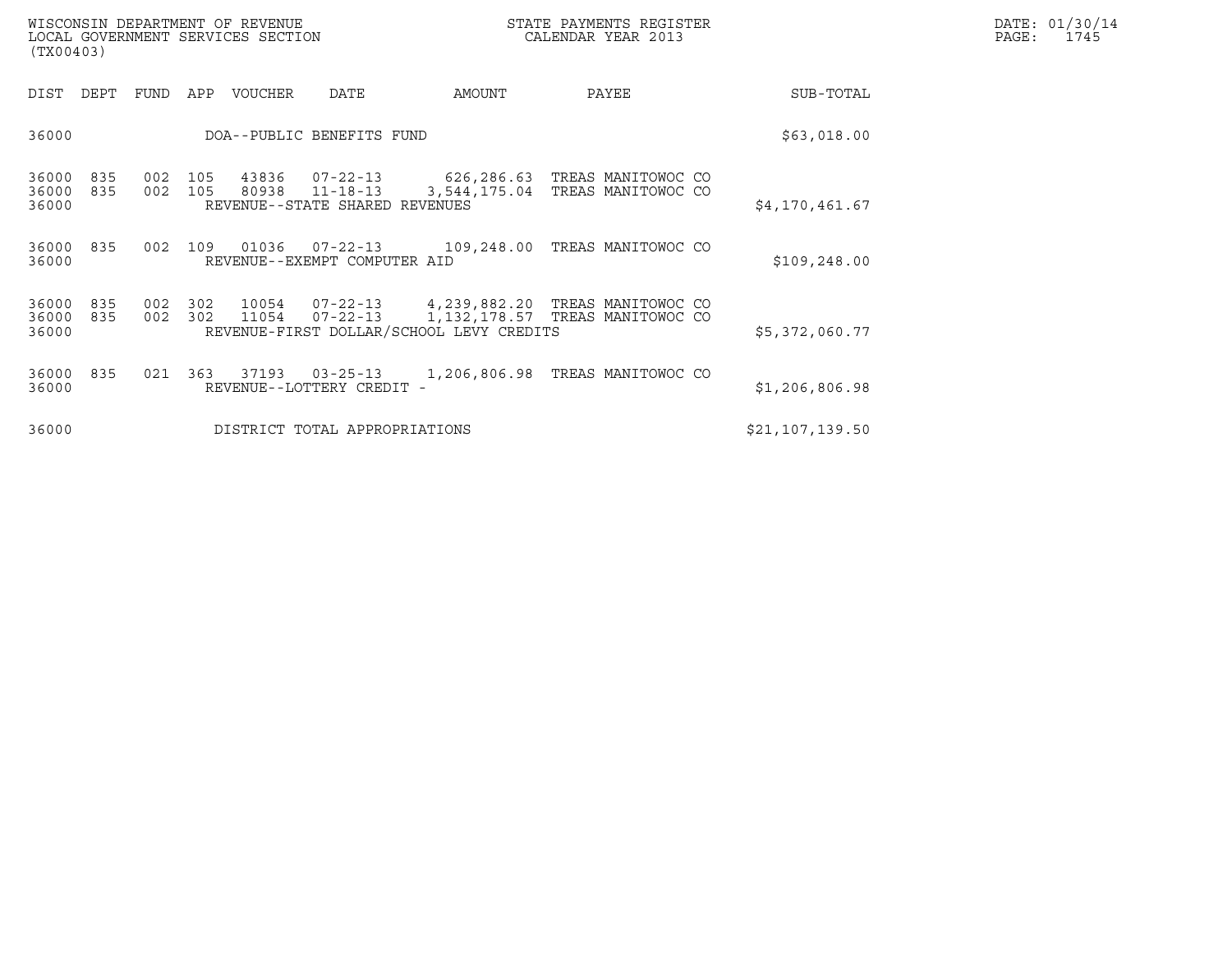| DIST | DEPT | FUND | APP | VOUCHER | DATE | AMOUNT | PAYEE | SUB-TOTAL |
|---|---|---|---|---|---|---|---|---|
| 36000 | | | | DOA--PUBLIC BENEFITS FUND | | | | $63,018.00 |
| 36000 | 835 | 002 | 105 | 43836 | 07-22-13 | 626,286.63 | TREAS MANITOWOC CO | |
| 36000 | 835 | 002 | 105 | 80938 | 11-18-13 | 3,544,175.04 | TREAS MANITOWOC CO | |
| 36000 | | | | REVENUE--STATE SHARED REVENUES | | | | $4,170,461.67 |
| 36000 | 835 | 002 | 109 | 01036 | 07-22-13 | 109,248.00 | TREAS MANITOWOC CO | |
| 36000 | | | | REVENUE--EXEMPT COMPUTER AID | | | | $109,248.00 |
| 36000 | 835 | 002 | 302 | 10054 | 07-22-13 | 4,239,882.20 | TREAS MANITOWOC CO | |
| 36000 | 835 | 002 | 302 | 11054 | 07-22-13 | 1,132,178.57 | TREAS MANITOWOC CO | |
| 36000 | | | | REVENUE-FIRST DOLLAR/SCHOOL LEVY CREDITS | | | | $5,372,060.77 |
| 36000 | 835 | 021 | 363 | 37193 | 03-25-13 | 1,206,806.98 | TREAS MANITOWOC CO | |
| 36000 | | | | REVENUE--LOTTERY CREDIT - | | | | $1,206,806.98 |
| 36000 | | | | DISTRICT TOTAL APPROPRIATIONS | | | | $21,107,139.50 |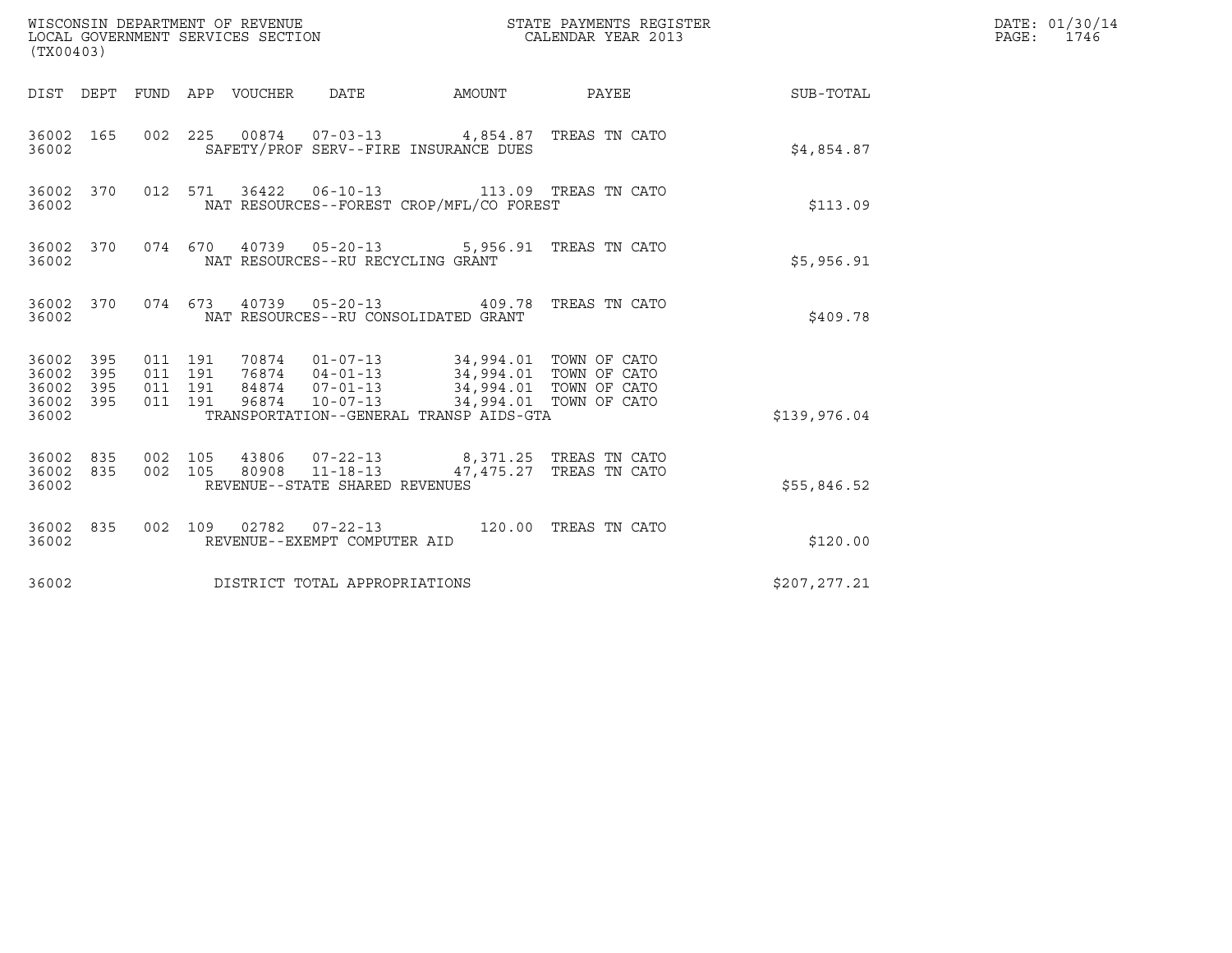WISCONSIN DEPARTMENT OF REVENUE
LOCAL GOVERNMENT SERVICES SECTION
(TX00403)

STATE PAYMENTS REGISTER
CALENDAR YEAR 2013

DATE: 01/30/14
PAGE: 1746

| DIST | DEPT | FUND | APP | VOUCHER | DATE | AMOUNT | PAYEE | SUB-TOTAL |
|---|---|---|---|---|---|---|---|---|
| 36002 | 165 | 002 | 225 | 00874 | 07-03-13 | 4,854.87 | TREAS TN CATO | |
| 36002 | | | | SAFETY/PROF SERV--FIRE INSURANCE DUES | | | | $4,854.87 |
| 36002 | 370 | 012 | 571 | 36422 | 06-10-13 | 113.09 | TREAS TN CATO | |
| 36002 | | | | NAT RESOURCES--FOREST CROP/MFL/CO FOREST | | | | $113.09 |
| 36002 | 370 | 074 | 670 | 40739 | 05-20-13 | 5,956.91 | TREAS TN CATO | |
| 36002 | | | | NAT RESOURCES--RU RECYCLING GRANT | | | | $5,956.91 |
| 36002 | 370 | 074 | 673 | 40739 | 05-20-13 | 409.78 | TREAS TN CATO | |
| 36002 | | | | NAT RESOURCES--RU CONSOLIDATED GRANT | | | | $409.78 |
| 36002 | 395 | 011 | 191 | 70874 | 01-07-13 | 34,994.01 | TOWN OF CATO | |
| 36002 | 395 | 011 | 191 | 76874 | 04-01-13 | 34,994.01 | TOWN OF CATO | |
| 36002 | 395 | 011 | 191 | 84874 | 07-01-13 | 34,994.01 | TOWN OF CATO | |
| 36002 | 395 | 011 | 191 | 96874 | 10-07-13 | 34,994.01 | TOWN OF CATO | |
| 36002 | | | | TRANSPORTATION--GENERAL TRANSP AIDS-GTA | | | | $139,976.04 |
| 36002 | 835 | 002 | 105 | 43806 | 07-22-13 | 8,371.25 | TREAS TN CATO | |
| 36002 | 835 | 002 | 105 | 80908 | 11-18-13 | 47,475.27 | TREAS TN CATO | |
| 36002 | | | | REVENUE--STATE SHARED REVENUES | | | | $55,846.52 |
| 36002 | 835 | 002 | 109 | 02782 | 07-22-13 | 120.00 | TREAS TN CATO | |
| 36002 | | | | REVENUE--EXEMPT COMPUTER AID | | | | $120.00 |
| 36002 | | | | DISTRICT TOTAL APPROPRIATIONS | | | | $207,277.21 |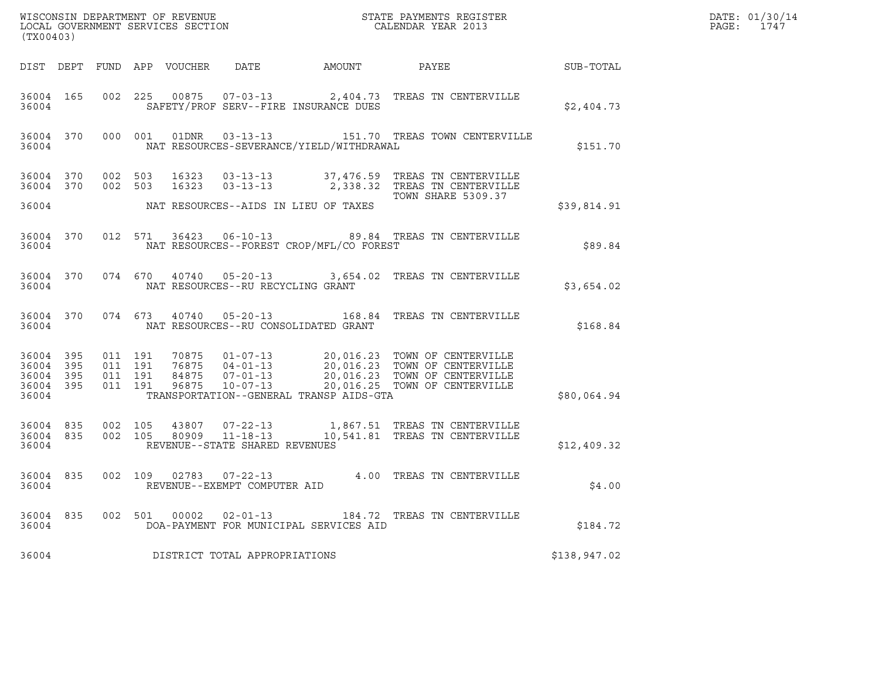WISCONSIN DEPARTMENT OF REVENUE
LOCAL GOVERNMENT SERVICES SECTION
(TX00403)

STATE PAYMENTS REGISTER
CALENDAR YEAR 2013

DATE: 01/30/14

| DIST | DEPT | FUND | APP | VOUCHER | DATE | AMOUNT | PAYEE | SUB-TOTAL |
|---|---|---|---|---|---|---|---|---|
| 36004 | 165 | 002 | 225 | 00875 | 07-03-13 | 2,404.73 | TREAS TN CENTERVILLE | |
| 36004 | | | | | SAFETY/PROF SERV--FIRE INSURANCE DUES | | | $2,404.73 |
| 36004 | 370 | 000 | 001 | 01DNR | 03-13-13 | 151.70 | TREAS TOWN CENTERVILLE | |
| 36004 | | | | | NAT RESOURCES-SEVERANCE/YIELD/WITHDRAWAL | | | $151.70 |
| 36004 | 370 | 002 | 503 | 16323 | 03-13-13 | 37,476.59 | TREAS TN CENTERVILLE | |
| 36004 | 370 | 002 | 503 | 16323 | 03-13-13 | 2,338.32 | TREAS TN CENTERVILLE TOWN SHARE 5309.37 | |
| 36004 | | | | | NAT RESOURCES--AIDS IN LIEU OF TAXES | | | $39,814.91 |
| 36004 | 370 | 012 | 571 | 36423 | 06-10-13 | 89.84 | TREAS TN CENTERVILLE | |
| 36004 | | | | | NAT RESOURCES--FOREST CROP/MFL/CO FOREST | | | $89.84 |
| 36004 | 370 | 074 | 670 | 40740 | 05-20-13 | 3,654.02 | TREAS TN CENTERVILLE | |
| 36004 | | | | | NAT RESOURCES--RU RECYCLING GRANT | | | $3,654.02 |
| 36004 | 370 | 074 | 673 | 40740 | 05-20-13 | 168.84 | TREAS TN CENTERVILLE | |
| 36004 | | | | | NAT RESOURCES--RU CONSOLIDATED GRANT | | | $168.84 |
| 36004 | 395 | 011 | 191 | 70875 | 01-07-13 | 20,016.23 | TOWN OF CENTERVILLE | |
| 36004 | 395 | 011 | 191 | 76875 | 04-01-13 | 20,016.23 | TOWN OF CENTERVILLE | |
| 36004 | 395 | 011 | 191 | 84875 | 07-01-13 | 20,016.23 | TOWN OF CENTERVILLE | |
| 36004 | 395 | 011 | 191 | 96875 | 10-07-13 | 20,016.25 | TOWN OF CENTERVILLE | |
| 36004 | | | | | TRANSPORTATION--GENERAL TRANSP AIDS-GTA | | | $80,064.94 |
| 36004 | 835 | 002 | 105 | 43807 | 07-22-13 | 1,867.51 | TREAS TN CENTERVILLE | |
| 36004 | 835 | 002 | 105 | 80909 | 11-18-13 | 10,541.81 | TREAS TN CENTERVILLE | |
| 36004 | | | | | REVENUE--STATE SHARED REVENUES | | | $12,409.32 |
| 36004 | 835 | 002 | 109 | 02783 | 07-22-13 | 4.00 | TREAS TN CENTERVILLE | |
| 36004 | | | | | REVENUE--EXEMPT COMPUTER AID | | | $4.00 |
| 36004 | 835 | 002 | 501 | 00002 | 02-01-13 | 184.72 | TREAS TN CENTERVILLE | |
| 36004 | | | | | DOA-PAYMENT FOR MUNICIPAL SERVICES AID | | | $184.72 |
| 36004 | | | | | DISTRICT TOTAL APPROPRIATIONS | | | $138,947.02 |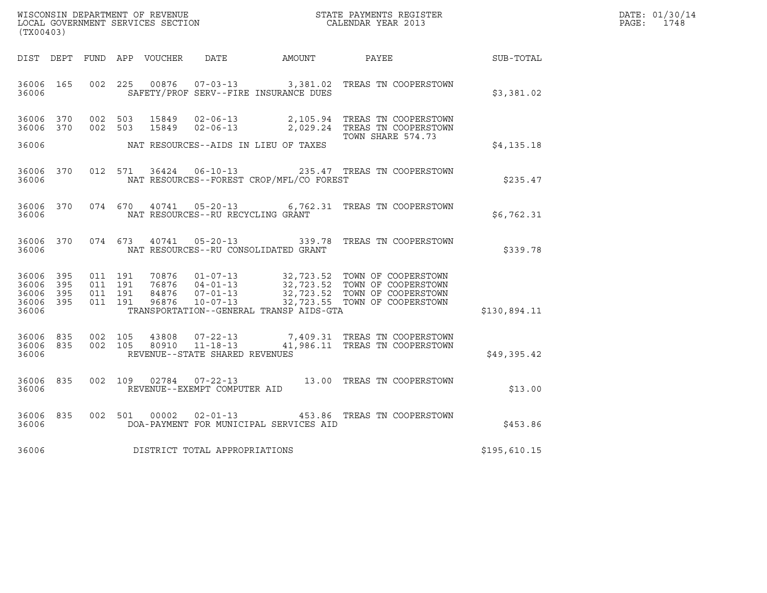WISCONSIN DEPARTMENT OF REVENUE
LOCAL GOVERNMENT SERVICES SECTION
(TX00403)

STATE PAYMENTS REGISTER
CALENDAR YEAR 2013

DATE: 01/30/14
PAGE: 1748

| DIST | DEPT | FUND | APP | VOUCHER | DATE | AMOUNT | PAYEE | SUB-TOTAL |
|---|---|---|---|---|---|---|---|---|
| 36006 | 165 | 002 | 225 | 00876 | 07-03-13 | 3,381.02 | TREAS TN COOPERSTOWN | |
| 36006 | | | | | SAFETY/PROF SERV--FIRE INSURANCE DUES | | | $3,381.02 |
| 36006 | 370 | 002 | 503 | 15849 | 02-06-13 | 2,105.94 | TREAS TN COOPERSTOWN | |
| 36006 | 370 | 002 | 503 | 15849 | 02-06-13 | 2,029.24 | TREAS TN COOPERSTOWN | |
| | | | | | | | TOWN SHARE 574.73 | |
| 36006 | | | | | NAT RESOURCES--AIDS IN LIEU OF TAXES | | | $4,135.18 |
| 36006 | 370 | 012 | 571 | 36424 | 06-10-13 | 235.47 | TREAS TN COOPERSTOWN | |
| 36006 | | | | | NAT RESOURCES--FOREST CROP/MFL/CO FOREST | | | $235.47 |
| 36006 | 370 | 074 | 670 | 40741 | 05-20-13 | 6,762.31 | TREAS TN COOPERSTOWN | |
| 36006 | | | | | NAT RESOURCES--RU RECYCLING GRANT | | | $6,762.31 |
| 36006 | 370 | 074 | 673 | 40741 | 05-20-13 | 339.78 | TREAS TN COOPERSTOWN | |
| 36006 | | | | | NAT RESOURCES--RU CONSOLIDATED GRANT | | | $339.78 |
| 36006 | 395 | 011 | 191 | 70876 | 01-07-13 | 32,723.52 | TOWN OF COOPERSTOWN | |
| 36006 | 395 | 011 | 191 | 76876 | 04-01-13 | 32,723.52 | TOWN OF COOPERSTOWN | |
| 36006 | 395 | 011 | 191 | 84876 | 07-01-13 | 32,723.52 | TOWN OF COOPERSTOWN | |
| 36006 | 395 | 011 | 191 | 96876 | 10-07-13 | 32,723.55 | TOWN OF COOPERSTOWN | |
| 36006 | | | | | TRANSPORTATION--GENERAL TRANSP AIDS-GTA | | | $130,894.11 |
| 36006 | 835 | 002 | 105 | 43808 | 07-22-13 | 7,409.31 | TREAS TN COOPERSTOWN | |
| 36006 | 835 | 002 | 105 | 80910 | 11-18-13 | 41,986.11 | TREAS TN COOPERSTOWN | |
| 36006 | | | | | REVENUE--STATE SHARED REVENUES | | | $49,395.42 |
| 36006 | 835 | 002 | 109 | 02784 | 07-22-13 | 13.00 | TREAS TN COOPERSTOWN | |
| 36006 | | | | | REVENUE--EXEMPT COMPUTER AID | | | $13.00 |
| 36006 | 835 | 002 | 501 | 00002 | 02-01-13 | 453.86 | TREAS TN COOPERSTOWN | |
| 36006 | | | | | DOA-PAYMENT FOR MUNICIPAL SERVICES AID | | | $453.86 |
| 36006 | | | | | DISTRICT TOTAL APPROPRIATIONS | | | $195,610.15 |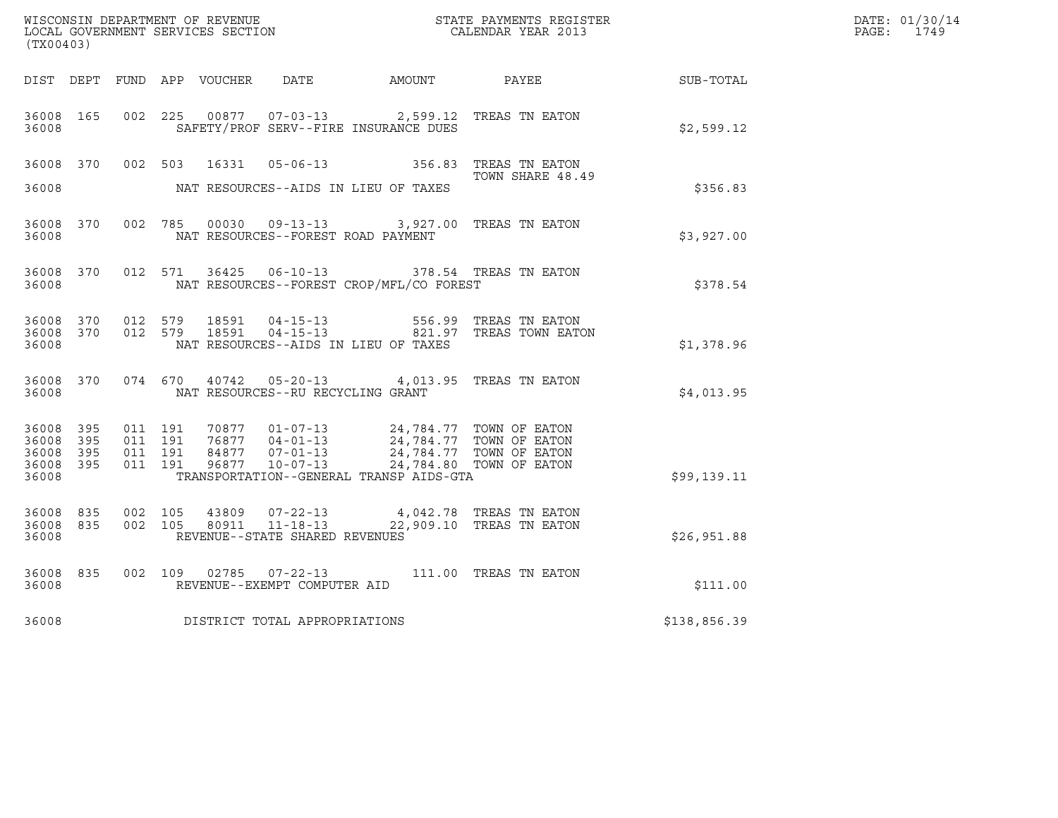WISCONSIN DEPARTMENT OF REVENUE
LOCAL GOVERNMENT SERVICES SECTION
(TX00403)

STATE PAYMENTS REGISTER
CALENDAR YEAR 2013

| DIST | DEPT | FUND | APP | VOUCHER | DATE | AMOUNT | PAYEE | SUB-TOTAL |
|---|---|---|---|---|---|---|---|---|
| 36008 | 165 | 002 | 225 | 00877 | 07-03-13 | 2,599.12 | TREAS TN EATON | |
| 36008 | | | | | SAFETY/PROF SERV--FIRE INSURANCE DUES | | | $2,599.12 |
| 36008 | 370 | 002 | 503 | 16331 | 05-06-13 | 356.83 | TREAS TN EATON TOWN SHARE 48.49 | |
| 36008 | | | | | NAT RESOURCES--AIDS IN LIEU OF TAXES | | | $356.83 |
| 36008 | 370 | 002 | 785 | 00030 | 09-13-13 | 3,927.00 | TREAS TN EATON | |
| 36008 | | | | | NAT RESOURCES--FOREST ROAD PAYMENT | | | $3,927.00 |
| 36008 | 370 | 012 | 571 | 36425 | 06-10-13 | 378.54 | TREAS TN EATON | |
| 36008 | | | | | NAT RESOURCES--FOREST CROP/MFL/CO FOREST | | | $378.54 |
| 36008 | 370 | 012 | 579 | 18591 | 04-15-13 | 556.99 | TREAS TN EATON | |
| 36008 | 370 | 012 | 579 | 18591 | 04-15-13 | 821.97 | TREAS TOWN EATON | |
| 36008 | | | | | NAT RESOURCES--AIDS IN LIEU OF TAXES | | | $1,378.96 |
| 36008 | 370 | 074 | 670 | 40742 | 05-20-13 | 4,013.95 | TREAS TN EATON | |
| 36008 | | | | | NAT RESOURCES--RU RECYCLING GRANT | | | $4,013.95 |
| 36008 | 395 | 011 | 191 | 70877 | 01-07-13 | 24,784.77 | TOWN OF EATON | |
| 36008 | 395 | 011 | 191 | 76877 | 04-01-13 | 24,784.77 | TOWN OF EATON | |
| 36008 | 395 | 011 | 191 | 84877 | 07-01-13 | 24,784.77 | TOWN OF EATON | |
| 36008 | 395 | 011 | 191 | 96877 | 10-07-13 | 24,784.80 | TOWN OF EATON | |
| 36008 | | | | | TRANSPORTATION--GENERAL TRANSP AIDS-GTA | | | $99,139.11 |
| 36008 | 835 | 002 | 105 | 43809 | 07-22-13 | 4,042.78 | TREAS TN EATON | |
| 36008 | 835 | 002 | 105 | 80911 | 11-18-13 | 22,909.10 | TREAS TN EATON | |
| 36008 | | | | | REVENUE--STATE SHARED REVENUES | | | $26,951.88 |
| 36008 | 835 | 002 | 109 | 02785 | 07-22-13 | 111.00 | TREAS TN EATON | |
| 36008 | | | | | REVENUE--EXEMPT COMPUTER AID | | | $111.00 |
| 36008 | | | | | DISTRICT TOTAL APPROPRIATIONS | | | $138,856.39 |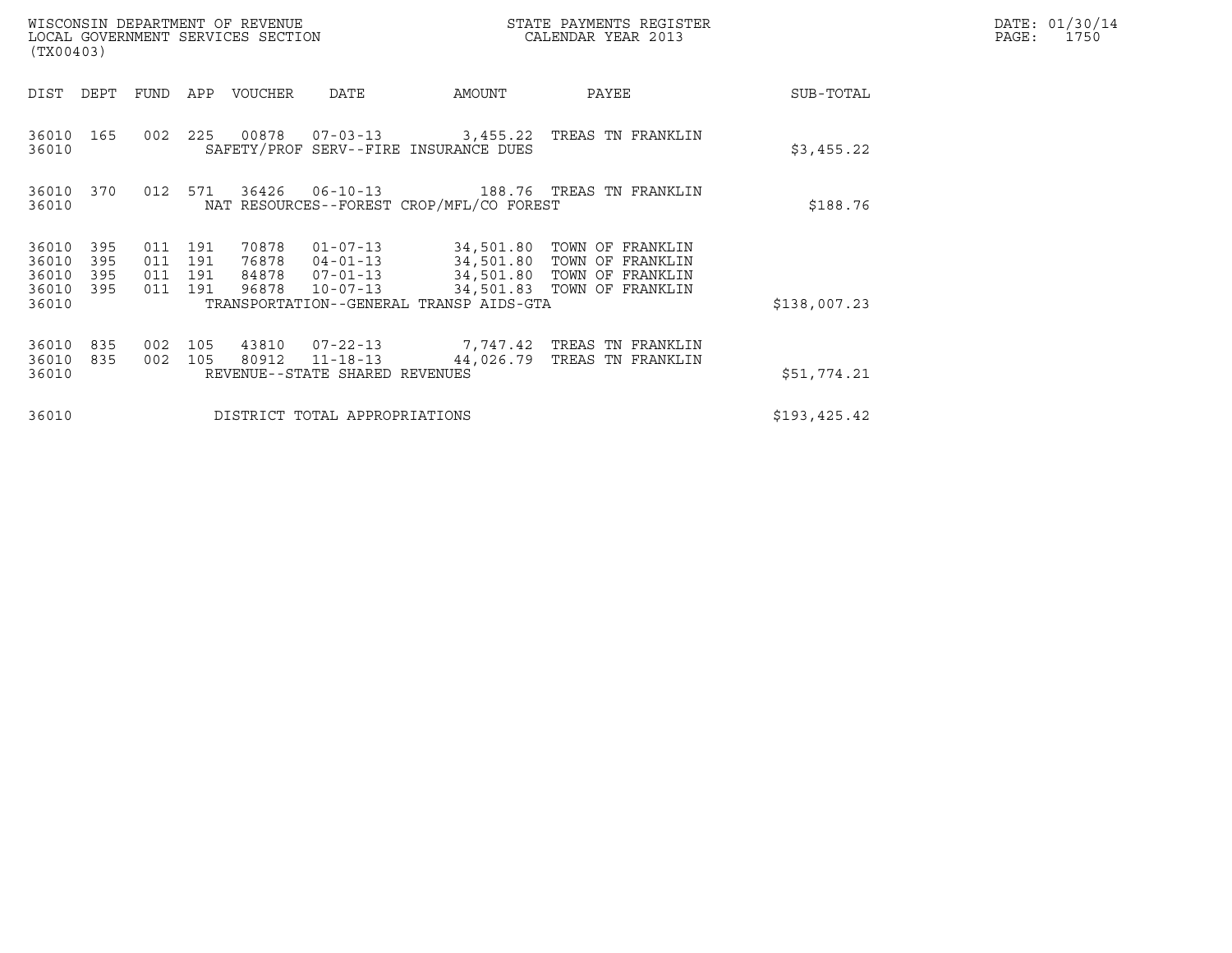| DIST | DEPT | FUND | APP | VOUCHER | DATE | AMOUNT | PAYEE | SUB-TOTAL |
|---|---|---|---|---|---|---|---|---|
| 36010 | 165 | 002 | 225 | 00878 | 07-03-13 | 3,455.22 | TREAS TN FRANKLIN | |
| 36010 | | | | SAFETY/PROF SERV--FIRE INSURANCE DUES | | | | $3,455.22 |
| 36010 | 370 | 012 | 571 | 36426 | 06-10-13 | 188.76 | TREAS TN FRANKLIN | |
| 36010 | | | | NAT RESOURCES--FOREST CROP/MFL/CO FOREST | | | | $188.76 |
| 36010 | 395 | 011 | 191 | 70878 | 01-07-13 | 34,501.80 | TOWN OF FRANKLIN | |
| 36010 | 395 | 011 | 191 | 76878 | 04-01-13 | 34,501.80 | TOWN OF FRANKLIN | |
| 36010 | 395 | 011 | 191 | 84878 | 07-01-13 | 34,501.80 | TOWN OF FRANKLIN | |
| 36010 | 395 | 011 | 191 | 96878 | 10-07-13 | 34,501.83 | TOWN OF FRANKLIN | |
| 36010 | | | | TRANSPORTATION--GENERAL TRANSP AIDS-GTA | | | | $138,007.23 |
| 36010 | 835 | 002 | 105 | 43810 | 07-22-13 | 7,747.42 | TREAS TN FRANKLIN | |
| 36010 | 835 | 002 | 105 | 80912 | 11-18-13 | 44,026.79 | TREAS TN FRANKLIN | |
| 36010 | | | | REVENUE--STATE SHARED REVENUES | | | | $51,774.21 |
| 36010 | | | | DISTRICT TOTAL APPROPRIATIONS | | | | $193,425.42 |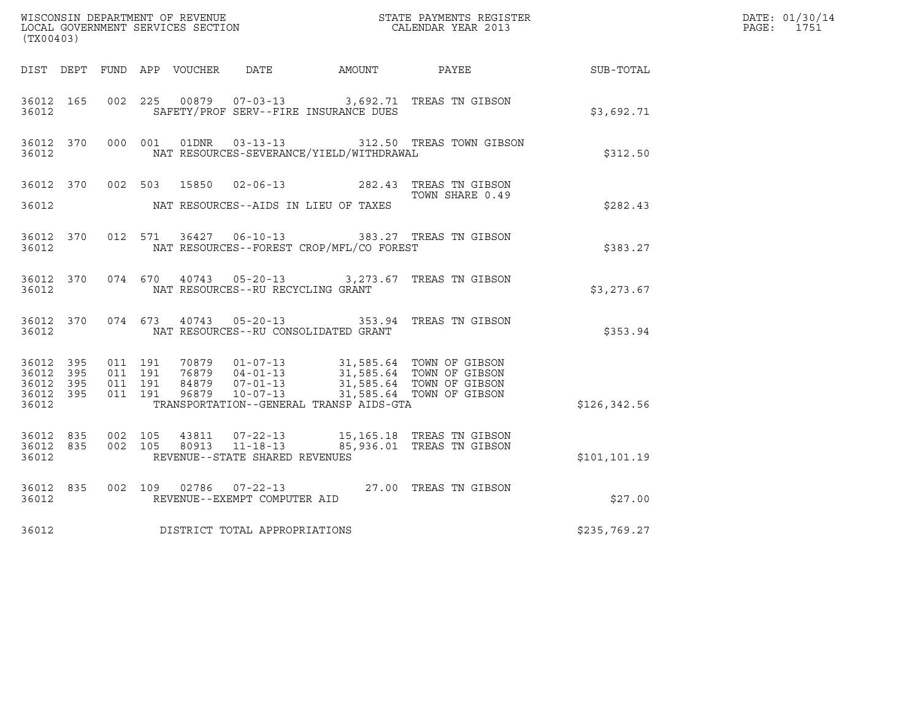WISCONSIN DEPARTMENT OF REVENUE
LOCAL GOVERNMENT SERVICES SECTION
(TX00403)

STATE PAYMENTS REGISTER
CALENDAR YEAR 2013

DATE: 01/30/14
PAGE: 1751

| DIST | DEPT | FUND | APP | VOUCHER | DATE | AMOUNT | PAYEE | SUB-TOTAL |
|---|---|---|---|---|---|---|---|---|
| 36012 | 165 | 002 | 225 | 00879 | 07-03-13 | 3,692.71 | TREAS TN GIBSON | |
| 36012 | | | | SAFETY/PROF SERV--FIRE INSURANCE DUES | | | | $3,692.71 |
| 36012 | 370 | 000 | 001 | 01DNR | 03-13-13 | 312.50 | TREAS TOWN GIBSON | |
| 36012 | | | | NAT RESOURCES-SEVERANCE/YIELD/WITHDRAWAL | | | | $312.50 |
| 36012 | 370 | 002 | 503 | 15850 | 02-06-13 | 282.43 | TREAS TN GIBSON TOWN SHARE 0.49 | |
| 36012 | | | | NAT RESOURCES--AIDS IN LIEU OF TAXES | | | | $282.43 |
| 36012 | 370 | 012 | 571 | 36427 | 06-10-13 | 383.27 | TREAS TN GIBSON | |
| 36012 | | | | NAT RESOURCES--FOREST CROP/MFL/CO FOREST | | | | $383.27 |
| 36012 | 370 | 074 | 670 | 40743 | 05-20-13 | 3,273.67 | TREAS TN GIBSON | |
| 36012 | | | | NAT RESOURCES--RU RECYCLING GRANT | | | | $3,273.67 |
| 36012 | 370 | 074 | 673 | 40743 | 05-20-13 | 353.94 | TREAS TN GIBSON | |
| 36012 | | | | NAT RESOURCES--RU CONSOLIDATED GRANT | | | | $353.94 |
| 36012 | 395 | 011 | 191 | 70879 | 01-07-13 | 31,585.64 | TOWN OF GIBSON | |
| 36012 | 395 | 011 | 191 | 76879 | 04-01-13 | 31,585.64 | TOWN OF GIBSON | |
| 36012 | 395 | 011 | 191 | 84879 | 07-01-13 | 31,585.64 | TOWN OF GIBSON | |
| 36012 | 395 | 011 | 191 | 96879 | 10-07-13 | 31,585.64 | TOWN OF GIBSON | |
| 36012 | | | | TRANSPORTATION--GENERAL TRANSP AIDS-GTA | | | | $126,342.56 |
| 36012 | 835 | 002 | 105 | 43811 | 07-22-13 | 15,165.18 | TREAS TN GIBSON | |
| 36012 | 835 | 002 | 105 | 80913 | 11-18-13 | 85,936.01 | TREAS TN GIBSON | |
| 36012 | | | | REVENUE--STATE SHARED REVENUES | | | | $101,101.19 |
| 36012 | 835 | 002 | 109 | 02786 | 07-22-13 | 27.00 | TREAS TN GIBSON | |
| 36012 | | | | REVENUE--EXEMPT COMPUTER AID | | | | $27.00 |
| 36012 | | | | DISTRICT TOTAL APPROPRIATIONS | | | | $235,769.27 |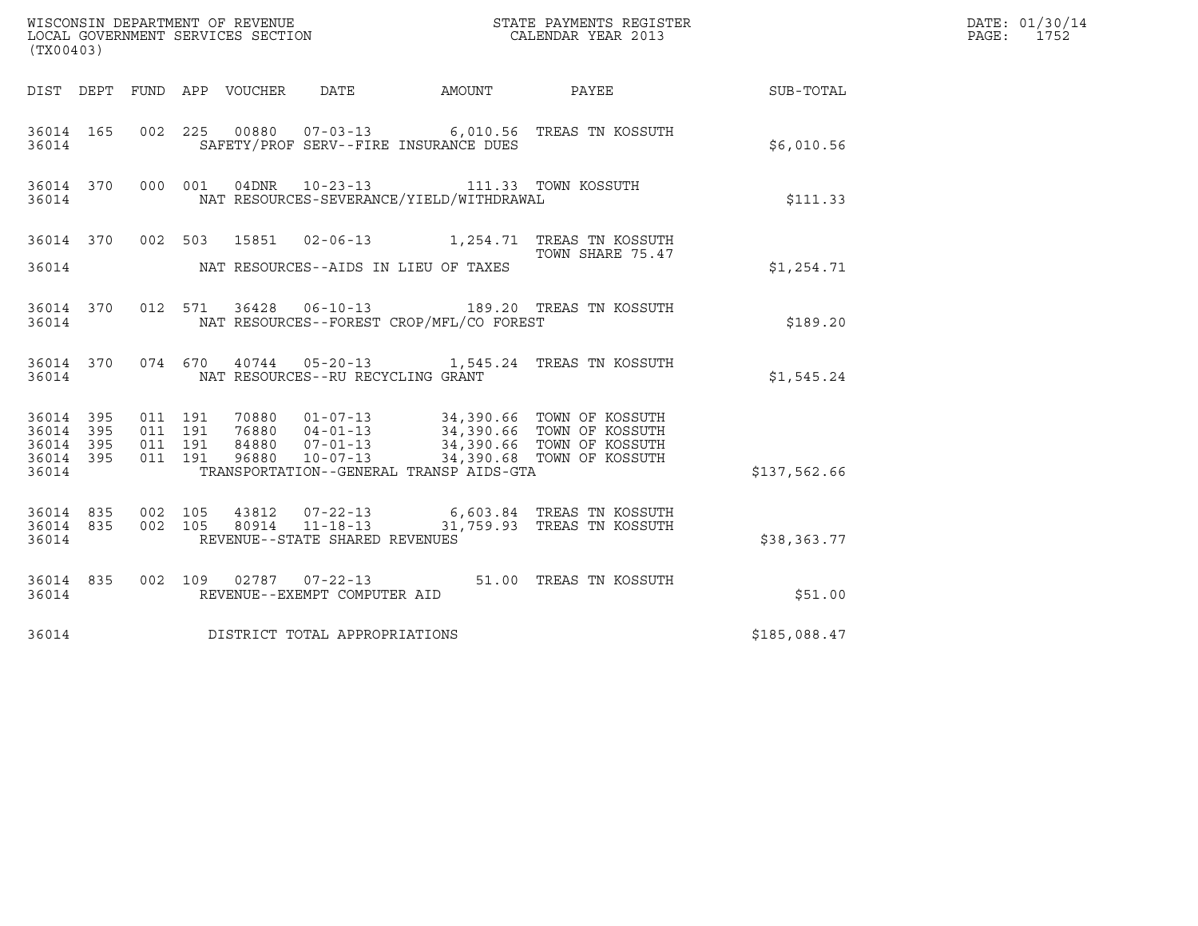WISCONSIN DEPARTMENT OF REVENUE
LOCAL GOVERNMENT SERVICES SECTION
(TX00403)

STATE PAYMENTS REGISTER
CALENDAR YEAR 2013

DATE: 01/30/14
PAGE: 1752

| DIST | DEPT | FUND | APP | VOUCHER | DATE | AMOUNT | PAYEE | SUB-TOTAL |
|---|---|---|---|---|---|---|---|---|
| 36014 | 165 | 002 | 225 | 00880 | 07-03-13 | 6,010.56 | TREAS TN KOSSUTH | |
| 36014 | | | | | SAFETY/PROF SERV--FIRE INSURANCE DUES | | | $6,010.56 |
| 36014 | 370 | 000 | 001 | 04DNR | 10-23-13 | 111.33 | TOWN KOSSUTH | |
| 36014 | | | | | NAT RESOURCES-SEVERANCE/YIELD/WITHDRAWAL | | | $111.33 |
| 36014 | 370 | 002 | 503 | 15851 | 02-06-13 | 1,254.71 | TREAS TN KOSSUTH TOWN SHARE 75.47 | |
| 36014 | | | | | NAT RESOURCES--AIDS IN LIEU OF TAXES | | | $1,254.71 |
| 36014 | 370 | 012 | 571 | 36428 | 06-10-13 | 189.20 | TREAS TN KOSSUTH | |
| 36014 | | | | | NAT RESOURCES--FOREST CROP/MFL/CO FOREST | | | $189.20 |
| 36014 | 370 | 074 | 670 | 40744 | 05-20-13 | 1,545.24 | TREAS TN KOSSUTH | |
| 36014 | | | | | NAT RESOURCES--RU RECYCLING GRANT | | | $1,545.24 |
| 36014 | 395 | 011 | 191 | 70880 | 01-07-13 | 34,390.66 | TOWN OF KOSSUTH | |
| 36014 | 395 | 011 | 191 | 76880 | 04-01-13 | 34,390.66 | TOWN OF KOSSUTH | |
| 36014 | 395 | 011 | 191 | 84880 | 07-01-13 | 34,390.66 | TOWN OF KOSSUTH | |
| 36014 | 395 | 011 | 191 | 96880 | 10-07-13 | 34,390.68 | TOWN OF KOSSUTH | |
| 36014 | | | | | TRANSPORTATION--GENERAL TRANSP AIDS-GTA | | | $137,562.66 |
| 36014 | 835 | 002 | 105 | 43812 | 07-22-13 | 6,603.84 | TREAS TN KOSSUTH | |
| 36014 | 835 | 002 | 105 | 80914 | 11-18-13 | 31,759.93 | TREAS TN KOSSUTH | |
| 36014 | | | | | REVENUE--STATE SHARED REVENUES | | | $38,363.77 |
| 36014 | 835 | 002 | 109 | 02787 | 07-22-13 | 51.00 | TREAS TN KOSSUTH | |
| 36014 | | | | | REVENUE--EXEMPT COMPUTER AID | | | $51.00 |
| 36014 | | | | | DISTRICT TOTAL APPROPRIATIONS | | | $185,088.47 |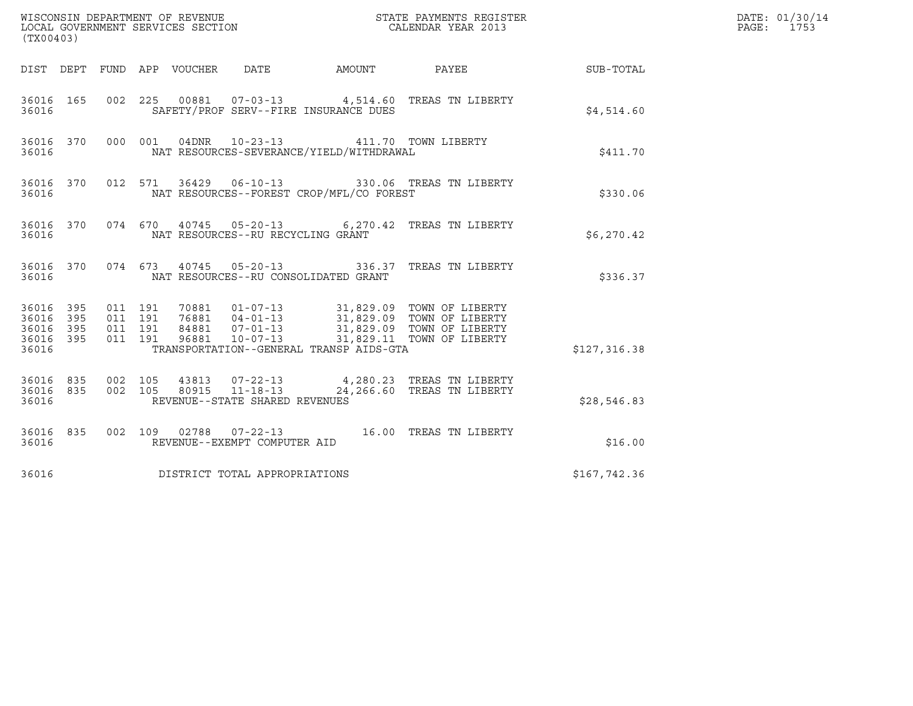WISCONSIN DEPARTMENT OF REVENUE
LOCAL GOVERNMENT SERVICES SECTION
(TX00403)

STATE PAYMENTS REGISTER
CALENDAR YEAR 2013

DATE: 01/30/14
PAGE: 1753

| DIST | DEPT | FUND | APP | VOUCHER | DATE | AMOUNT | PAYEE | SUB-TOTAL |
|---|---|---|---|---|---|---|---|---|
| 36016 | 165 | 002 | 225 | 00881 | 07-03-13 | 4,514.60 | TREAS TN LIBERTY | |
| 36016 | | | | SAFETY/PROF SERV--FIRE INSURANCE DUES | | | | $4,514.60 |
| 36016 | 370 | 000 | 001 | 04DNR | 10-23-13 | 411.70 | TOWN LIBERTY | |
| 36016 | | | | NAT RESOURCES-SEVERANCE/YIELD/WITHDRAWAL | | | | $411.70 |
| 36016 | 370 | 012 | 571 | 36429 | 06-10-13 | 330.06 | TREAS TN LIBERTY | |
| 36016 | | | | NAT RESOURCES--FOREST CROP/MFL/CO FOREST | | | | $330.06 |
| 36016 | 370 | 074 | 670 | 40745 | 05-20-13 | 6,270.42 | TREAS TN LIBERTY | |
| 36016 | | | | NAT RESOURCES--RU RECYCLING GRANT | | | | $6,270.42 |
| 36016 | 370 | 074 | 673 | 40745 | 05-20-13 | 336.37 | TREAS TN LIBERTY | |
| 36016 | | | | NAT RESOURCES--RU CONSOLIDATED GRANT | | | | $336.37 |
| 36016 | 395 | 011 | 191 | 70881 | 01-07-13 | 31,829.09 | TOWN OF LIBERTY | |
| 36016 | 395 | 011 | 191 | 76881 | 04-01-13 | 31,829.09 | TOWN OF LIBERTY | |
| 36016 | 395 | 011 | 191 | 84881 | 07-01-13 | 31,829.09 | TOWN OF LIBERTY | |
| 36016 | 395 | 011 | 191 | 96881 | 10-07-13 | 31,829.11 | TOWN OF LIBERTY | |
| 36016 | | | | TRANSPORTATION--GENERAL TRANSP AIDS-GTA | | | | $127,316.38 |
| 36016 | 835 | 002 | 105 | 43813 | 07-22-13 | 4,280.23 | TREAS TN LIBERTY | |
| 36016 | 835 | 002 | 105 | 80915 | 11-18-13 | 24,266.60 | TREAS TN LIBERTY | |
| 36016 | | | | REVENUE--STATE SHARED REVENUES | | | | $28,546.83 |
| 36016 | 835 | 002 | 109 | 02788 | 07-22-13 | 16.00 | TREAS TN LIBERTY | |
| 36016 | | | | REVENUE--EXEMPT COMPUTER AID | | | | $16.00 |
| 36016 | | | | DISTRICT TOTAL APPROPRIATIONS | | | | $167,742.36 |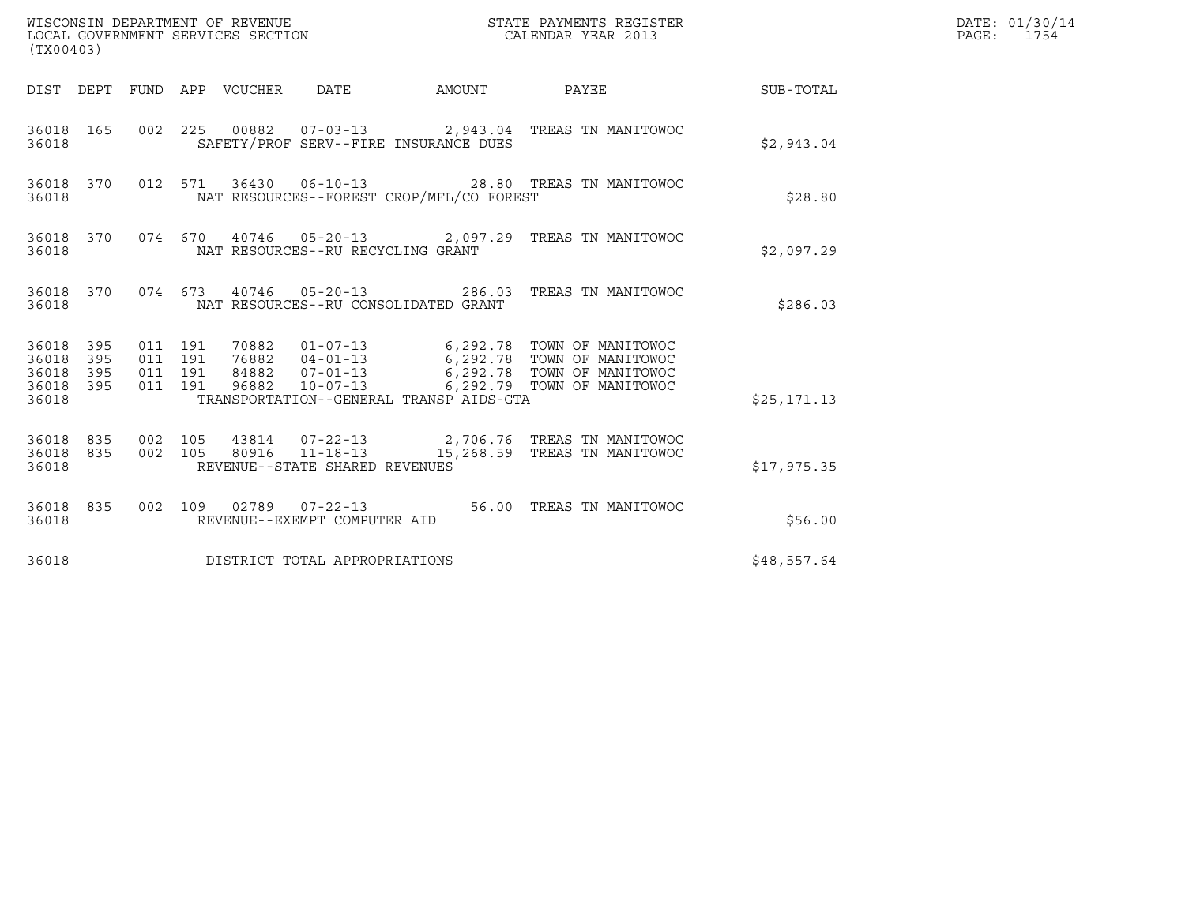WISCONSIN DEPARTMENT OF REVENUE
LOCAL GOVERNMENT SERVICES SECTION
(TX00403)

STATE PAYMENTS REGISTER
CALENDAR YEAR 2013

DATE: 01/30/14
PAGE: 1754

| DIST | DEPT | FUND | APP | VOUCHER | DATE | AMOUNT | PAYEE | SUB-TOTAL |
|---|---|---|---|---|---|---|---|---|
| 36018 | 165 | 002 | 225 | 00882 | 07-03-13 | 2,943.04 | TREAS TN MANITOWOC | |
| 36018 | | | | SAFETY/PROF SERV--FIRE INSURANCE DUES | | | | $2,943.04 |
| 36018 | 370 | 012 | 571 | 36430 | 06-10-13 | 28.80 | TREAS TN MANITOWOC | |
| 36018 | | | | NAT RESOURCES--FOREST CROP/MFL/CO FOREST | | | | $28.80 |
| 36018 | 370 | 074 | 670 | 40746 | 05-20-13 | 2,097.29 | TREAS TN MANITOWOC | |
| 36018 | | | | NAT RESOURCES--RU RECYCLING GRANT | | | | $2,097.29 |
| 36018 | 370 | 074 | 673 | 40746 | 05-20-13 | 286.03 | TREAS TN MANITOWOC | |
| 36018 | | | | NAT RESOURCES--RU CONSOLIDATED GRANT | | | | $286.03 |
| 36018 | 395 | 011 | 191 | 70882 | 01-07-13 | 6,292.78 | TOWN OF MANITOWOC | |
| 36018 | 395 | 011 | 191 | 76882 | 04-01-13 | 6,292.78 | TOWN OF MANITOWOC | |
| 36018 | 395 | 011 | 191 | 84882 | 07-01-13 | 6,292.78 | TOWN OF MANITOWOC | |
| 36018 | 395 | 011 | 191 | 96882 | 10-07-13 | 6,292.79 | TOWN OF MANITOWOC | |
| 36018 | | | | TRANSPORTATION--GENERAL TRANSP AIDS-GTA | | | | $25,171.13 |
| 36018 | 835 | 002 | 105 | 43814 | 07-22-13 | 2,706.76 | TREAS TN MANITOWOC | |
| 36018 | 835 | 002 | 105 | 80916 | 11-18-13 | 15,268.59 | TREAS TN MANITOWOC | |
| 36018 | | | | REVENUE--STATE SHARED REVENUES | | | | $17,975.35 |
| 36018 | 835 | 002 | 109 | 02789 | 07-22-13 | 56.00 | TREAS TN MANITOWOC | |
| 36018 | | | | REVENUE--EXEMPT COMPUTER AID | | | | $56.00 |
| 36018 | | | | DISTRICT TOTAL APPROPRIATIONS | | | | $48,557.64 |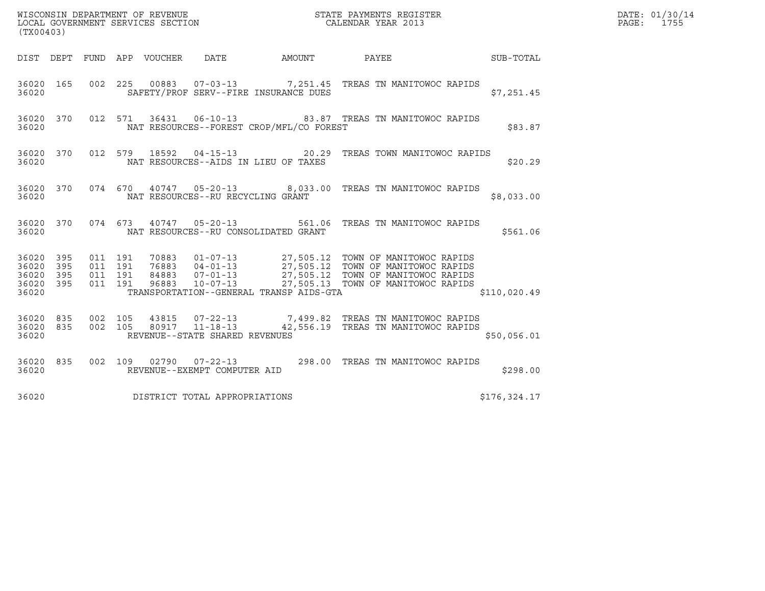WISCONSIN DEPARTMENT OF REVENUE
LOCAL GOVERNMENT SERVICES SECTION
(TX00403)

STATE PAYMENTS REGISTER
CALENDAR YEAR 2013

DATE: 01/30/14
PAGE: 1755

| DIST | DEPT | FUND | APP | VOUCHER | DATE | AMOUNT | PAYEE | SUB-TOTAL |
|---|---|---|---|---|---|---|---|---|
| 36020 | 165 | 002 | 225 | 00883 | 07-03-13 | 7,251.45 | TREAS TN MANITOWOC RAPIDS | |
| 36020 | | | | | SAFETY/PROF SERV--FIRE INSURANCE DUES | | | $7,251.45 |
| 36020 | 370 | 012 | 571 | 36431 | 06-10-13 | 83.87 | TREAS TN MANITOWOC RAPIDS | |
| 36020 | | | | | NAT RESOURCES--FOREST CROP/MFL/CO FOREST | | | $83.87 |
| 36020 | 370 | 012 | 579 | 18592 | 04-15-13 | 20.29 | TREAS TOWN MANITOWOC RAPIDS | |
| 36020 | | | | | NAT RESOURCES--AIDS IN LIEU OF TAXES | | | $20.29 |
| 36020 | 370 | 074 | 670 | 40747 | 05-20-13 | 8,033.00 | TREAS TN MANITOWOC RAPIDS | |
| 36020 | | | | | NAT RESOURCES--RU RECYCLING GRANT | | | $8,033.00 |
| 36020 | 370 | 074 | 673 | 40747 | 05-20-13 | 561.06 | TREAS TN MANITOWOC RAPIDS | |
| 36020 | | | | | NAT RESOURCES--RU CONSOLIDATED GRANT | | | $561.06 |
| 36020 | 395 | 011 | 191 | 70883 | 01-07-13 | 27,505.12 | TOWN OF MANITOWOC RAPIDS | |
| 36020 | 395 | 011 | 191 | 76883 | 04-01-13 | 27,505.12 | TOWN OF MANITOWOC RAPIDS | |
| 36020 | 395 | 011 | 191 | 84883 | 07-01-13 | 27,505.12 | TOWN OF MANITOWOC RAPIDS | |
| 36020 | 395 | 011 | 191 | 96883 | 10-07-13 | 27,505.13 | TOWN OF MANITOWOC RAPIDS | |
| 36020 | | | | | TRANSPORTATION--GENERAL TRANSP AIDS-GTA | | | $110,020.49 |
| 36020 | 835 | 002 | 105 | 43815 | 07-22-13 | 7,499.82 | TREAS TN MANITOWOC RAPIDS | |
| 36020 | 835 | 002 | 105 | 80917 | 11-18-13 | 42,556.19 | TREAS TN MANITOWOC RAPIDS | |
| 36020 | | | | | REVENUE--STATE SHARED REVENUES | | | $50,056.01 |
| 36020 | 835 | 002 | 109 | 02790 | 07-22-13 | 298.00 | TREAS TN MANITOWOC RAPIDS | |
| 36020 | | | | | REVENUE--EXEMPT COMPUTER AID | | | $298.00 |
| 36020 | | | | | DISTRICT TOTAL APPROPRIATIONS | | | $176,324.17 |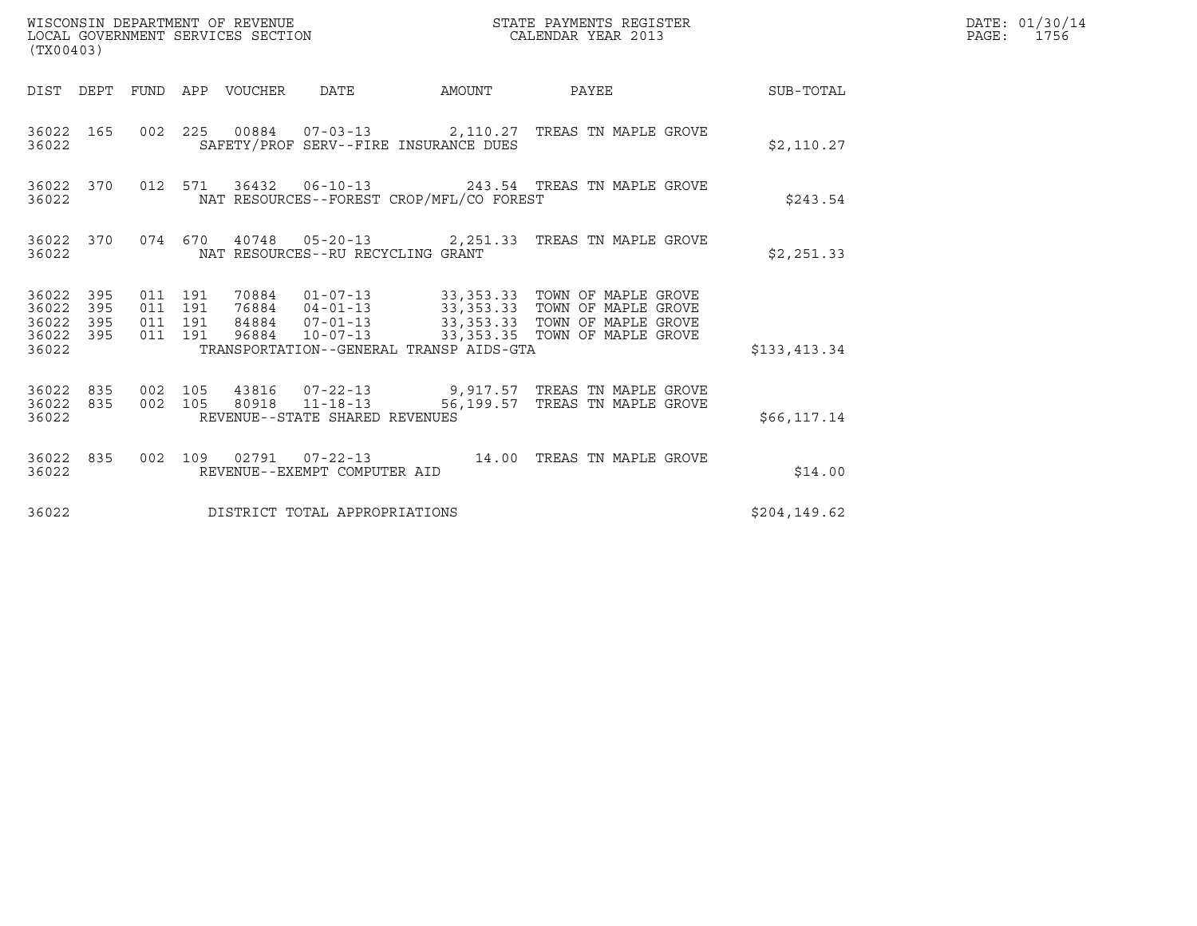WISCONSIN DEPARTMENT OF REVENUE
LOCAL GOVERNMENT SERVICES SECTION
(TX00403)

STATE PAYMENTS REGISTER
CALENDAR YEAR 2013

DATE: 01/30/14
PAGE: 1756

| DIST | DEPT | FUND | APP | VOUCHER | DATE | AMOUNT | PAYEE | SUB-TOTAL |
|---|---|---|---|---|---|---|---|---|
| 36022 | 165 | 002 | 225 | 00884 | 07-03-13 | 2,110.27 | TREAS TN MAPLE GROVE | |
| 36022 | | | | SAFETY/PROF SERV--FIRE INSURANCE DUES | | | | $2,110.27 |
| 36022 | 370 | 012 | 571 | 36432 | 06-10-13 | 243.54 | TREAS TN MAPLE GROVE | |
| 36022 | | | | NAT RESOURCES--FOREST CROP/MFL/CO FOREST | | | | $243.54 |
| 36022 | 370 | 074 | 670 | 40748 | 05-20-13 | 2,251.33 | TREAS TN MAPLE GROVE | |
| 36022 | | | | NAT RESOURCES--RU RECYCLING GRANT | | | | $2,251.33 |
| 36022 | 395 | 011 | 191 | 70884 | 01-07-13 | 33,353.33 | TOWN OF MAPLE GROVE | |
| 36022 | 395 | 011 | 191 | 76884 | 04-01-13 | 33,353.33 | TOWN OF MAPLE GROVE | |
| 36022 | 395 | 011 | 191 | 84884 | 07-01-13 | 33,353.33 | TOWN OF MAPLE GROVE | |
| 36022 | 395 | 011 | 191 | 96884 | 10-07-13 | 33,353.35 | TOWN OF MAPLE GROVE | |
| 36022 | | | | TRANSPORTATION--GENERAL TRANSP AIDS-GTA | | | | $133,413.34 |
| 36022 | 835 | 002 | 105 | 43816 | 07-22-13 | 9,917.57 | TREAS TN MAPLE GROVE | |
| 36022 | 835 | 002 | 105 | 80918 | 11-18-13 | 56,199.57 | TREAS TN MAPLE GROVE | |
| 36022 | | | | REVENUE--STATE SHARED REVENUES | | | | $66,117.14 |
| 36022 | 835 | 002 | 109 | 02791 | 07-22-13 | 14.00 | TREAS TN MAPLE GROVE | |
| 36022 | | | | REVENUE--EXEMPT COMPUTER AID | | | | $14.00 |
| 36022 | | | | DISTRICT TOTAL APPROPRIATIONS | | | | $204,149.62 |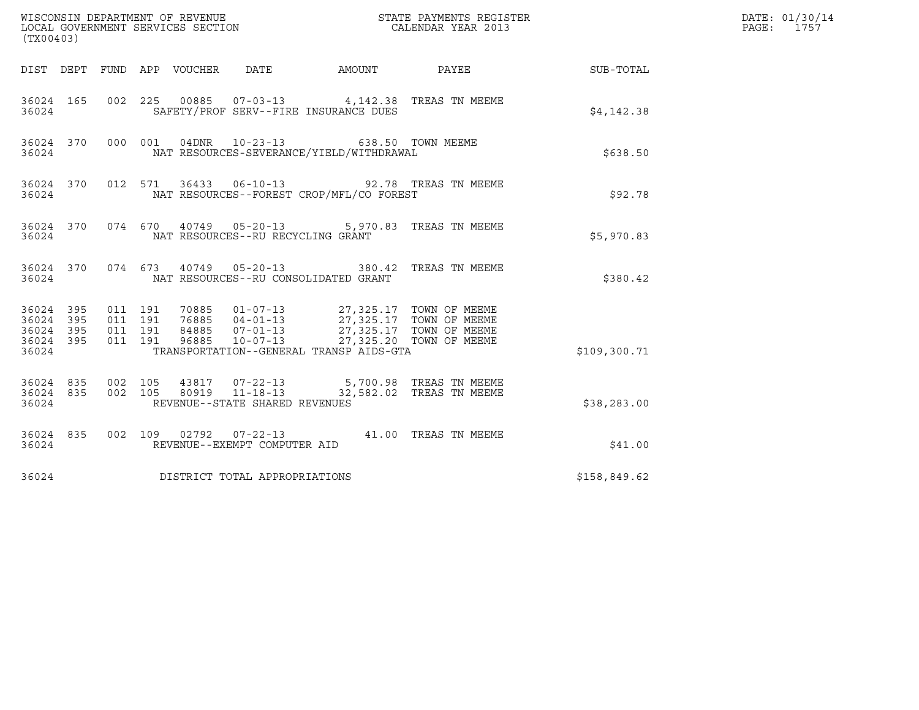WISCONSIN DEPARTMENT OF REVENUE
LOCAL GOVERNMENT SERVICES SECTION
(TX00403)

STATE PAYMENTS REGISTER
CALENDAR YEAR 2013

DATE: 01/30/14
PAGE: 1757

| DIST | DEPT | FUND | APP | VOUCHER | DATE | AMOUNT | PAYEE | SUB-TOTAL |
|---|---|---|---|---|---|---|---|---|
| 36024 | 165 | 002 | 225 | 00885 | 07-03-13 | 4,142.38 | TREAS TN MEEME | |
| 36024 | | | | SAFETY/PROF SERV--FIRE INSURANCE DUES | | | | $4,142.38 |
| 36024 | 370 | 000 | 001 | 04DNR | 10-23-13 | 638.50 | TOWN MEEME | |
| 36024 | | | | NAT RESOURCES-SEVERANCE/YIELD/WITHDRAWAL | | | | $638.50 |
| 36024 | 370 | 012 | 571 | 36433 | 06-10-13 | 92.78 | TREAS TN MEEME | |
| 36024 | | | | NAT RESOURCES--FOREST CROP/MFL/CO FOREST | | | | $92.78 |
| 36024 | 370 | 074 | 670 | 40749 | 05-20-13 | 5,970.83 | TREAS TN MEEME | |
| 36024 | | | | NAT RESOURCES--RU RECYCLING GRANT | | | | $5,970.83 |
| 36024 | 370 | 074 | 673 | 40749 | 05-20-13 | 380.42 | TREAS TN MEEME | |
| 36024 | | | | NAT RESOURCES--RU CONSOLIDATED GRANT | | | | $380.42 |
| 36024 | 395 | 011 | 191 | 70885 | 01-07-13 | 27,325.17 | TOWN OF MEEME | |
| 36024 | 395 | 011 | 191 | 76885 | 04-01-13 | 27,325.17 | TOWN OF MEEME | |
| 36024 | 395 | 011 | 191 | 84885 | 07-01-13 | 27,325.17 | TOWN OF MEEME | |
| 36024 | 395 | 011 | 191 | 96885 | 10-07-13 | 27,325.20 | TOWN OF MEEME | |
| 36024 | | | | TRANSPORTATION--GENERAL TRANSP AIDS-GTA | | | | $109,300.71 |
| 36024 | 835 | 002 | 105 | 43817 | 07-22-13 | 5,700.98 | TREAS TN MEEME | |
| 36024 | 835 | 002 | 105 | 80919 | 11-18-13 | 32,582.02 | TREAS TN MEEME | |
| 36024 | | | | REVENUE--STATE SHARED REVENUES | | | | $38,283.00 |
| 36024 | 835 | 002 | 109 | 02792 | 07-22-13 | 41.00 | TREAS TN MEEME | |
| 36024 | | | | REVENUE--EXEMPT COMPUTER AID | | | | $41.00 |
| 36024 | | | | DISTRICT TOTAL APPROPRIATIONS | | | | $158,849.62 |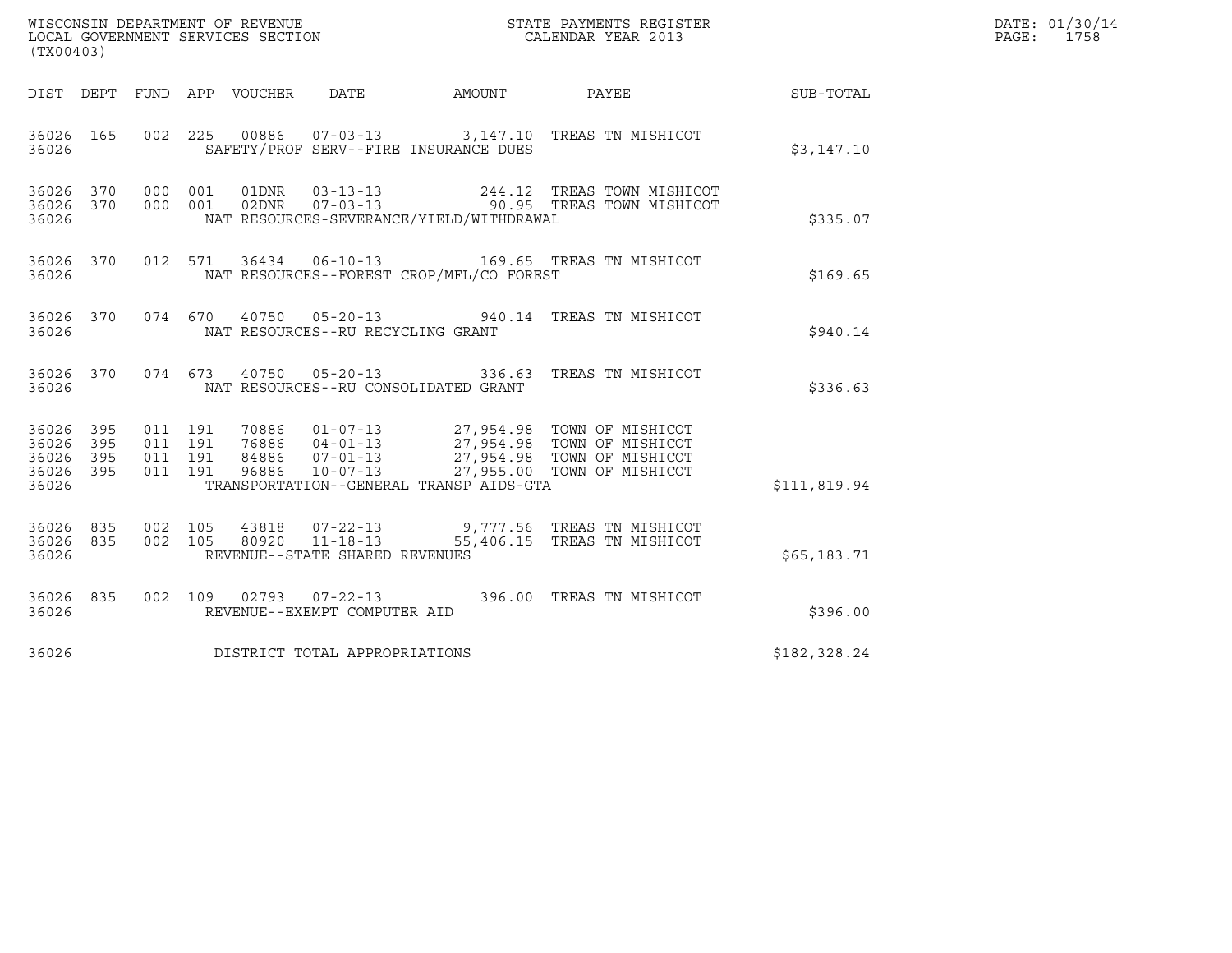WISCONSIN DEPARTMENT OF REVENUE
LOCAL GOVERNMENT SERVICES SECTION
(TX00403)

STATE PAYMENTS REGISTER
CALENDAR YEAR 2013

DATE: 01/30/14
PAGE: 1758

| DIST | DEPT | FUND | APP | VOUCHER | DATE | AMOUNT | PAYEE | SUB-TOTAL |
|---|---|---|---|---|---|---|---|---|
| 36026 | 165 | 002 | 225 | 00886 | 07-03-13 | 3,147.10 | TREAS TN MISHICOT | |
| 36026 | | | | | SAFETY/PROF SERV--FIRE INSURANCE DUES | | | $3,147.10 |
| 36026 | 370 | 000 | 001 | 01DNR | 03-13-13 | 244.12 | TREAS TOWN MISHICOT | |
| 36026 | 370 | 000 | 001 | 02DNR | 07-03-13 | 90.95 | TREAS TOWN MISHICOT | |
| 36026 | | | | | NAT RESOURCES-SEVERANCE/YIELD/WITHDRAWAL | | | $335.07 |
| 36026 | 370 | 012 | 571 | 36434 | 06-10-13 | 169.65 | TREAS TN MISHICOT | |
| 36026 | | | | | NAT RESOURCES--FOREST CROP/MFL/CO FOREST | | | $169.65 |
| 36026 | 370 | 074 | 670 | 40750 | 05-20-13 | 940.14 | TREAS TN MISHICOT | |
| 36026 | | | | | NAT RESOURCES--RU RECYCLING GRANT | | | $940.14 |
| 36026 | 370 | 074 | 673 | 40750 | 05-20-13 | 336.63 | TREAS TN MISHICOT | |
| 36026 | | | | | NAT RESOURCES--RU CONSOLIDATED GRANT | | | $336.63 |
| 36026 | 395 | 011 | 191 | 70886 | 01-07-13 | 27,954.98 | TOWN OF MISHICOT | |
| 36026 | 395 | 011 | 191 | 76886 | 04-01-13 | 27,954.98 | TOWN OF MISHICOT | |
| 36026 | 395 | 011 | 191 | 84886 | 07-01-13 | 27,954.98 | TOWN OF MISHICOT | |
| 36026 | 395 | 011 | 191 | 96886 | 10-07-13 | 27,955.00 | TOWN OF MISHICOT | |
| 36026 | | | | | TRANSPORTATION--GENERAL TRANSP AIDS-GTA | | | $111,819.94 |
| 36026 | 835 | 002 | 105 | 43818 | 07-22-13 | 9,777.56 | TREAS TN MISHICOT | |
| 36026 | 835 | 002 | 105 | 80920 | 11-18-13 | 55,406.15 | TREAS TN MISHICOT | |
| 36026 | | | | | REVENUE--STATE SHARED REVENUES | | | $65,183.71 |
| 36026 | 835 | 002 | 109 | 02793 | 07-22-13 | 396.00 | TREAS TN MISHICOT | |
| 36026 | | | | | REVENUE--EXEMPT COMPUTER AID | | | $396.00 |
| 36026 | | | | | DISTRICT TOTAL APPROPRIATIONS | | | $182,328.24 |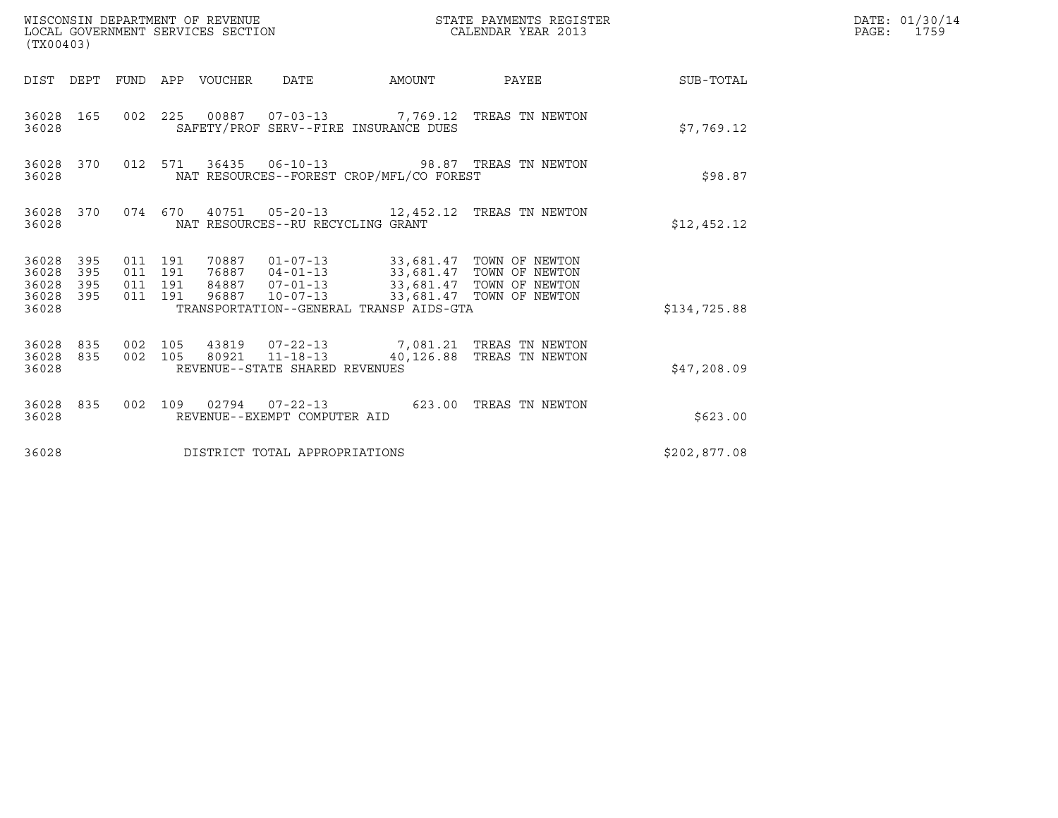WISCONSIN DEPARTMENT OF REVENUE
LOCAL GOVERNMENT SERVICES SECTION
(TX00403)

STATE PAYMENTS REGISTER
CALENDAR YEAR 2013

DATE: 01/30/14
PAGE: 1759

| DIST | DEPT | FUND | APP | VOUCHER | DATE | AMOUNT | PAYEE | SUB-TOTAL |
|---|---|---|---|---|---|---|---|---|
| 36028 | 165 | 002 | 225 | 00887 | 07-03-13 | 7,769.12 | TREAS TN NEWTON | |
| 36028 | | | | SAFETY/PROF SERV--FIRE INSURANCE DUES | | | | $7,769.12 |
| 36028 | 370 | 012 | 571 | 36435 | 06-10-13 | 98.87 | TREAS TN NEWTON | |
| 36028 | | | | NAT RESOURCES--FOREST CROP/MFL/CO FOREST | | | | $98.87 |
| 36028 | 370 | 074 | 670 | 40751 | 05-20-13 | 12,452.12 | TREAS TN NEWTON | |
| 36028 | | | | NAT RESOURCES--RU RECYCLING GRANT | | | | $12,452.12 |
| 36028 | 395 | 011 | 191 | 70887 | 01-07-13 | 33,681.47 | TOWN OF NEWTON | |
| 36028 | 395 | 011 | 191 | 76887 | 04-01-13 | 33,681.47 | TOWN OF NEWTON | |
| 36028 | 395 | 011 | 191 | 84887 | 07-01-13 | 33,681.47 | TOWN OF NEWTON | |
| 36028 | 395 | 011 | 191 | 96887 | 10-07-13 | 33,681.47 | TOWN OF NEWTON | |
| 36028 | | | | TRANSPORTATION--GENERAL TRANSP AIDS-GTA | | | | $134,725.88 |
| 36028 | 835 | 002 | 105 | 43819 | 07-22-13 | 7,081.21 | TREAS TN NEWTON | |
| 36028 | 835 | 002 | 105 | 80921 | 11-18-13 | 40,126.88 | TREAS TN NEWTON | |
| 36028 | | | | REVENUE--STATE SHARED REVENUES | | | | $47,208.09 |
| 36028 | 835 | 002 | 109 | 02794 | 07-22-13 | 623.00 | TREAS TN NEWTON | |
| 36028 | | | | REVENUE--EXEMPT COMPUTER AID | | | | $623.00 |
| 36028 | | | | DISTRICT TOTAL APPROPRIATIONS | | | | $202,877.08 |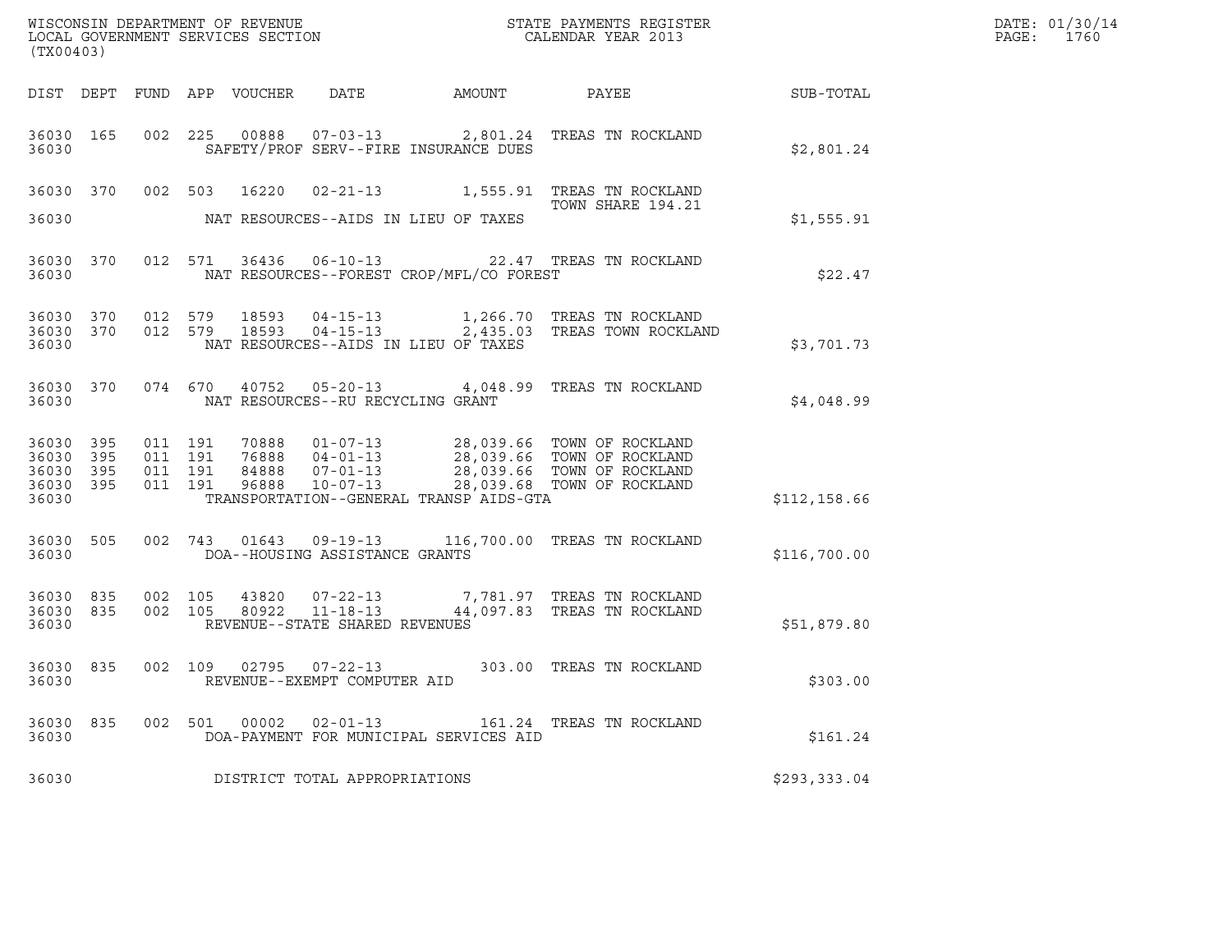WISCONSIN DEPARTMENT OF REVENUE
LOCAL GOVERNMENT SERVICES SECTION
(TX00403)

STATE PAYMENTS REGISTER
CALENDAR YEAR 2013

DATE: 01/30/14
PAGE: 1760

| DIST | DEPT | FUND | APP | VOUCHER | DATE | AMOUNT | PAYEE | SUB-TOTAL |
|---|---|---|---|---|---|---|---|---|
| 36030 | 165 | 002 | 225 | 00888 | 07-03-13 | 2,801.24 | TREAS TN ROCKLAND | |
| 36030 | | | | | SAFETY/PROF SERV--FIRE INSURANCE DUES | | | $2,801.24 |
| 36030 | 370 | 002 | 503 | 16220 | 02-21-13 | 1,555.91 | TREAS TN ROCKLAND TOWN SHARE 194.21 | |
| 36030 | | | | | NAT RESOURCES--AIDS IN LIEU OF TAXES | | | $1,555.91 |
| 36030 | 370 | 012 | 571 | 36436 | 06-10-13 | 22.47 | TREAS TN ROCKLAND | |
| 36030 | | | | | NAT RESOURCES--FOREST CROP/MFL/CO FOREST | | | $22.47 |
| 36030 | 370 | 012 | 579 | 18593 | 04-15-13 | 1,266.70 | TREAS TN ROCKLAND | |
| 36030 | 370 | 012 | 579 | 18593 | 04-15-13 | 2,435.03 | TREAS TOWN ROCKLAND | |
| 36030 | | | | | NAT RESOURCES--AIDS IN LIEU OF TAXES | | | $3,701.73 |
| 36030 | 370 | 074 | 670 | 40752 | 05-20-13 | 4,048.99 | TREAS TN ROCKLAND | |
| 36030 | | | | | NAT RESOURCES--RU RECYCLING GRANT | | | $4,048.99 |
| 36030 | 395 | 011 | 191 | 70888 | 01-07-13 | 28,039.66 | TOWN OF ROCKLAND | |
| 36030 | 395 | 011 | 191 | 76888 | 04-01-13 | 28,039.66 | TOWN OF ROCKLAND | |
| 36030 | 395 | 011 | 191 | 84888 | 07-01-13 | 28,039.66 | TOWN OF ROCKLAND | |
| 36030 | 395 | 011 | 191 | 96888 | 10-07-13 | 28,039.68 | TOWN OF ROCKLAND | |
| 36030 | | | | | TRANSPORTATION--GENERAL TRANSP AIDS-GTA | | | $112,158.66 |
| 36030 | 505 | 002 | 743 | 01643 | 09-19-13 | 116,700.00 | TREAS TN ROCKLAND | |
| 36030 | | | | | DOA--HOUSING ASSISTANCE GRANTS | | | $116,700.00 |
| 36030 | 835 | 002 | 105 | 43820 | 07-22-13 | 7,781.97 | TREAS TN ROCKLAND | |
| 36030 | 835 | 002 | 105 | 80922 | 11-18-13 | 44,097.83 | TREAS TN ROCKLAND | |
| 36030 | | | | | REVENUE--STATE SHARED REVENUES | | | $51,879.80 |
| 36030 | 835 | 002 | 109 | 02795 | 07-22-13 | 303.00 | TREAS TN ROCKLAND | |
| 36030 | | | | | REVENUE--EXEMPT COMPUTER AID | | | $303.00 |
| 36030 | 835 | 002 | 501 | 00002 | 02-01-13 | 161.24 | TREAS TN ROCKLAND | |
| 36030 | | | | | DOA-PAYMENT FOR MUNICIPAL SERVICES AID | | | $161.24 |
| 36030 | | | | | DISTRICT TOTAL APPROPRIATIONS | | | $293,333.04 |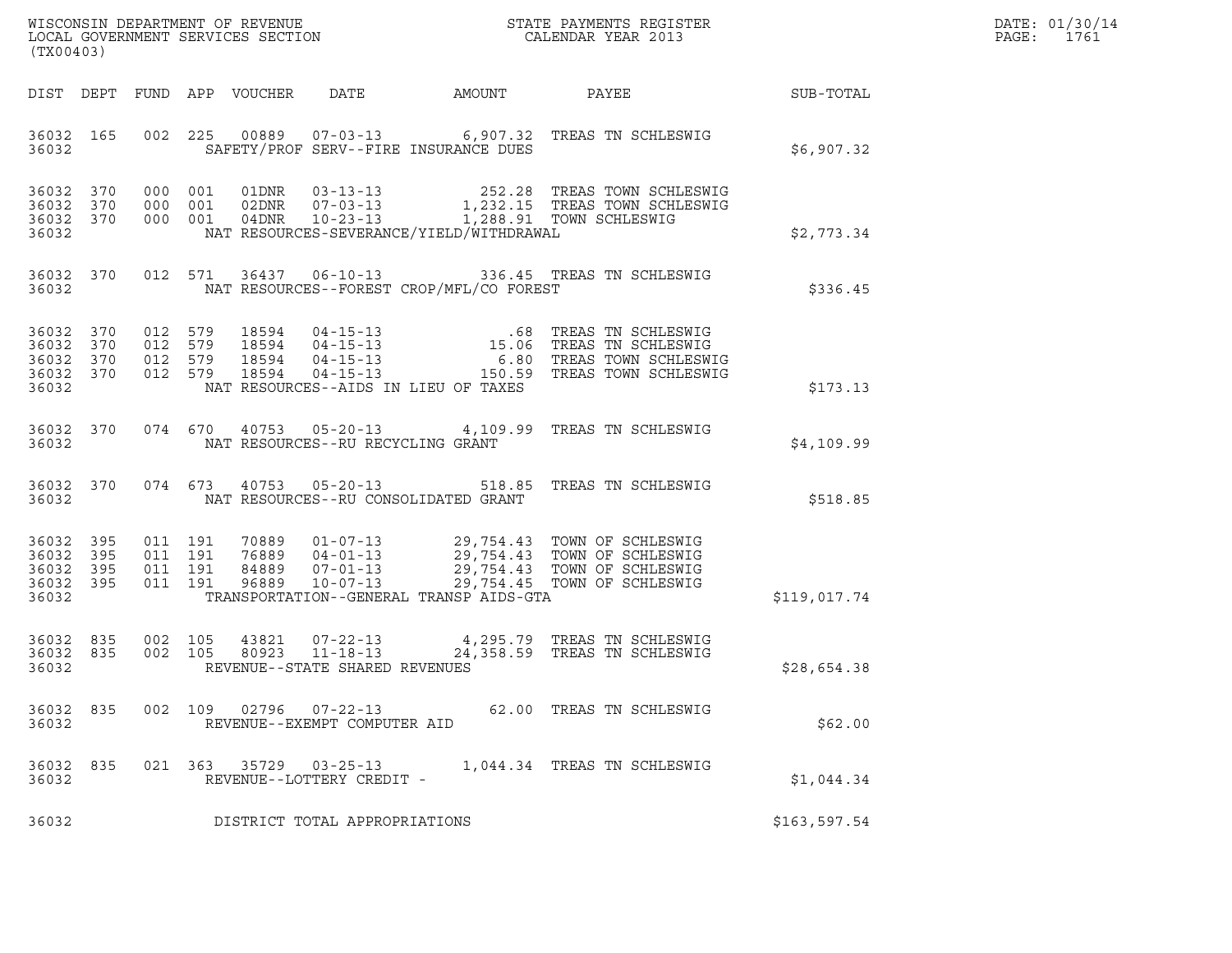WISCONSIN DEPARTMENT OF REVENUE
LOCAL GOVERNMENT SERVICES SECTION
(TX00403)

STATE PAYMENTS REGISTER
CALENDAR YEAR 2013

DATE: 01/30/14
PAGE: 1761

| DIST | DEPT | FUND | APP | VOUCHER | DATE | AMOUNT | PAYEE | SUB-TOTAL |
|---|---|---|---|---|---|---|---|---|
| 36032 | 165 | 002 | 225 | 00889 | 07-03-13 | 6,907.32 | TREAS TN SCHLESWIG | |
| 36032 | | | | | SAFETY/PROF SERV--FIRE INSURANCE DUES | | | $6,907.32 |
| 36032 | 370 | 000 | 001 | 01DNR | 03-13-13 | 252.28 | TREAS TOWN SCHLESWIG | |
| 36032 | 370 | 000 | 001 | 02DNR | 07-03-13 | 1,232.15 | TREAS TOWN SCHLESWIG | |
| 36032 | 370 | 000 | 001 | 04DNR | 10-23-13 | 1,288.91 | TOWN SCHLESWIG | |
| 36032 | | | | | NAT RESOURCES-SEVERANCE/YIELD/WITHDRAWAL | | | $2,773.34 |
| 36032 | 370 | 012 | 571 | 36437 | 06-10-13 | 336.45 | TREAS TN SCHLESWIG | |
| 36032 | | | | | NAT RESOURCES--FOREST CROP/MFL/CO FOREST | | | $336.45 |
| 36032 | 370 | 012 | 579 | 18594 | 04-15-13 | .68 | TREAS TN SCHLESWIG | |
| 36032 | 370 | 012 | 579 | 18594 | 04-15-13 | 15.06 | TREAS TN SCHLESWIG | |
| 36032 | 370 | 012 | 579 | 18594 | 04-15-13 | 6.80 | TREAS TOWN SCHLESWIG | |
| 36032 | 370 | 012 | 579 | 18594 | 04-15-13 | 150.59 | TREAS TOWN SCHLESWIG | |
| 36032 | | | | | NAT RESOURCES--AIDS IN LIEU OF TAXES | | | $173.13 |
| 36032 | 370 | 074 | 670 | 40753 | 05-20-13 | 4,109.99 | TREAS TN SCHLESWIG | |
| 36032 | | | | | NAT RESOURCES--RU RECYCLING GRANT | | | $4,109.99 |
| 36032 | 370 | 074 | 673 | 40753 | 05-20-13 | 518.85 | TREAS TN SCHLESWIG | |
| 36032 | | | | | NAT RESOURCES--RU CONSOLIDATED GRANT | | | $518.85 |
| 36032 | 395 | 011 | 191 | 70889 | 01-07-13 | 29,754.43 | TOWN OF SCHLESWIG | |
| 36032 | 395 | 011 | 191 | 76889 | 04-01-13 | 29,754.43 | TOWN OF SCHLESWIG | |
| 36032 | 395 | 011 | 191 | 84889 | 07-01-13 | 29,754.43 | TOWN OF SCHLESWIG | |
| 36032 | 395 | 011 | 191 | 96889 | 10-07-13 | 29,754.45 | TOWN OF SCHLESWIG | |
| 36032 | | | | | TRANSPORTATION--GENERAL TRANSP AIDS-GTA | | | $119,017.74 |
| 36032 | 835 | 002 | 105 | 43821 | 07-22-13 | 4,295.79 | TREAS TN SCHLESWIG | |
| 36032 | 835 | 002 | 105 | 80923 | 11-18-13 | 24,358.59 | TREAS TN SCHLESWIG | |
| 36032 | | | | | REVENUE--STATE SHARED REVENUES | | | $28,654.38 |
| 36032 | 835 | 002 | 109 | 02796 | 07-22-13 | 62.00 | TREAS TN SCHLESWIG | |
| 36032 | | | | | REVENUE--EXEMPT COMPUTER AID | | | $62.00 |
| 36032 | 835 | 021 | 363 | 35729 | 03-25-13 | 1,044.34 | TREAS TN SCHLESWIG | |
| 36032 | | | | | REVENUE--LOTTERY CREDIT - | | | $1,044.34 |
| 36032 | | | | | DISTRICT TOTAL APPROPRIATIONS | | | $163,597.54 |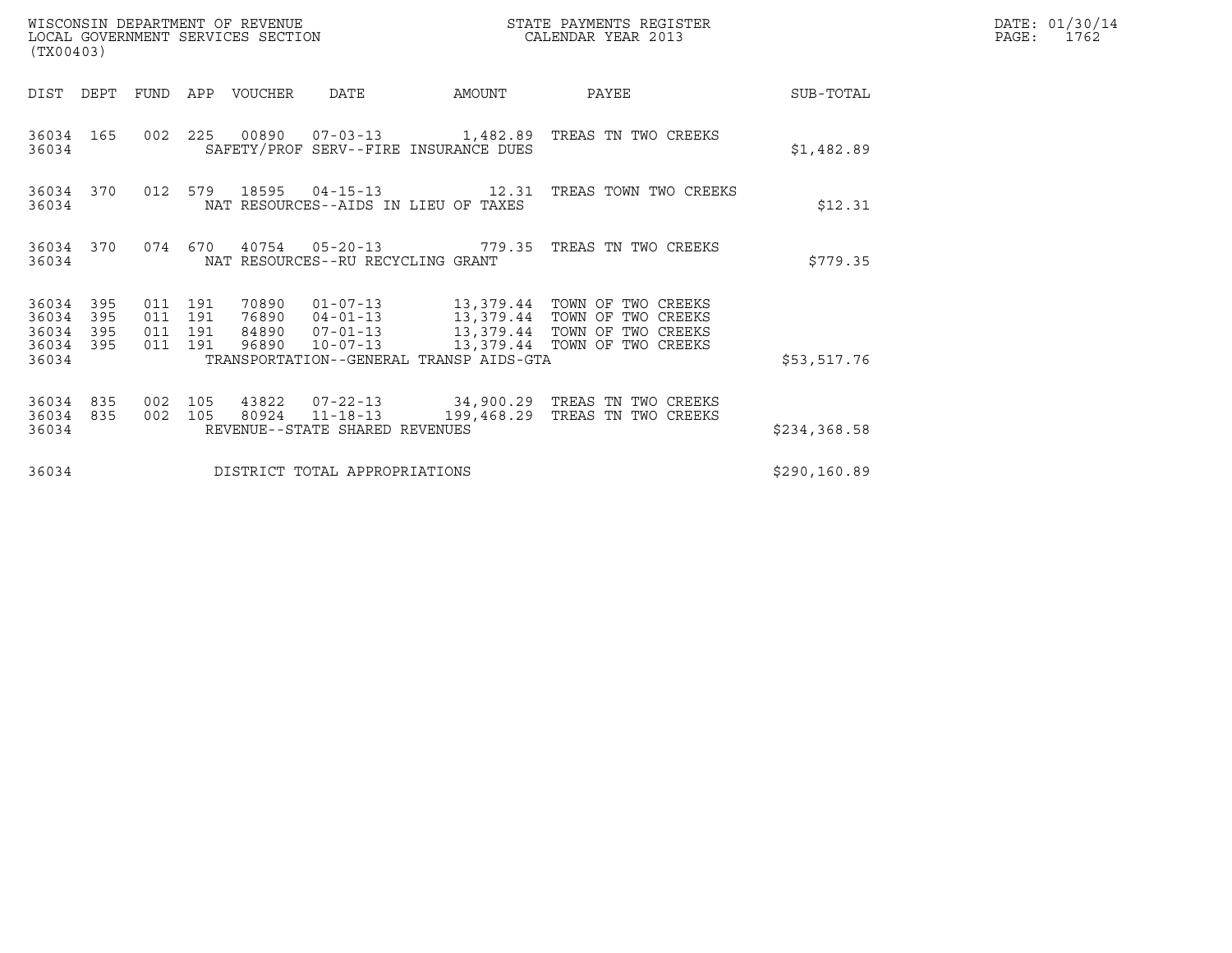WISCONSIN DEPARTMENT OF REVENUE
LOCAL GOVERNMENT SERVICES SECTION
(TX00403)

STATE PAYMENTS REGISTER
CALENDAR YEAR 2013

DATE: 01/30/14
PAGE: 1762

| DIST | DEPT | FUND | APP | VOUCHER | DATE | AMOUNT | PAYEE | SUB-TOTAL |
|---|---|---|---|---|---|---|---|---|
| 36034 | 165 | 002 | 225 | 00890 | 07-03-13 | 1,482.89 | TREAS TN TWO CREEKS | |
| 36034 | | | | SAFETY/PROF SERV--FIRE INSURANCE DUES | | | | $1,482.89 |
| 36034 | 370 | 012 | 579 | 18595 | 04-15-13 | 12.31 | TREAS TOWN TWO CREEKS | |
| 36034 | | | | NAT RESOURCES--AIDS IN LIEU OF TAXES | | | | $12.31 |
| 36034 | 370 | 074 | 670 | 40754 | 05-20-13 | 779.35 | TREAS TN TWO CREEKS | |
| 36034 | | | | NAT RESOURCES--RU RECYCLING GRANT | | | | $779.35 |
| 36034 | 395 | 011 | 191 | 70890 | 01-07-13 | 13,379.44 | TOWN OF TWO CREEKS | |
| 36034 | 395 | 011 | 191 | 76890 | 04-01-13 | 13,379.44 | TOWN OF TWO CREEKS | |
| 36034 | 395 | 011 | 191 | 84890 | 07-01-13 | 13,379.44 | TOWN OF TWO CREEKS | |
| 36034 | 395 | 011 | 191 | 96890 | 10-07-13 | 13,379.44 | TOWN OF TWO CREEKS | |
| 36034 | | | | TRANSPORTATION--GENERAL TRANSP AIDS-GTA | | | | $53,517.76 |
| 36034 | 835 | 002 | 105 | 43822 | 07-22-13 | 34,900.29 | TREAS TN TWO CREEKS | |
| 36034 | 835 | 002 | 105 | 80924 | 11-18-13 | 199,468.29 | TREAS TN TWO CREEKS | |
| 36034 | | | | REVENUE--STATE SHARED REVENUES | | | | $234,368.58 |
| 36034 | | | | DISTRICT TOTAL APPROPRIATIONS | | | | $290,160.89 |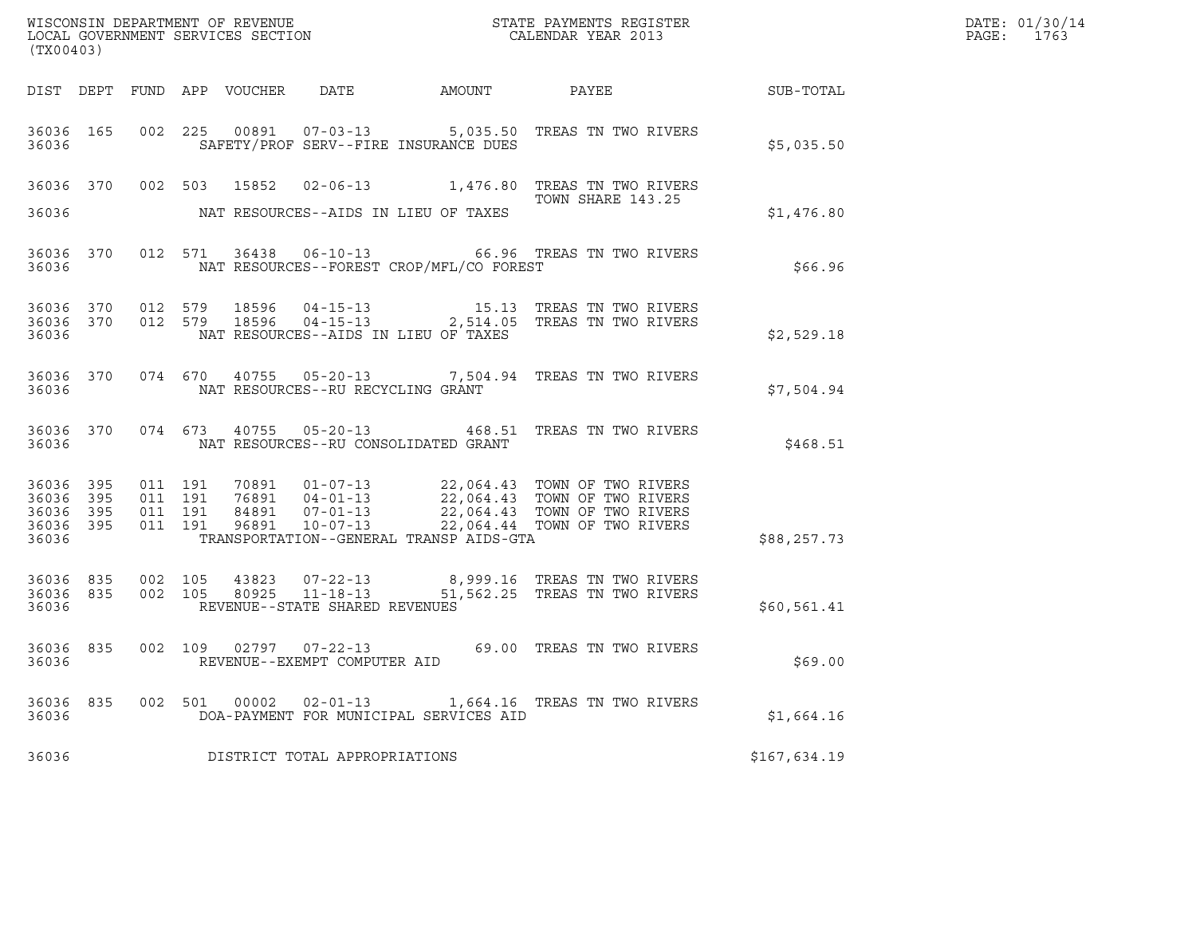WISCONSIN DEPARTMENT OF REVENUE
LOCAL GOVERNMENT SERVICES SECTION
(TX00403)

STATE PAYMENTS REGISTER
CALENDAR YEAR 2013

DATE: 01/30/14
PAGE: 1763

| DIST | DEPT | FUND | APP | VOUCHER | DATE | AMOUNT | PAYEE | SUB-TOTAL |
|---|---|---|---|---|---|---|---|---|
| 36036 | 165 | 002 | 225 | 00891 | 07-03-13 | 5,035.50 | TREAS TN TWO RIVERS | |
| 36036 | | | | | SAFETY/PROF SERV--FIRE INSURANCE DUES | | | $5,035.50 |
| 36036 | 370 | 002 | 503 | 15852 | 02-06-13 | 1,476.80 | TREAS TN TWO RIVERS TOWN SHARE 143.25 | |
| 36036 | | | | | NAT RESOURCES--AIDS IN LIEU OF TAXES | | | $1,476.80 |
| 36036 | 370 | 012 | 571 | 36438 | 06-10-13 | 66.96 | TREAS TN TWO RIVERS | |
| 36036 | | | | | NAT RESOURCES--FOREST CROP/MFL/CO FOREST | | | $66.96 |
| 36036 | 370 | 012 | 579 | 18596 | 04-15-13 | 15.13 | TREAS TN TWO RIVERS | |
| 36036 | 370 | 012 | 579 | 18596 | 04-15-13 | 2,514.05 | TREAS TN TWO RIVERS | |
| 36036 | | | | | NAT RESOURCES--AIDS IN LIEU OF TAXES | | | $2,529.18 |
| 36036 | 370 | 074 | 670 | 40755 | 05-20-13 | 7,504.94 | TREAS TN TWO RIVERS | |
| 36036 | | | | | NAT RESOURCES--RU RECYCLING GRANT | | | $7,504.94 |
| 36036 | 370 | 074 | 673 | 40755 | 05-20-13 | 468.51 | TREAS TN TWO RIVERS | |
| 36036 | | | | | NAT RESOURCES--RU CONSOLIDATED GRANT | | | $468.51 |
| 36036 | 395 | 011 | 191 | 70891 | 01-07-13 | 22,064.43 | TOWN OF TWO RIVERS | |
| 36036 | 395 | 011 | 191 | 76891 | 04-01-13 | 22,064.43 | TOWN OF TWO RIVERS | |
| 36036 | 395 | 011 | 191 | 84891 | 07-01-13 | 22,064.43 | TOWN OF TWO RIVERS | |
| 36036 | 395 | 011 | 191 | 96891 | 10-07-13 | 22,064.44 | TOWN OF TWO RIVERS | |
| 36036 | | | | | TRANSPORTATION--GENERAL TRANSP AIDS-GTA | | | $88,257.73 |
| 36036 | 835 | 002 | 105 | 43823 | 07-22-13 | 8,999.16 | TREAS TN TWO RIVERS | |
| 36036 | 835 | 002 | 105 | 80925 | 11-18-13 | 51,562.25 | TREAS TN TWO RIVERS | |
| 36036 | | | | | REVENUE--STATE SHARED REVENUES | | | $60,561.41 |
| 36036 | 835 | 002 | 109 | 02797 | 07-22-13 | 69.00 | TREAS TN TWO RIVERS | |
| 36036 | | | | | REVENUE--EXEMPT COMPUTER AID | | | $69.00 |
| 36036 | 835 | 002 | 501 | 00002 | 02-01-13 | 1,664.16 | TREAS TN TWO RIVERS | |
| 36036 | | | | | DOA-PAYMENT FOR MUNICIPAL SERVICES AID | | | $1,664.16 |
| 36036 | | | | | DISTRICT TOTAL APPROPRIATIONS | | | $167,634.19 |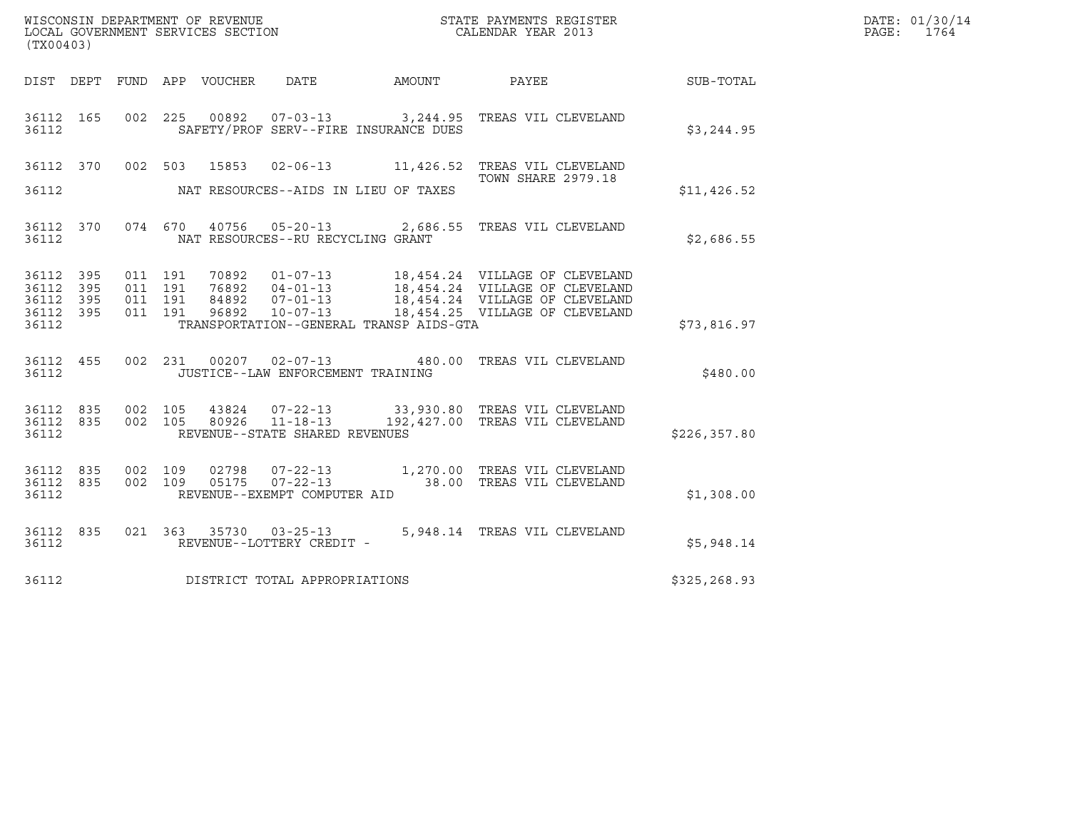WISCONSIN DEPARTMENT OF REVENUE
LOCAL GOVERNMENT SERVICES SECTION
(TX00403)

STATE PAYMENTS REGISTER
CALENDAR YEAR 2013

DATE: 01/30/14
PAGE: 1764

| DIST | DEPT | FUND | APP | VOUCHER | DATE | AMOUNT | PAYEE | SUB-TOTAL |
|---|---|---|---|---|---|---|---|---|
| 36112 | 165 | 002 | 225 | 00892 | 07-03-13 | 3,244.95 | TREAS VIL CLEVELAND | |
| 36112 | | | | SAFETY/PROF SERV--FIRE INSURANCE DUES | | | | $3,244.95 |
| 36112 | 370 | 002 | 503 | 15853 | 02-06-13 | 11,426.52 | TREAS VIL CLEVELAND TOWN SHARE 2979.18 | |
| 36112 | | | | NAT RESOURCES--AIDS IN LIEU OF TAXES | | | | $11,426.52 |
| 36112 | 370 | 074 | 670 | 40756 | 05-20-13 | 2,686.55 | TREAS VIL CLEVELAND | |
| 36112 | | | | NAT RESOURCES--RU RECYCLING GRANT | | | | $2,686.55 |
| 36112 | 395 | 011 | 191 | 70892 | 01-07-13 | 18,454.24 | VILLAGE OF CLEVELAND | |
| 36112 | 395 | 011 | 191 | 76892 | 04-01-13 | 18,454.24 | VILLAGE OF CLEVELAND | |
| 36112 | 395 | 011 | 191 | 84892 | 07-01-13 | 18,454.24 | VILLAGE OF CLEVELAND | |
| 36112 | 395 | 011 | 191 | 96892 | 10-07-13 | 18,454.25 | VILLAGE OF CLEVELAND | |
| 36112 | | | | TRANSPORTATION--GENERAL TRANSP AIDS-GTA | | | | $73,816.97 |
| 36112 | 455 | 002 | 231 | 00207 | 02-07-13 | 480.00 | TREAS VIL CLEVELAND | |
| 36112 | | | | JUSTICE--LAW ENFORCEMENT TRAINING | | | | $480.00 |
| 36112 | 835 | 002 | 105 | 43824 | 07-22-13 | 33,930.80 | TREAS VIL CLEVELAND | |
| 36112 | 835 | 002 | 105 | 80926 | 11-18-13 | 192,427.00 | TREAS VIL CLEVELAND | |
| 36112 | | | | REVENUE--STATE SHARED REVENUES | | | | $226,357.80 |
| 36112 | 835 | 002 | 109 | 02798 | 07-22-13 | 1,270.00 | TREAS VIL CLEVELAND | |
| 36112 | 835 | 002 | 109 | 05175 | 07-22-13 | 38.00 | TREAS VIL CLEVELAND | |
| 36112 | | | | REVENUE--EXEMPT COMPUTER AID | | | | $1,308.00 |
| 36112 | 835 | 021 | 363 | 35730 | 03-25-13 | 5,948.14 | TREAS VIL CLEVELAND | |
| 36112 | | | | REVENUE--LOTTERY CREDIT - | | | | $5,948.14 |
| 36112 | | | | DISTRICT TOTAL APPROPRIATIONS | | | | $325,268.93 |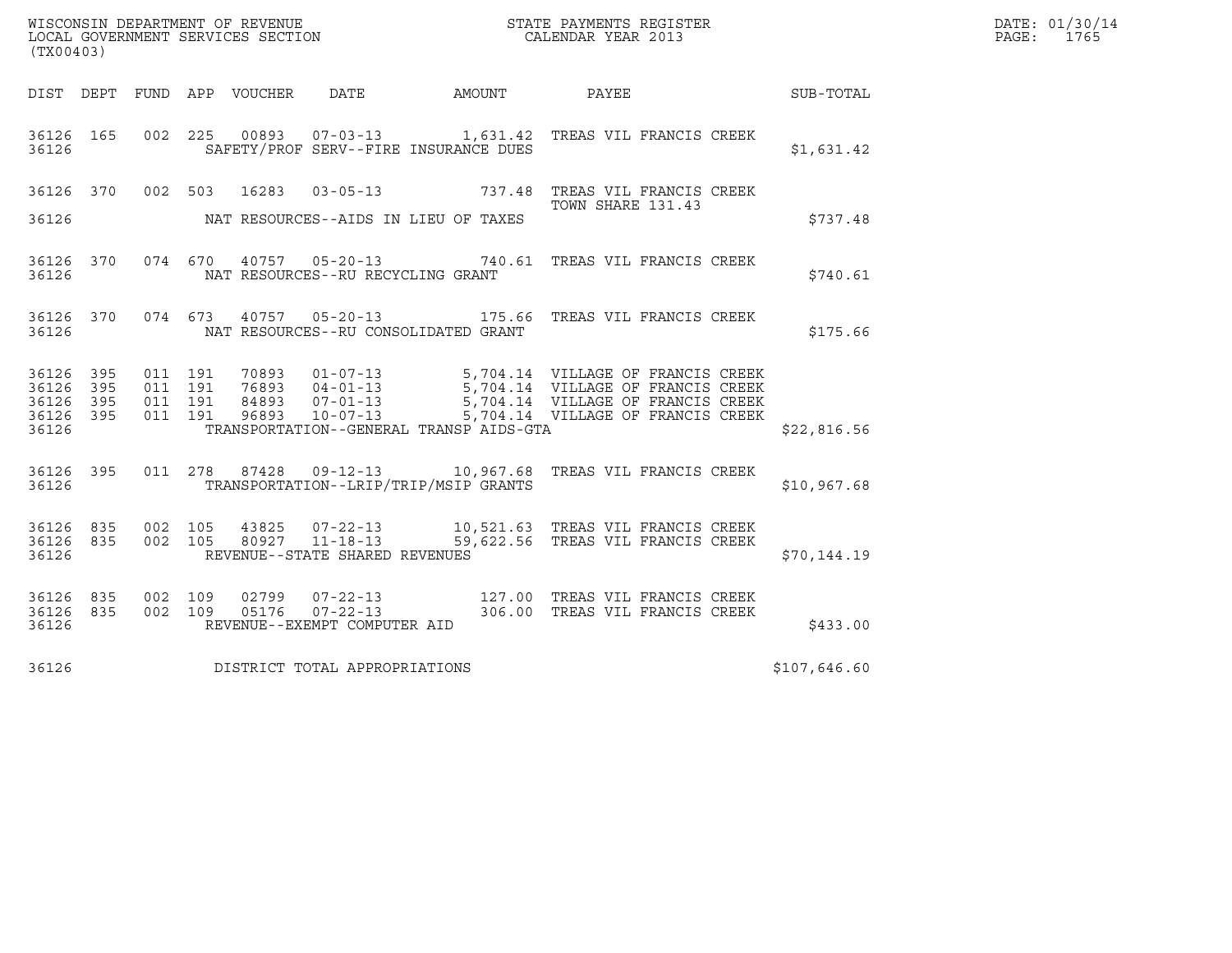WISCONSIN DEPARTMENT OF REVENUE
LOCAL GOVERNMENT SERVICES SECTION
(TX00403)

STATE PAYMENTS REGISTER
CALENDAR YEAR 2013

DATE: 01/30/14
PAGE: 1765

| DIST | DEPT | FUND | APP | VOUCHER | DATE | AMOUNT | PAYEE | SUB-TOTAL |
|---|---|---|---|---|---|---|---|---|
| 36126 | 165 | 002 | 225 | 00893 | 07-03-13 | 1,631.42 | TREAS VIL FRANCIS CREEK | |
| 36126 | | | | | SAFETY/PROF SERV--FIRE INSURANCE DUES | | | $1,631.42 |
| 36126 | 370 | 002 | 503 | 16283 | 03-05-13 | 737.48 | TREAS VIL FRANCIS CREEK TOWN SHARE 131.43 | |
| 36126 | | | | | NAT RESOURCES--AIDS IN LIEU OF TAXES | | | $737.48 |
| 36126 | 370 | 074 | 670 | 40757 | 05-20-13 | 740.61 | TREAS VIL FRANCIS CREEK | |
| 36126 | | | | | NAT RESOURCES--RU RECYCLING GRANT | | | $740.61 |
| 36126 | 370 | 074 | 673 | 40757 | 05-20-13 | 175.66 | TREAS VIL FRANCIS CREEK | |
| 36126 | | | | | NAT RESOURCES--RU CONSOLIDATED GRANT | | | $175.66 |
| 36126 | 395 | 011 | 191 | 70893 | 01-07-13 | 5,704.14 | VILLAGE OF FRANCIS CREEK | |
| 36126 | 395 | 011 | 191 | 76893 | 04-01-13 | 5,704.14 | VILLAGE OF FRANCIS CREEK | |
| 36126 | 395 | 011 | 191 | 84893 | 07-01-13 | 5,704.14 | VILLAGE OF FRANCIS CREEK | |
| 36126 | 395 | 011 | 191 | 96893 | 10-07-13 | 5,704.14 | VILLAGE OF FRANCIS CREEK | |
| 36126 | | | | | TRANSPORTATION--GENERAL TRANSP AIDS-GTA | | | $22,816.56 |
| 36126 | 395 | 011 | 278 | 87428 | 09-12-13 | 10,967.68 | TREAS VIL FRANCIS CREEK | |
| 36126 | | | | | TRANSPORTATION--LRIP/TRIP/MSIP GRANTS | | | $10,967.68 |
| 36126 | 835 | 002 | 105 | 43825 | 07-22-13 | 10,521.63 | TREAS VIL FRANCIS CREEK | |
| 36126 | 835 | 002 | 105 | 80927 | 11-18-13 | 59,622.56 | TREAS VIL FRANCIS CREEK | |
| 36126 | | | | | REVENUE--STATE SHARED REVENUES | | | $70,144.19 |
| 36126 | 835 | 002 | 109 | 02799 | 07-22-13 | 127.00 | TREAS VIL FRANCIS CREEK | |
| 36126 | 835 | 002 | 109 | 05176 | 07-22-13 | 306.00 | TREAS VIL FRANCIS CREEK | |
| 36126 | | | | | REVENUE--EXEMPT COMPUTER AID | | | $433.00 |
| 36126 | | | | | DISTRICT TOTAL APPROPRIATIONS | | | $107,646.60 |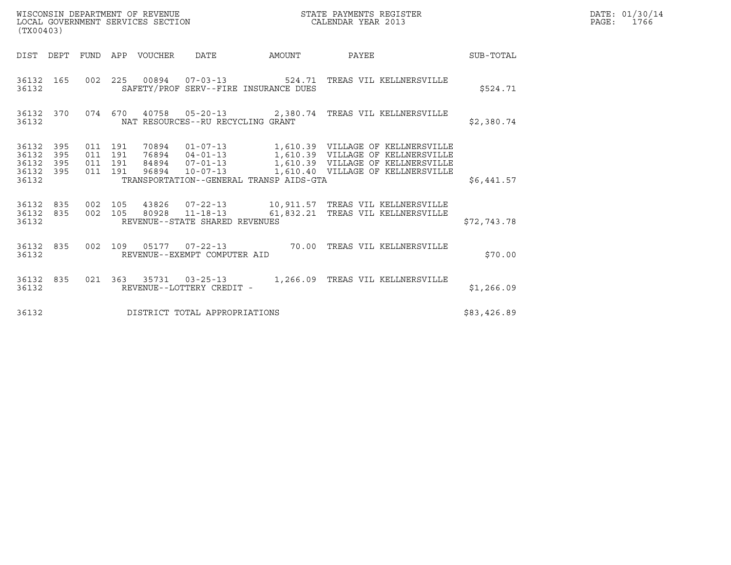WISCONSIN DEPARTMENT OF REVENUE
LOCAL GOVERNMENT SERVICES SECTION
(TX00403)

STATE PAYMENTS REGISTER
CALENDAR YEAR 2013

DATE: 01/30/14
PAGE: 1766

| DIST | DEPT | FUND | APP | VOUCHER | DATE | AMOUNT | PAYEE | SUB-TOTAL |
|---|---|---|---|---|---|---|---|---|
| 36132 | 165 | 002 | 225 | 00894 | 07-03-13 | 524.71 | TREAS VIL KELLNERSVILLE | |
| 36132 | | | | SAFETY/PROF SERV--FIRE INSURANCE DUES | | | | $524.71 |
| 36132 | 370 | 074 | 670 | 40758 | 05-20-13 | 2,380.74 | TREAS VIL KELLNERSVILLE | |
| 36132 | | | | NAT RESOURCES--RU RECYCLING GRANT | | | | $2,380.74 |
| 36132 | 395 | 011 | 191 | 70894 | 01-07-13 | 1,610.39 | VILLAGE OF KELLNERSVILLE | |
| 36132 | 395 | 011 | 191 | 76894 | 04-01-13 | 1,610.39 | VILLAGE OF KELLNERSVILLE | |
| 36132 | 395 | 011 | 191 | 84894 | 07-01-13 | 1,610.39 | VILLAGE OF KELLNERSVILLE | |
| 36132 | 395 | 011 | 191 | 96894 | 10-07-13 | 1,610.40 | VILLAGE OF KELLNERSVILLE | |
| 36132 | | | | TRANSPORTATION--GENERAL TRANSP AIDS-GTA | | | | $6,441.57 |
| 36132 | 835 | 002 | 105 | 43826 | 07-22-13 | 10,911.57 | TREAS VIL KELLNERSVILLE | |
| 36132 | 835 | 002 | 105 | 80928 | 11-18-13 | 61,832.21 | TREAS VIL KELLNERSVILLE | |
| 36132 | | | | REVENUE--STATE SHARED REVENUES | | | | $72,743.78 |
| 36132 | 835 | 002 | 109 | 05177 | 07-22-13 | 70.00 | TREAS VIL KELLNERSVILLE | |
| 36132 | | | | REVENUE--EXEMPT COMPUTER AID | | | | $70.00 |
| 36132 | 835 | 021 | 363 | 35731 | 03-25-13 | 1,266.09 | TREAS VIL KELLNERSVILLE | |
| 36132 | | | | REVENUE--LOTTERY CREDIT - | | | | $1,266.09 |
| 36132 | | | | DISTRICT TOTAL APPROPRIATIONS | | | | $83,426.89 |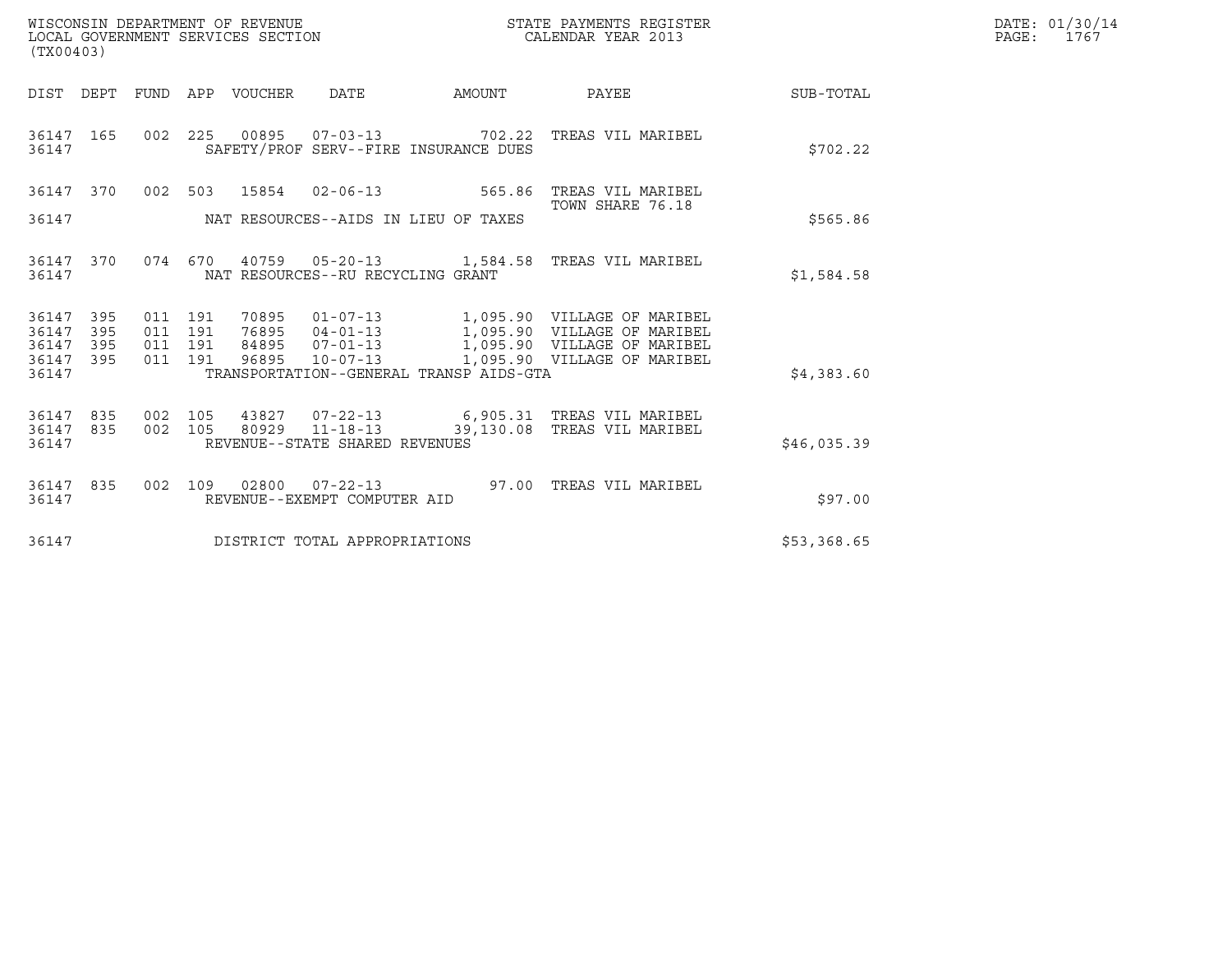WISCONSIN DEPARTMENT OF REVENUE
LOCAL GOVERNMENT SERVICES SECTION
(TX00403)

STATE PAYMENTS REGISTER
CALENDAR YEAR 2013

DATE: 01/30/14
PAGE: 1767

| DIST | DEPT | FUND | APP | VOUCHER | DATE | AMOUNT | PAYEE | SUB-TOTAL |
|---|---|---|---|---|---|---|---|---|
| 36147 | 165 | 002 | 225 | 00895 | 07-03-13 | 702.22 | TREAS VIL MARIBEL | |
| 36147 | | | | SAFETY/PROF SERV--FIRE INSURANCE DUES | | | | $702.22 |
| 36147 | 370 | 002 | 503 | 15854 | 02-06-13 | 565.86 | TREAS VIL MARIBEL TOWN SHARE 76.18 | |
| 36147 | | | | NAT RESOURCES--AIDS IN LIEU OF TAXES | | | | $565.86 |
| 36147 | 370 | 074 | 670 | 40759 | 05-20-13 | 1,584.58 | TREAS VIL MARIBEL | |
| 36147 | | | | NAT RESOURCES--RU RECYCLING GRANT | | | | $1,584.58 |
| 36147 | 395 | 011 | 191 | 70895 | 01-07-13 | 1,095.90 | VILLAGE OF MARIBEL | |
| 36147 | 395 | 011 | 191 | 76895 | 04-01-13 | 1,095.90 | VILLAGE OF MARIBEL | |
| 36147 | 395 | 011 | 191 | 84895 | 07-01-13 | 1,095.90 | VILLAGE OF MARIBEL | |
| 36147 | 395 | 011 | 191 | 96895 | 10-07-13 | 1,095.90 | VILLAGE OF MARIBEL | |
| 36147 | | | | TRANSPORTATION--GENERAL TRANSP AIDS-GTA | | | | $4,383.60 |
| 36147 | 835 | 002 | 105 | 43827 | 07-22-13 | 6,905.31 | TREAS VIL MARIBEL | |
| 36147 | 835 | 002 | 105 | 80929 | 11-18-13 | 39,130.08 | TREAS VIL MARIBEL | |
| 36147 | | | | REVENUE--STATE SHARED REVENUES | | | | $46,035.39 |
| 36147 | 835 | 002 | 109 | 02800 | 07-22-13 | 97.00 | TREAS VIL MARIBEL | |
| 36147 | | | | REVENUE--EXEMPT COMPUTER AID | | | | $97.00 |
| 36147 | | | | DISTRICT TOTAL APPROPRIATIONS | | | | $53,368.65 |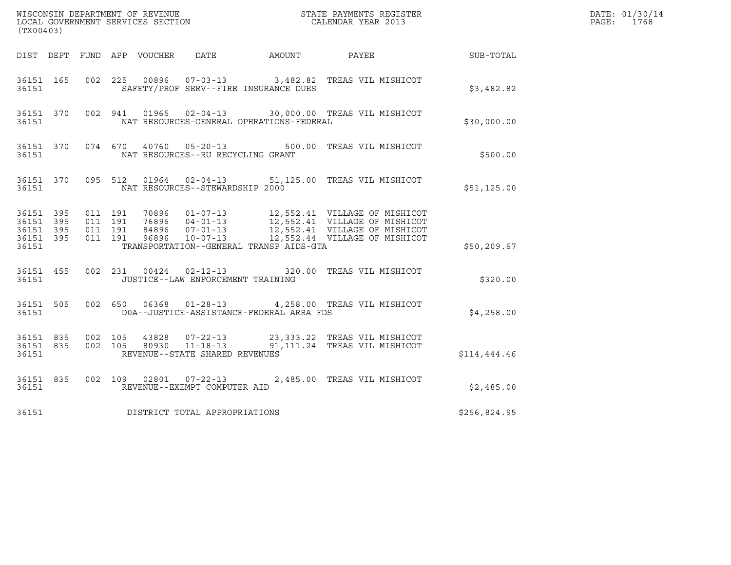WISCONSIN DEPARTMENT OF REVENUE
LOCAL GOVERNMENT SERVICES SECTION
(TX00403)

STATE PAYMENTS REGISTER
CALENDAR YEAR 2013

DATE: 01/30/14
PAGE: 1768

| DIST | DEPT | FUND | APP | VOUCHER | DATE | AMOUNT | PAYEE | SUB-TOTAL |
|---|---|---|---|---|---|---|---|---|
| 36151 | 165 | 002 | 225 | 00896 | 07-03-13 | 3,482.82 | TREAS VIL MISHICOT | |
| 36151 | | | | | SAFETY/PROF SERV--FIRE INSURANCE DUES | | | $3,482.82 |
| 36151 | 370 | 002 | 941 | 01965 | 02-04-13 | 30,000.00 | TREAS VIL MISHICOT | |
| 36151 | | | | | NAT RESOURCES-GENERAL OPERATIONS-FEDERAL | | | $30,000.00 |
| 36151 | 370 | 074 | 670 | 40760 | 05-20-13 | 500.00 | TREAS VIL MISHICOT | |
| 36151 | | | | | NAT RESOURCES--RU RECYCLING GRANT | | | $500.00 |
| 36151 | 370 | 095 | 512 | 01964 | 02-04-13 | 51,125.00 | TREAS VIL MISHICOT | |
| 36151 | | | | | NAT RESOURCES--STEWARDSHIP 2000 | | | $51,125.00 |
| 36151 | 395 | 011 | 191 | 70896 | 01-07-13 | 12,552.41 | VILLAGE OF MISHICOT | |
| 36151 | 395 | 011 | 191 | 76896 | 04-01-13 | 12,552.41 | VILLAGE OF MISHICOT | |
| 36151 | 395 | 011 | 191 | 84896 | 07-01-13 | 12,552.41 | VILLAGE OF MISHICOT | |
| 36151 | 395 | 011 | 191 | 96896 | 10-07-13 | 12,552.44 | VILLAGE OF MISHICOT | |
| 36151 | | | | | TRANSPORTATION--GENERAL TRANSP AIDS-GTA | | | $50,209.67 |
| 36151 | 455 | 002 | 231 | 00424 | 02-12-13 | 320.00 | TREAS VIL MISHICOT | |
| 36151 | | | | | JUSTICE--LAW ENFORCEMENT TRAINING | | | $320.00 |
| 36151 | 505 | 002 | 650 | 06368 | 01-28-13 | 4,258.00 | TREAS VIL MISHICOT | |
| 36151 | | | | | DOA--JUSTICE-ASSISTANCE-FEDERAL ARRA FDS | | | $4,258.00 |
| 36151 | 835 | 002 | 105 | 43828 | 07-22-13 | 23,333.22 | TREAS VIL MISHICOT | |
| 36151 | 835 | 002 | 105 | 80930 | 11-18-13 | 91,111.24 | TREAS VIL MISHICOT | |
| 36151 | | | | | REVENUE--STATE SHARED REVENUES | | | $114,444.46 |
| 36151 | 835 | 002 | 109 | 02801 | 07-22-13 | 2,485.00 | TREAS VIL MISHICOT | |
| 36151 | | | | | REVENUE--EXEMPT COMPUTER AID | | | $2,485.00 |
| 36151 | | | | | DISTRICT TOTAL APPROPRIATIONS | | | $256,824.95 |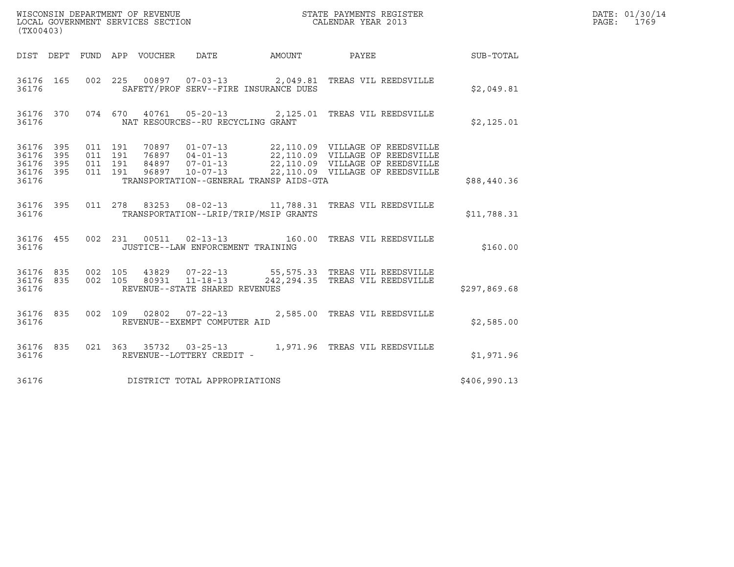WISCONSIN DEPARTMENT OF REVENUE
LOCAL GOVERNMENT SERVICES SECTION
(TX00403)

STATE PAYMENTS REGISTER
CALENDAR YEAR 2013

DATE: 01/30/14
PAGE: 1769

| DIST | DEPT | FUND | APP | VOUCHER | DATE | AMOUNT | PAYEE | SUB-TOTAL |
|---|---|---|---|---|---|---|---|---|
| 36176 | 165 | 002 | 225 | 00897 | 07-03-13 | 2,049.81 | TREAS VIL REEDSVILLE | |
| 36176 | | | | SAFETY/PROF SERV--FIRE INSURANCE DUES | | | | $2,049.81 |
| 36176 | 370 | 074 | 670 | 40761 | 05-20-13 | 2,125.01 | TREAS VIL REEDSVILLE | |
| 36176 | | | | NAT RESOURCES--RU RECYCLING GRANT | | | | $2,125.01 |
| 36176 | 395 | 011 | 191 | 70897 | 01-07-13 | 22,110.09 | VILLAGE OF REEDSVILLE | |
| 36176 | 395 | 011 | 191 | 76897 | 04-01-13 | 22,110.09 | VILLAGE OF REEDSVILLE | |
| 36176 | 395 | 011 | 191 | 84897 | 07-01-13 | 22,110.09 | VILLAGE OF REEDSVILLE | |
| 36176 | 395 | 011 | 191 | 96897 | 10-07-13 | 22,110.09 | VILLAGE OF REEDSVILLE | |
| 36176 | | | | TRANSPORTATION--GENERAL TRANSP AIDS-GTA | | | | $88,440.36 |
| 36176 | 395 | 011 | 278 | 83253 | 08-02-13 | 11,788.31 | TREAS VIL REEDSVILLE | |
| 36176 | | | | TRANSPORTATION--LRIP/TRIP/MSIP GRANTS | | | | $11,788.31 |
| 36176 | 455 | 002 | 231 | 00511 | 02-13-13 | 160.00 | TREAS VIL REEDSVILLE | |
| 36176 | | | | JUSTICE--LAW ENFORCEMENT TRAINING | | | | $160.00 |
| 36176 | 835 | 002 | 105 | 43829 | 07-22-13 | 55,575.33 | TREAS VIL REEDSVILLE | |
| 36176 | 835 | 002 | 105 | 80931 | 11-18-13 | 242,294.35 | TREAS VIL REEDSVILLE | |
| 36176 | | | | REVENUE--STATE SHARED REVENUES | | | | $297,869.68 |
| 36176 | 835 | 002 | 109 | 02802 | 07-22-13 | 2,585.00 | TREAS VIL REEDSVILLE | |
| 36176 | | | | REVENUE--EXEMPT COMPUTER AID | | | | $2,585.00 |
| 36176 | 835 | 021 | 363 | 35732 | 03-25-13 | 1,971.96 | TREAS VIL REEDSVILLE | |
| 36176 | | | | REVENUE--LOTTERY CREDIT - | | | | $1,971.96 |
| 36176 | | | | DISTRICT TOTAL APPROPRIATIONS | | | | $406,990.13 |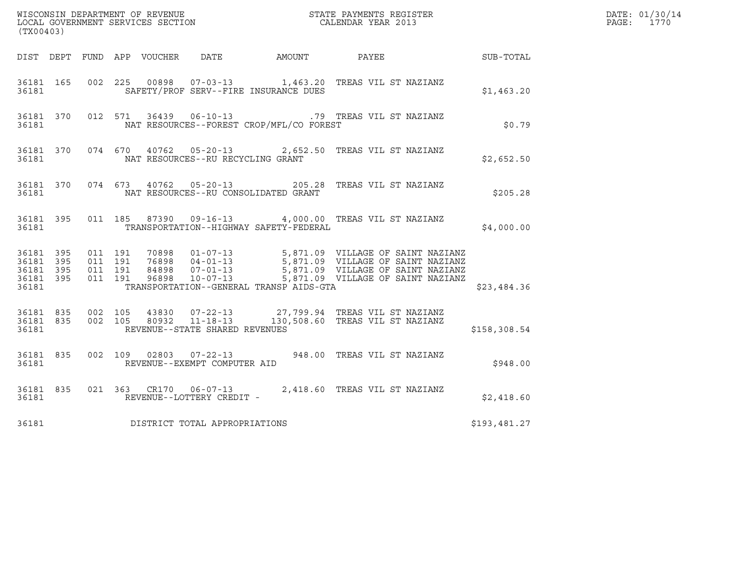WISCONSIN DEPARTMENT OF REVENUE
LOCAL GOVERNMENT SERVICES SECTION
(TX00403)

STATE PAYMENTS REGISTER
CALENDAR YEAR 2013

DATE: 01/30/14
PAGE: 1770

| DIST | DEPT | FUND | APP | VOUCHER | DATE | AMOUNT | PAYEE | SUB-TOTAL |
|---|---|---|---|---|---|---|---|---|
| 36181 | 165 | 002 | 225 | 00898 | 07-03-13 | 1,463.20 | TREAS VIL ST NAZIANZ | |
| 36181 | | | | SAFETY/PROF SERV--FIRE INSURANCE DUES | | | | $1,463.20 |
| 36181 | 370 | 012 | 571 | 36439 | 06-10-13 | .79 | TREAS VIL ST NAZIANZ | |
| 36181 | | | | NAT RESOURCES--FOREST CROP/MFL/CO FOREST | | | | $0.79 |
| 36181 | 370 | 074 | 670 | 40762 | 05-20-13 | 2,652.50 | TREAS VIL ST NAZIANZ | |
| 36181 | | | | NAT RESOURCES--RU RECYCLING GRANT | | | | $2,652.50 |
| 36181 | 370 | 074 | 673 | 40762 | 05-20-13 | 205.28 | TREAS VIL ST NAZIANZ | |
| 36181 | | | | NAT RESOURCES--RU CONSOLIDATED GRANT | | | | $205.28 |
| 36181 | 395 | 011 | 185 | 87390 | 09-16-13 | 4,000.00 | TREAS VIL ST NAZIANZ | |
| 36181 | | | | TRANSPORTATION--HIGHWAY SAFETY-FEDERAL | | | | $4,000.00 |
| 36181 | 395 | 011 | 191 | 70898 | 01-07-13 | 5,871.09 | VILLAGE OF SAINT NAZIANZ | |
| 36181 | 395 | 011 | 191 | 76898 | 04-01-13 | 5,871.09 | VILLAGE OF SAINT NAZIANZ | |
| 36181 | 395 | 011 | 191 | 84898 | 07-01-13 | 5,871.09 | VILLAGE OF SAINT NAZIANZ | |
| 36181 | 395 | 011 | 191 | 96898 | 10-07-13 | 5,871.09 | VILLAGE OF SAINT NAZIANZ | |
| 36181 | | | | TRANSPORTATION--GENERAL TRANSP AIDS-GTA | | | | $23,484.36 |
| 36181 | 835 | 002 | 105 | 43830 | 07-22-13 | 27,799.94 | TREAS VIL ST NAZIANZ | |
| 36181 | 835 | 002 | 105 | 80932 | 11-18-13 | 130,508.60 | TREAS VIL ST NAZIANZ | |
| 36181 | | | | REVENUE--STATE SHARED REVENUES | | | | $158,308.54 |
| 36181 | 835 | 002 | 109 | 02803 | 07-22-13 | 948.00 | TREAS VIL ST NAZIANZ | |
| 36181 | | | | REVENUE--EXEMPT COMPUTER AID | | | | $948.00 |
| 36181 | 835 | 021 | 363 | CR170 | 06-07-13 | 2,418.60 | TREAS VIL ST NAZIANZ | |
| 36181 | | | | REVENUE--LOTTERY CREDIT - | | | | $2,418.60 |
| 36181 | | | | DISTRICT TOTAL APPROPRIATIONS | | | | $193,481.27 |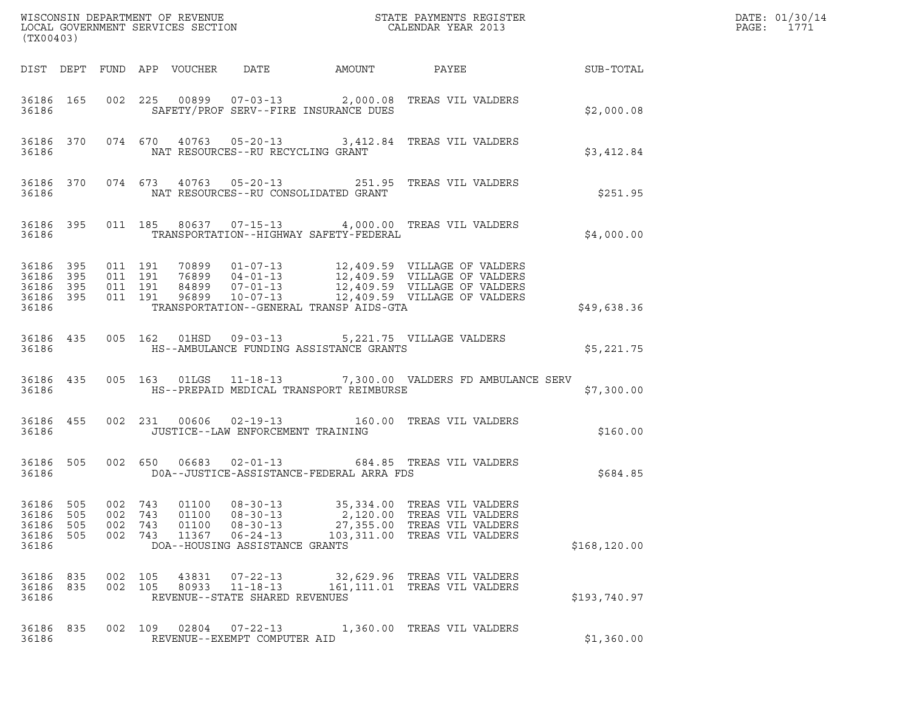WISCONSIN DEPARTMENT OF REVENUE
LOCAL GOVERNMENT SERVICES SECTION
(TX00403)

STATE PAYMENTS REGISTER
CALENDAR YEAR 2013

| DIST | DEPT | FUND | APP | VOUCHER | DATE | AMOUNT | PAYEE | SUB-TOTAL |
|---|---|---|---|---|---|---|---|---|
| 36186 | 165 | 002 | 225 | 00899 | 07-03-13 | 2,000.08 | TREAS VIL VALDERS | |
| 36186 | | | | | SAFETY/PROF SERV--FIRE INSURANCE DUES | | | $2,000.08 |
| 36186 | 370 | 074 | 670 | 40763 | 05-20-13 | 3,412.84 | TREAS VIL VALDERS | |
| 36186 | | | | | NAT RESOURCES--RU RECYCLING GRANT | | | $3,412.84 |
| 36186 | 370 | 074 | 673 | 40763 | 05-20-13 | 251.95 | TREAS VIL VALDERS | |
| 36186 | | | | | NAT RESOURCES--RU CONSOLIDATED GRANT | | | $251.95 |
| 36186 | 395 | 011 | 185 | 80637 | 07-15-13 | 4,000.00 | TREAS VIL VALDERS | |
| 36186 | | | | | TRANSPORTATION--HIGHWAY SAFETY-FEDERAL | | | $4,000.00 |
| 36186 | 395 | 011 | 191 | 70899 | 01-07-13 | 12,409.59 | VILLAGE OF VALDERS | |
| 36186 | 395 | 011 | 191 | 76899 | 04-01-13 | 12,409.59 | VILLAGE OF VALDERS | |
| 36186 | 395 | 011 | 191 | 84899 | 07-01-13 | 12,409.59 | VILLAGE OF VALDERS | |
| 36186 | 395 | 011 | 191 | 96899 | 10-07-13 | 12,409.59 | VILLAGE OF VALDERS | |
| 36186 | | | | | TRANSPORTATION--GENERAL TRANSP AIDS-GTA | | | $49,638.36 |
| 36186 | 435 | 005 | 162 | 01HSD | 09-03-13 | 5,221.75 | VILLAGE VALDERS | |
| 36186 | | | | | HS--AMBULANCE FUNDING ASSISTANCE GRANTS | | | $5,221.75 |
| 36186 | 435 | 005 | 163 | 01LGS | 11-18-13 | 7,300.00 | VALDERS FD AMBULANCE SERV | |
| 36186 | | | | | HS--PREPAID MEDICAL TRANSPORT REIMBURSE | | | $7,300.00 |
| 36186 | 455 | 002 | 231 | 00606 | 02-19-13 | 160.00 | TREAS VIL VALDERS | |
| 36186 | | | | | JUSTICE--LAW ENFORCEMENT TRAINING | | | $160.00 |
| 36186 | 505 | 002 | 650 | 06683 | 02-01-13 | 684.85 | TREAS VIL VALDERS | |
| 36186 | | | | | DOA--JUSTICE-ASSISTANCE-FEDERAL ARRA FDS | | | $684.85 |
| 36186 | 505 | 002 | 743 | 01100 | 08-30-13 | 35,334.00 | TREAS VIL VALDERS | |
| 36186 | 505 | 002 | 743 | 01100 | 08-30-13 | 2,120.00 | TREAS VIL VALDERS | |
| 36186 | 505 | 002 | 743 | 01100 | 08-30-13 | 27,355.00 | TREAS VIL VALDERS | |
| 36186 | 505 | 002 | 743 | 11367 | 06-24-13 | 103,311.00 | TREAS VIL VALDERS | |
| 36186 | | | | | DOA--HOUSING ASSISTANCE GRANTS | | | $168,120.00 |
| 36186 | 835 | 002 | 105 | 43831 | 07-22-13 | 32,629.96 | TREAS VIL VALDERS | |
| 36186 | 835 | 002 | 105 | 80933 | 11-18-13 | 161,111.01 | TREAS VIL VALDERS | |
| 36186 | | | | | REVENUE--STATE SHARED REVENUES | | | $193,740.97 |
| 36186 | 835 | 002 | 109 | 02804 | 07-22-13 | 1,360.00 | TREAS VIL VALDERS | |
| 36186 | | | | | REVENUE--EXEMPT COMPUTER AID | | | $1,360.00 |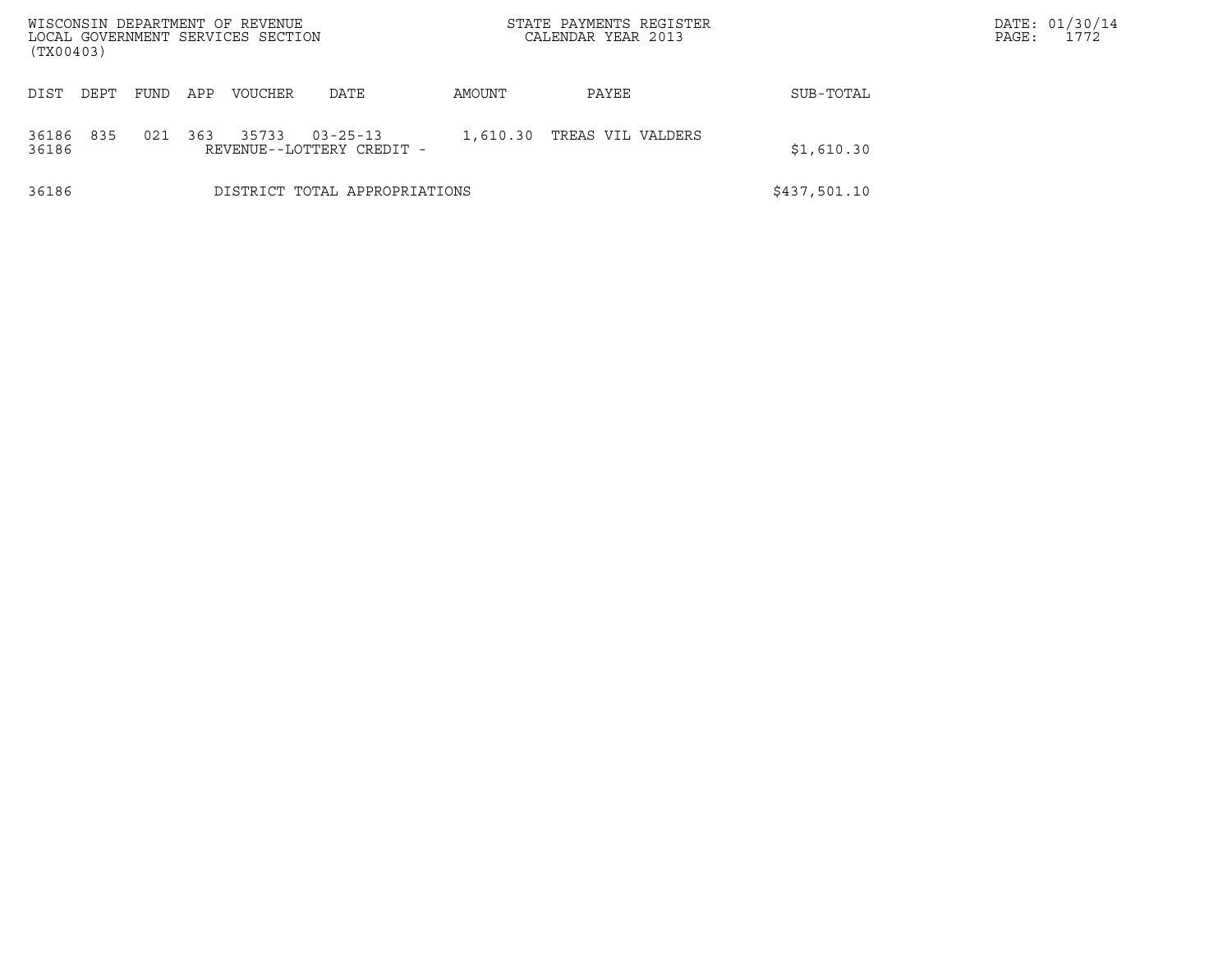WISCONSIN DEPARTMENT OF REVENUE
LOCAL GOVERNMENT SERVICES SECTION
(TX00403)

STATE PAYMENTS REGISTER
CALENDAR YEAR 2013

DATE: 01/30/14
PAGE: 1772

| DIST | DEPT | FUND | APP | VOUCHER | DATE | AMOUNT | PAYEE | SUB-TOTAL |
|---|---|---|---|---|---|---|---|---|
| 36186 | 835 | 021 | 363 | 35733 | 03-25-13 | 1,610.30 | TREAS VIL VALDERS | |
| 36186 | | | | REVENUE--LOTTERY CREDIT - | | | | $1,610.30 |
| 36186 | | | | DISTRICT TOTAL APPROPRIATIONS | | | | $437,501.10 |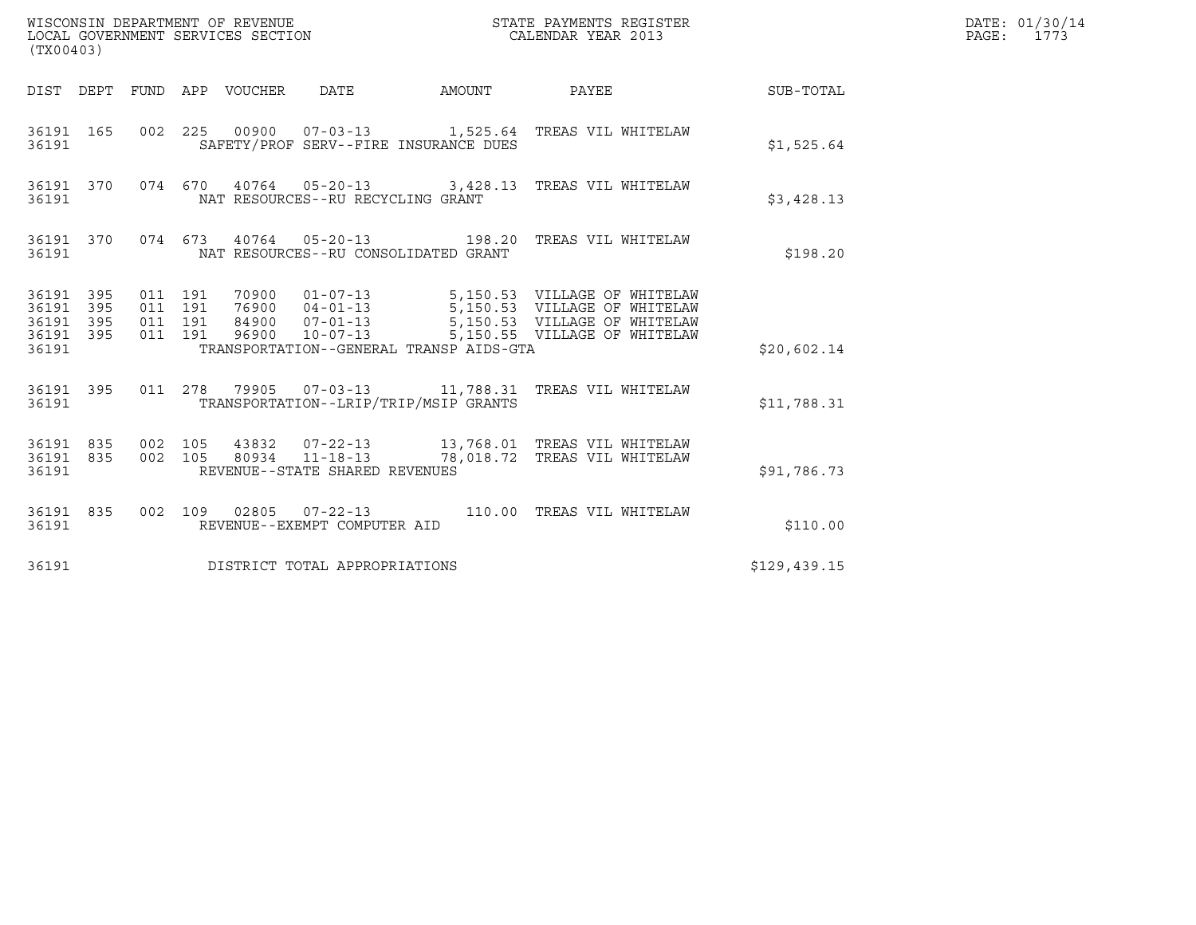WISCONSIN DEPARTMENT OF REVENUE
LOCAL GOVERNMENT SERVICES SECTION
(TX00403)

STATE PAYMENTS REGISTER
CALENDAR YEAR 2013

DATE: 01/30/14

| DIST | DEPT | FUND | APP | VOUCHER | DATE | AMOUNT | PAYEE | SUB-TOTAL |
|---|---|---|---|---|---|---|---|---|
| 36191 | 165 | 002 | 225 | 00900 | 07-03-13 | 1,525.64 | TREAS VIL WHITELAW | |
| 36191 | | | | SAFETY/PROF SERV--FIRE INSURANCE DUES | | | | $1,525.64 |
| 36191 | 370 | 074 | 670 | 40764 | 05-20-13 | 3,428.13 | TREAS VIL WHITELAW | |
| 36191 | | | | NAT RESOURCES--RU RECYCLING GRANT | | | | $3,428.13 |
| 36191 | 370 | 074 | 673 | 40764 | 05-20-13 | 198.20 | TREAS VIL WHITELAW | |
| 36191 | | | | NAT RESOURCES--RU CONSOLIDATED GRANT | | | | $198.20 |
| 36191 | 395 | 011 | 191 | 70900 | 01-07-13 | 5,150.53 | VILLAGE OF WHITELAW | |
| 36191 | 395 | 011 | 191 | 76900 | 04-01-13 | 5,150.53 | VILLAGE OF WHITELAW | |
| 36191 | 395 | 011 | 191 | 84900 | 07-01-13 | 5,150.53 | VILLAGE OF WHITELAW | |
| 36191 | 395 | 011 | 191 | 96900 | 10-07-13 | 5,150.55 | VILLAGE OF WHITELAW | |
| 36191 | | | | TRANSPORTATION--GENERAL TRANSP AIDS-GTA | | | | $20,602.14 |
| 36191 | 395 | 011 | 278 | 79905 | 07-03-13 | 11,788.31 | TREAS VIL WHITELAW | |
| 36191 | | | | TRANSPORTATION--LRIP/TRIP/MSIP GRANTS | | | | $11,788.31 |
| 36191 | 835 | 002 | 105 | 43832 | 07-22-13 | 13,768.01 | TREAS VIL WHITELAW | |
| 36191 | 835 | 002 | 105 | 80934 | 11-18-13 | 78,018.72 | TREAS VIL WHITELAW | |
| 36191 | | | | REVENUE--STATE SHARED REVENUES | | | | $91,786.73 |
| 36191 | 835 | 002 | 109 | 02805 | 07-22-13 | 110.00 | TREAS VIL WHITELAW | |
| 36191 | | | | REVENUE--EXEMPT COMPUTER AID | | | | $110.00 |
| 36191 | | | | DISTRICT TOTAL APPROPRIATIONS | | | | $129,439.15 |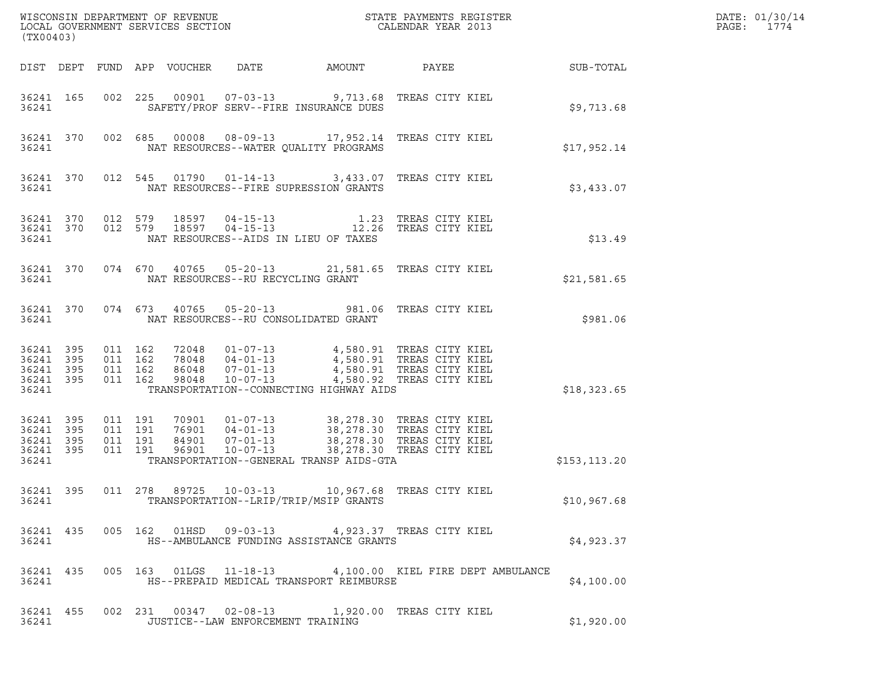WISCONSIN DEPARTMENT OF REVENUE
LOCAL GOVERNMENT SERVICES SECTION
(TX00403)

STATE PAYMENTS REGISTER
CALENDAR YEAR 2013

DATE: 01/30/14
PAGE: 1774

| DIST | DEPT | FUND | APP | VOUCHER | DATE | AMOUNT | PAYEE | SUB-TOTAL |
|---|---|---|---|---|---|---|---|---|
| 36241 | 165 | 002 | 225 | 00901 | 07-03-13 | 9,713.68 | TREAS CITY KIEL | |
| 36241 | | | | | SAFETY/PROF SERV--FIRE INSURANCE DUES | | | $9,713.68 |
| 36241 | 370 | 002 | 685 | 00008 | 08-09-13 | 17,952.14 | TREAS CITY KIEL | |
| 36241 | | | | | NAT RESOURCES--WATER QUALITY PROGRAMS | | | $17,952.14 |
| 36241 | 370 | 012 | 545 | 01790 | 01-14-13 | 3,433.07 | TREAS CITY KIEL | |
| 36241 | | | | | NAT RESOURCES--FIRE SUPRESSION GRANTS | | | $3,433.07 |
| 36241 | 370 | 012 | 579 | 18597 | 04-15-13 | 1.23 | TREAS CITY KIEL | |
| 36241 | 370 | 012 | 579 | 18597 | 04-15-13 | 12.26 | TREAS CITY KIEL | |
| 36241 | | | | | NAT RESOURCES--AIDS IN LIEU OF TAXES | | | $13.49 |
| 36241 | 370 | 074 | 670 | 40765 | 05-20-13 | 21,581.65 | TREAS CITY KIEL | |
| 36241 | | | | | NAT RESOURCES--RU RECYCLING GRANT | | | $21,581.65 |
| 36241 | 370 | 074 | 673 | 40765 | 05-20-13 | 981.06 | TREAS CITY KIEL | |
| 36241 | | | | | NAT RESOURCES--RU CONSOLIDATED GRANT | | | $981.06 |
| 36241 | 395 | 011 | 162 | 72048 | 01-07-13 | 4,580.91 | TREAS CITY KIEL | |
| 36241 | 395 | 011 | 162 | 78048 | 04-01-13 | 4,580.91 | TREAS CITY KIEL | |
| 36241 | 395 | 011 | 162 | 86048 | 07-01-13 | 4,580.91 | TREAS CITY KIEL | |
| 36241 | 395 | 011 | 162 | 98048 | 10-07-13 | 4,580.92 | TREAS CITY KIEL | |
| 36241 | | | | | TRANSPORTATION--CONNECTING HIGHWAY AIDS | | | $18,323.65 |
| 36241 | 395 | 011 | 191 | 70901 | 01-07-13 | 38,278.30 | TREAS CITY KIEL | |
| 36241 | 395 | 011 | 191 | 76901 | 04-01-13 | 38,278.30 | TREAS CITY KIEL | |
| 36241 | 395 | 011 | 191 | 84901 | 07-01-13 | 38,278.30 | TREAS CITY KIEL | |
| 36241 | 395 | 011 | 191 | 96901 | 10-07-13 | 38,278.30 | TREAS CITY KIEL | |
| 36241 | | | | | TRANSPORTATION--GENERAL TRANSP AIDS-GTA | | | $153,113.20 |
| 36241 | 395 | 011 | 278 | 89725 | 10-03-13 | 10,967.68 | TREAS CITY KIEL | |
| 36241 | | | | | TRANSPORTATION--LRIP/TRIP/MSIP GRANTS | | | $10,967.68 |
| 36241 | 435 | 005 | 162 | 01HSD | 09-03-13 | 4,923.37 | TREAS CITY KIEL | |
| 36241 | | | | | HS--AMBULANCE FUNDING ASSISTANCE GRANTS | | | $4,923.37 |
| 36241 | 435 | 005 | 163 | 01LGS | 11-18-13 | 4,100.00 | KIEL FIRE DEPT AMBULANCE | |
| 36241 | | | | | HS--PREPAID MEDICAL TRANSPORT REIMBURSE | | | $4,100.00 |
| 36241 | 455 | 002 | 231 | 00347 | 02-08-13 | 1,920.00 | TREAS CITY KIEL | |
| 36241 | | | | | JUSTICE--LAW ENFORCEMENT TRAINING | | | $1,920.00 |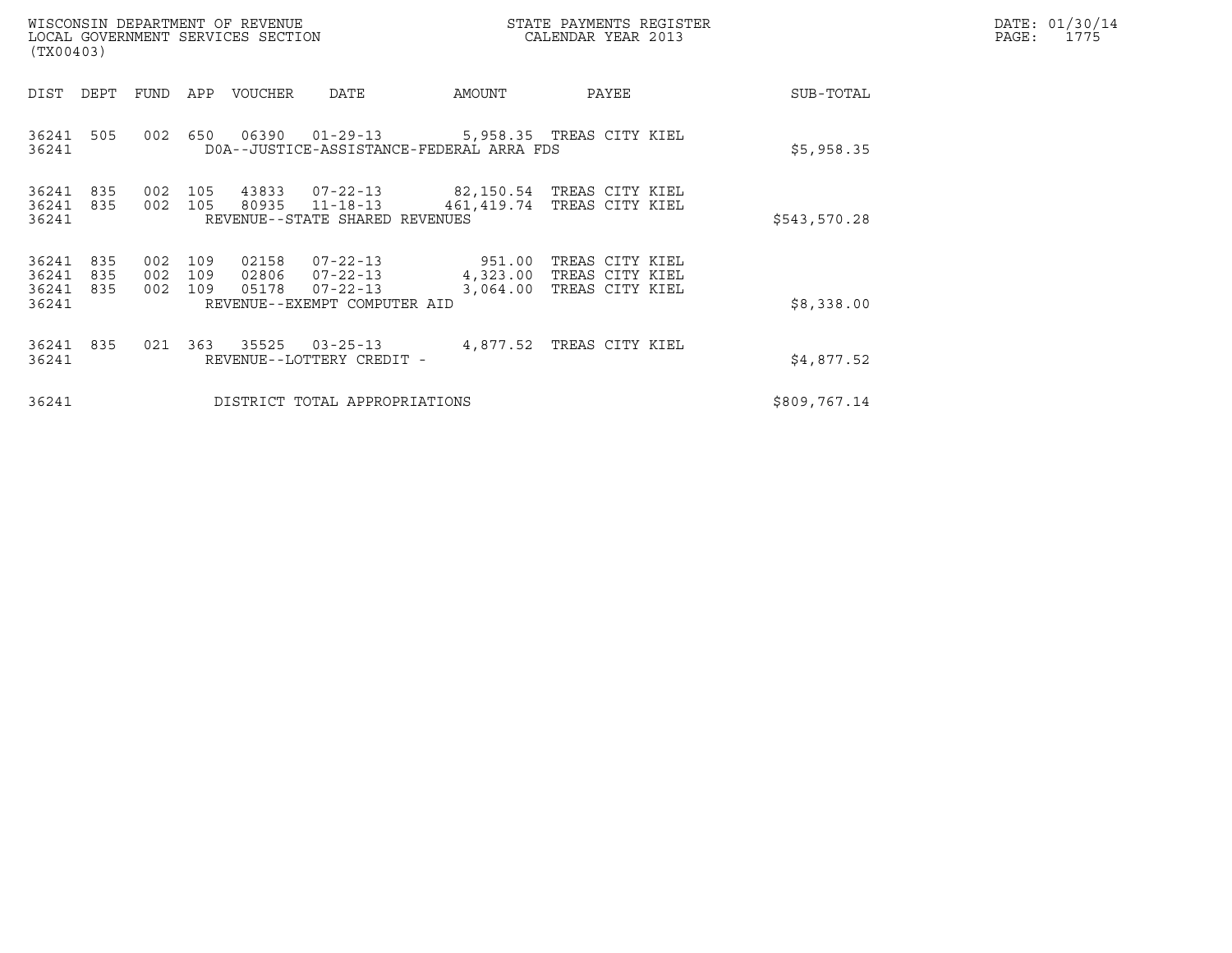WISCONSIN DEPARTMENT OF REVENUE
LOCAL GOVERNMENT SERVICES SECTION
(TX00403)

STATE PAYMENTS REGISTER
CALENDAR YEAR 2013

DATE: 01/30/14

| DIST | DEPT | FUND | APP | VOUCHER | DATE | AMOUNT | PAYEE | SUB-TOTAL |
|---|---|---|---|---|---|---|---|---|
| 36241 | 505 | 002 | 650 | 06390 | 01-29-13 | 5,958.35 | TREAS CITY KIEL | |
| 36241 | | | | D0A--JUSTICE-ASSISTANCE-FEDERAL ARRA FDS | | | | $5,958.35 |
| 36241 | 835 | 002 | 105 | 43833 | 07-22-13 | 82,150.54 | TREAS CITY KIEL | |
| 36241 | 835 | 002 | 105 | 80935 | 11-18-13 | 461,419.74 | TREAS CITY KIEL | |
| 36241 | | | | REVENUE--STATE SHARED REVENUES | | | | $543,570.28 |
| 36241 | 835 | 002 | 109 | 02158 | 07-22-13 | 951.00 | TREAS CITY KIEL | |
| 36241 | 835 | 002 | 109 | 02806 | 07-22-13 | 4,323.00 | TREAS CITY KIEL | |
| 36241 | 835 | 002 | 109 | 05178 | 07-22-13 | 3,064.00 | TREAS CITY KIEL | |
| 36241 | | | | REVENUE--EXEMPT COMPUTER AID | | | | $8,338.00 |
| 36241 | 835 | 021 | 363 | 35525 | 03-25-13 | 4,877.52 | TREAS CITY KIEL | |
| 36241 | | | | REVENUE--LOTTERY CREDIT - | | | | $4,877.52 |
| 36241 | | | | DISTRICT TOTAL APPROPRIATIONS | | | | $809,767.14 |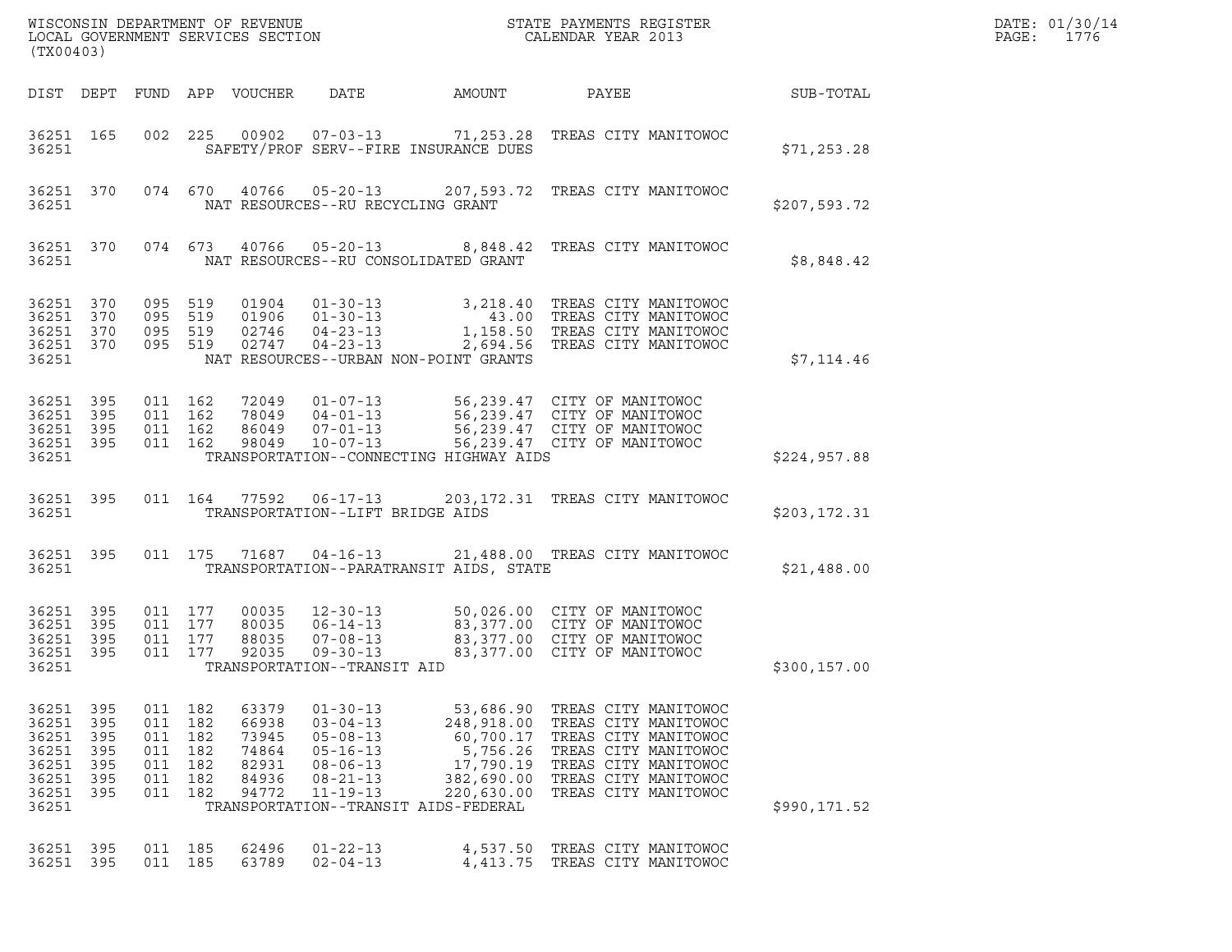WISCONSIN DEPARTMENT OF REVENUE
LOCAL GOVERNMENT SERVICES SECTION
(TX00403)

STATE PAYMENTS REGISTER
CALENDAR YEAR 2013

DATE: 01/30/14
PAGE: 1776

| DIST | DEPT | FUND | APP | VOUCHER | DATE | AMOUNT | PAYEE | SUB-TOTAL |
|---|---|---|---|---|---|---|---|---|
| 36251 | 165 | 002 | 225 | 00902 | 07-03-13 | 71,253.28 | TREAS CITY MANITOWOC | |
| 36251 | | | | SAFETY/PROF SERV--FIRE INSURANCE DUES | | | | $71,253.28 |
| 36251 | 370 | 074 | 670 | 40766 | 05-20-13 | 207,593.72 | TREAS CITY MANITOWOC | |
| 36251 | | | | NAT RESOURCES--RU RECYCLING GRANT | | | | $207,593.72 |
| 36251 | 370 | 074 | 673 | 40766 | 05-20-13 | 8,848.42 | TREAS CITY MANITOWOC | |
| 36251 | | | | NAT RESOURCES--RU CONSOLIDATED GRANT | | | | $8,848.42 |
| 36251 | 370 | 095 | 519 | 01904 | 01-30-13 | 3,218.40 | TREAS CITY MANITOWOC | |
| 36251 | 370 | 095 | 519 | 01906 | 01-30-13 | 43.00 | TREAS CITY MANITOWOC | |
| 36251 | 370 | 095 | 519 | 02746 | 04-23-13 | 1,158.50 | TREAS CITY MANITOWOC | |
| 36251 | 370 | 095 | 519 | 02747 | 04-23-13 | 2,694.56 | TREAS CITY MANITOWOC | |
| 36251 | | | | NAT RESOURCES--URBAN NON-POINT GRANTS | | | | $7,114.46 |
| 36251 | 395 | 011 | 162 | 72049 | 01-07-13 | 56,239.47 | CITY OF MANITOWOC | |
| 36251 | 395 | 011 | 162 | 78049 | 04-01-13 | 56,239.47 | CITY OF MANITOWOC | |
| 36251 | 395 | 011 | 162 | 86049 | 07-01-13 | 56,239.47 | CITY OF MANITOWOC | |
| 36251 | 395 | 011 | 162 | 98049 | 10-07-13 | 56,239.47 | CITY OF MANITOWOC | |
| 36251 | | | | TRANSPORTATION--CONNECTING HIGHWAY AIDS | | | | $224,957.88 |
| 36251 | 395 | 011 | 164 | 77592 | 06-17-13 | 203,172.31 | TREAS CITY MANITOWOC | |
| 36251 | | | | TRANSPORTATION--LIFT BRIDGE AIDS | | | | $203,172.31 |
| 36251 | 395 | 011 | 175 | 71687 | 04-16-13 | 21,488.00 | TREAS CITY MANITOWOC | |
| 36251 | | | | TRANSPORTATION--PARATRANSIT AIDS, STATE | | | | $21,488.00 |
| 36251 | 395 | 011 | 177 | 00035 | 12-30-13 | 50,026.00 | CITY OF MANITOWOC | |
| 36251 | 395 | 011 | 177 | 80035 | 06-14-13 | 83,377.00 | CITY OF MANITOWOC | |
| 36251 | 395 | 011 | 177 | 88035 | 07-08-13 | 83,377.00 | CITY OF MANITOWOC | |
| 36251 | 395 | 011 | 177 | 92035 | 09-30-13 | 83,377.00 | CITY OF MANITOWOC | |
| 36251 | | | | TRANSPORTATION--TRANSIT AID | | | | $300,157.00 |
| 36251 | 395 | 011 | 182 | 63379 | 01-30-13 | 53,686.90 | TREAS CITY MANITOWOC | |
| 36251 | 395 | 011 | 182 | 66938 | 03-04-13 | 248,918.00 | TREAS CITY MANITOWOC | |
| 36251 | 395 | 011 | 182 | 73945 | 05-08-13 | 60,700.17 | TREAS CITY MANITOWOC | |
| 36251 | 395 | 011 | 182 | 74864 | 05-16-13 | 5,756.26 | TREAS CITY MANITOWOC | |
| 36251 | 395 | 011 | 182 | 82931 | 08-06-13 | 17,790.19 | TREAS CITY MANITOWOC | |
| 36251 | 395 | 011 | 182 | 84936 | 08-21-13 | 382,690.00 | TREAS CITY MANITOWOC | |
| 36251 | 395 | 011 | 182 | 94772 | 11-19-13 | 220,630.00 | TREAS CITY MANITOWOC | |
| 36251 | | | | TRANSPORTATION--TRANSIT AIDS-FEDERAL | | | | $990,171.52 |
| 36251 | 395 | 011 | 185 | 62496 | 01-22-13 | 4,537.50 | TREAS CITY MANITOWOC | |
| 36251 | 395 | 011 | 185 | 63789 | 02-04-13 | 4,413.75 | TREAS CITY MANITOWOC | |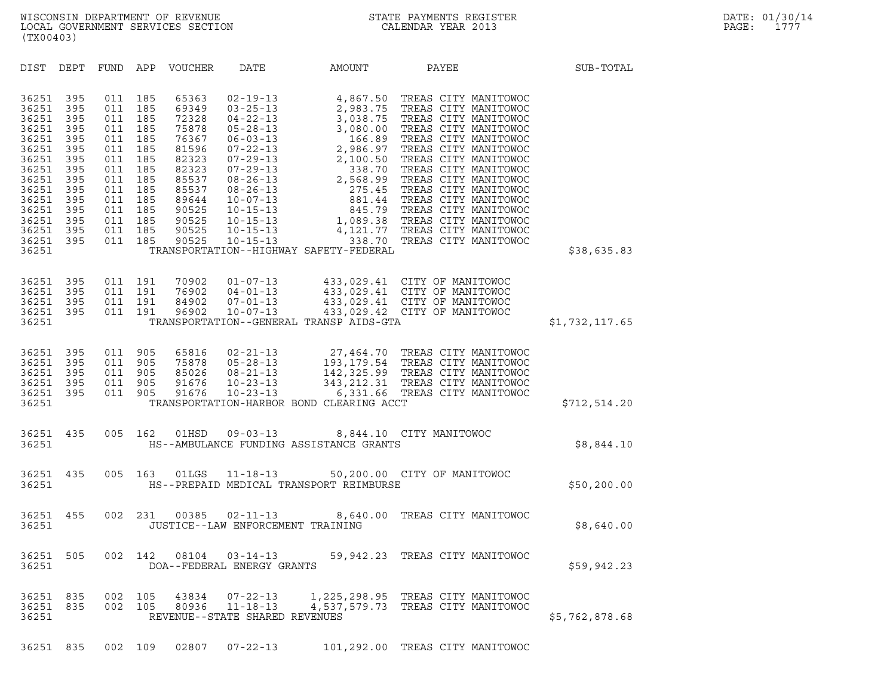WISCONSIN DEPARTMENT OF REVENUE
LOCAL GOVERNMENT SERVICES SECTION
(TX00403)

STATE PAYMENTS REGISTER
CALENDAR YEAR 2013

DATE: 01/30/14
PAGE: 1777

| DIST | DEPT | FUND | APP | VOUCHER | DATE | AMOUNT | PAYEE | SUB-TOTAL |
|---|---|---|---|---|---|---|---|---|
| 36251 | 395 | 011 | 185 | 65363 | 02-19-13 | 4,867.50 | TREAS CITY MANITOWOC | |
| 36251 | 395 | 011 | 185 | 69349 | 03-25-13 | 2,983.75 | TREAS CITY MANITOWOC | |
| 36251 | 395 | 011 | 185 | 72328 | 04-22-13 | 3,038.75 | TREAS CITY MANITOWOC | |
| 36251 | 395 | 011 | 185 | 75878 | 05-28-13 | 3,080.00 | TREAS CITY MANITOWOC | |
| 36251 | 395 | 011 | 185 | 76367 | 06-03-13 | 166.89 | TREAS CITY MANITOWOC | |
| 36251 | 395 | 011 | 185 | 81596 | 07-22-13 | 2,986.97 | TREAS CITY MANITOWOC | |
| 36251 | 395 | 011 | 185 | 82323 | 07-29-13 | 2,100.50 | TREAS CITY MANITOWOC | |
| 36251 | 395 | 011 | 185 | 82323 | 07-29-13 | 338.70 | TREAS CITY MANITOWOC | |
| 36251 | 395 | 011 | 185 | 85537 | 08-26-13 | 2,568.99 | TREAS CITY MANITOWOC | |
| 36251 | 395 | 011 | 185 | 85537 | 08-26-13 | 275.45 | TREAS CITY MANITOWOC | |
| 36251 | 395 | 011 | 185 | 89644 | 10-07-13 | 881.44 | TREAS CITY MANITOWOC | |
| 36251 | 395 | 011 | 185 | 90525 | 10-15-13 | 845.79 | TREAS CITY MANITOWOC | |
| 36251 | 395 | 011 | 185 | 90525 | 10-15-13 | 1,089.38 | TREAS CITY MANITOWOC | |
| 36251 | 395 | 011 | 185 | 90525 | 10-15-13 | 4,121.77 | TREAS CITY MANITOWOC | |
| 36251 | 395 | 011 | 185 | 90525 | 10-15-13 | 338.70 | TREAS CITY MANITOWOC | |
| 36251 | | | | TRANSPORTATION--HIGHWAY SAFETY-FEDERAL | | | | $38,635.83 |
| 36251 | 395 | 011 | 191 | 70902 | 01-07-13 | 433,029.41 | CITY OF MANITOWOC | |
| 36251 | 395 | 011 | 191 | 76902 | 04-01-13 | 433,029.41 | CITY OF MANITOWOC | |
| 36251 | 395 | 011 | 191 | 84902 | 07-01-13 | 433,029.41 | CITY OF MANITOWOC | |
| 36251 | 395 | 011 | 191 | 96902 | 10-07-13 | 433,029.42 | CITY OF MANITOWOC | |
| 36251 | | | | TRANSPORTATION--GENERAL TRANSP AIDS-GTA | | | | $1,732,117.65 |
| 36251 | 395 | 011 | 905 | 65816 | 02-21-13 | 27,464.70 | TREAS CITY MANITOWOC | |
| 36251 | 395 | 011 | 905 | 75878 | 05-28-13 | 193,179.54 | TREAS CITY MANITOWOC | |
| 36251 | 395 | 011 | 905 | 85026 | 08-21-13 | 142,325.99 | TREAS CITY MANITOWOC | |
| 36251 | 395 | 011 | 905 | 91676 | 10-23-13 | 343,212.31 | TREAS CITY MANITOWOC | |
| 36251 | 395 | 011 | 905 | 91676 | 10-23-13 | 6,331.66 | TREAS CITY MANITOWOC | |
| 36251 | | | | TRANSPORTATION-HARBOR BOND CLEARING ACCT | | | | $712,514.20 |
| 36251 | 435 | 005 | 162 | 01HSD | 09-03-13 | 8,844.10 | CITY MANITOWOC | |
| 36251 | | | | HS--AMBULANCE FUNDING ASSISTANCE GRANTS | | | | $8,844.10 |
| 36251 | 435 | 005 | 163 | 01LGS | 11-18-13 | 50,200.00 | CITY OF MANITOWOC | |
| 36251 | | | | HS--PREPAID MEDICAL TRANSPORT REIMBURSE | | | | $50,200.00 |
| 36251 | 455 | 002 | 231 | 00385 | 02-11-13 | 8,640.00 | TREAS CITY MANITOWOC | |
| 36251 | | | | JUSTICE--LAW ENFORCEMENT TRAINING | | | | $8,640.00 |
| 36251 | 505 | 002 | 142 | 08104 | 03-14-13 | 59,942.23 | TREAS CITY MANITOWOC | |
| 36251 | | | | DOA--FEDERAL ENERGY GRANTS | | | | $59,942.23 |
| 36251 | 835 | 002 | 105 | 43834 | 07-22-13 | 1,225,298.95 | TREAS CITY MANITOWOC | |
| 36251 | 835 | 002 | 105 | 80936 | 11-18-13 | 4,537,579.73 | TREAS CITY MANITOWOC | |
| 36251 | | | | REVENUE--STATE SHARED REVENUES | | | | $5,762,878.68 |
| 36251 | 835 | 002 | 109 | 02807 | 07-22-13 | 101,292.00 | TREAS CITY MANITOWOC | |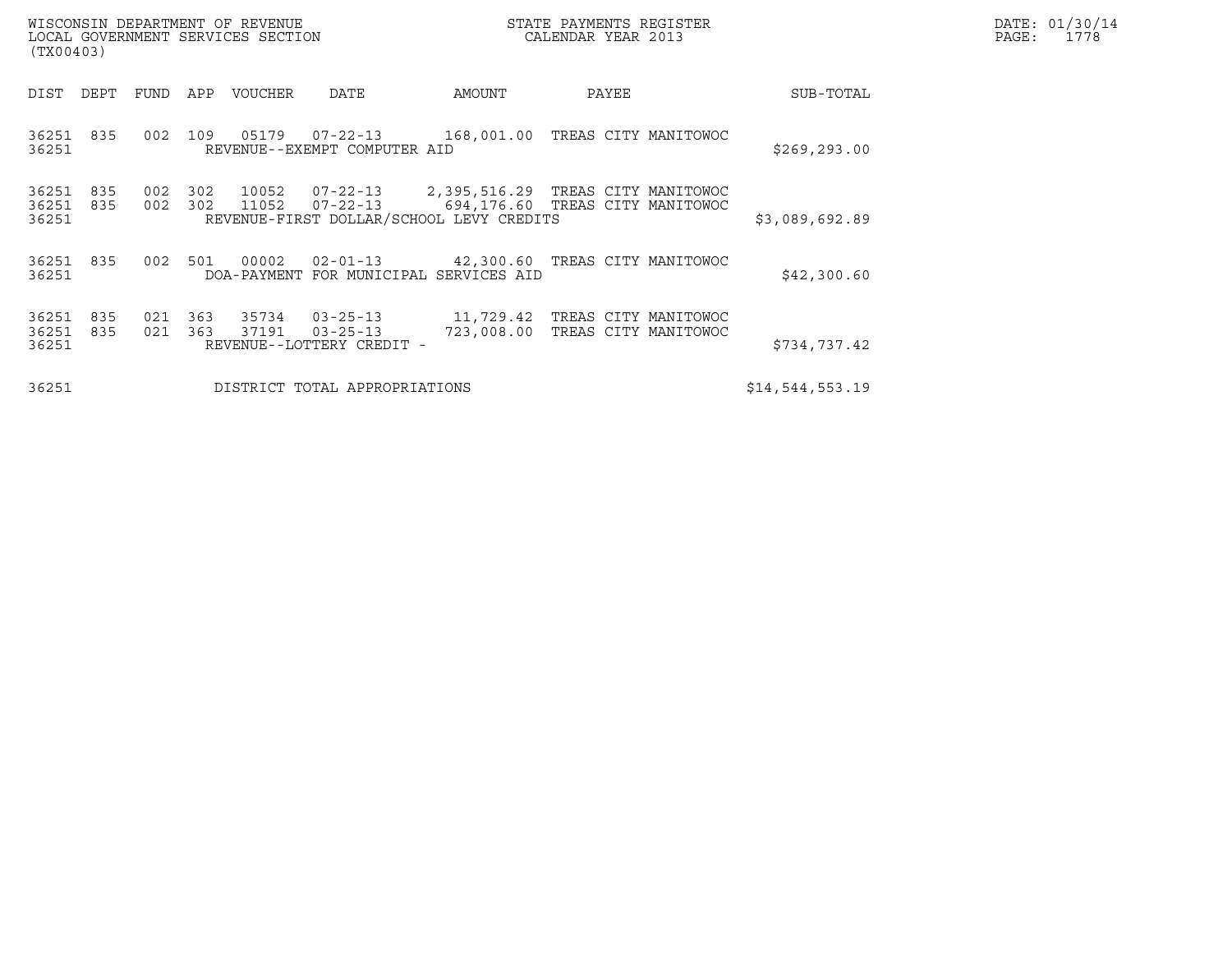| DIST | DEPT | FUND | APP | VOUCHER | DATE | AMOUNT | PAYEE | SUB-TOTAL |
|---|---|---|---|---|---|---|---|---|
| 36251 | 835 | 002 | 109 | 05179 | 07-22-13 | 168,001.00 | TREAS CITY MANITOWOC | |
| 36251 | | | | REVENUE--EXEMPT COMPUTER AID | | | | $269,293.00 |
| 36251 | 835 | 002 | 302 | 10052 | 07-22-13 | 2,395,516.29 | TREAS CITY MANITOWOC | |
| 36251 | 835 | 002 | 302 | 11052 | 07-22-13 | 694,176.60 | TREAS CITY MANITOWOC | |
| 36251 | | | | REVENUE-FIRST DOLLAR/SCHOOL LEVY CREDITS | | | | $3,089,692.89 |
| 36251 | 835 | 002 | 501 | 00002 | 02-01-13 | 42,300.60 | TREAS CITY MANITOWOC | |
| 36251 | | | | DOA-PAYMENT FOR MUNICIPAL SERVICES AID | | | | $42,300.60 |
| 36251 | 835 | 021 | 363 | 35734 | 03-25-13 | 11,729.42 | TREAS CITY MANITOWOC | |
| 36251 | 835 | 021 | 363 | 37191 | 03-25-13 | 723,008.00 | TREAS CITY MANITOWOC | |
| 36251 | | | | REVENUE--LOTTERY CREDIT - | | | | $734,737.42 |
| 36251 | | | | DISTRICT TOTAL APPROPRIATIONS | | | | $14,544,553.19 |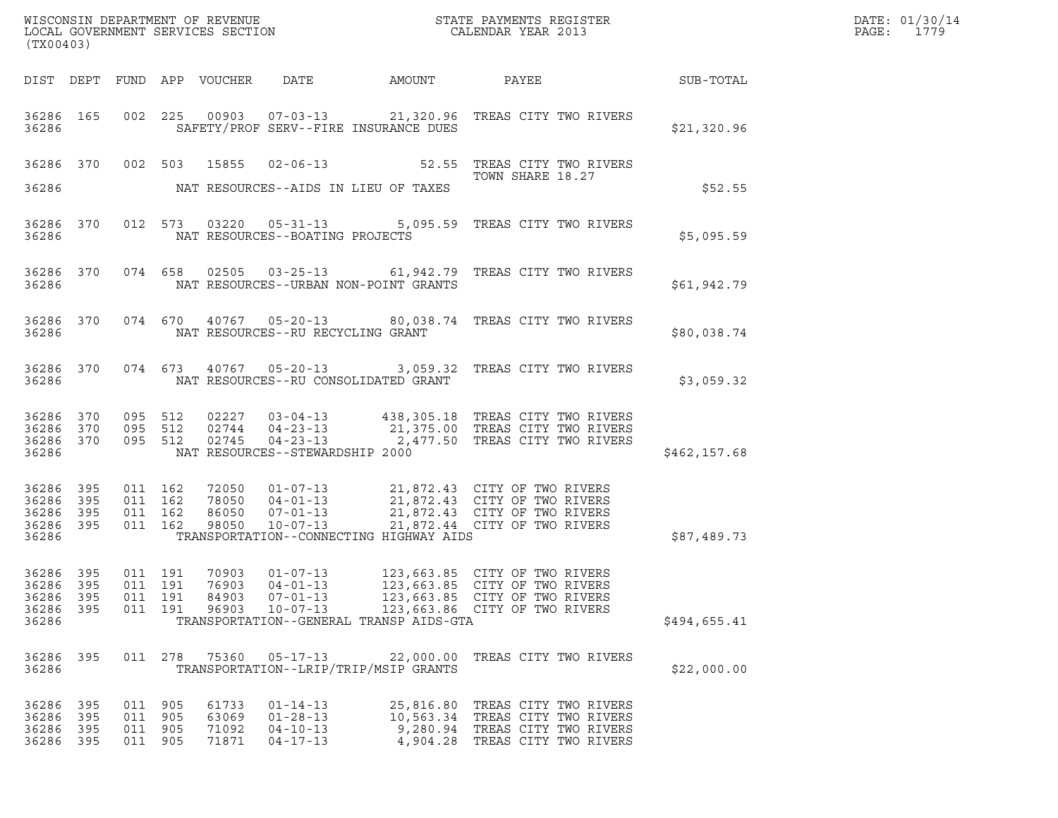WISCONSIN DEPARTMENT OF REVENUE
LOCAL GOVERNMENT SERVICES SECTION
(TX00403)

STATE PAYMENTS REGISTER
CALENDAR YEAR 2013

| DIST | DEPT | FUND | APP | VOUCHER | DATE | AMOUNT | PAYEE | SUB-TOTAL |
|---|---|---|---|---|---|---|---|---|
| 36286 | 165 | 002 | 225 | 00903 | 07-03-13 | 21,320.96 | TREAS CITY TWO RIVERS | |
| 36286 | | | | | SAFETY/PROF SERV--FIRE INSURANCE DUES | | | $21,320.96 |
| 36286 | 370 | 002 | 503 | 15855 | 02-06-13 | 52.55 | TREAS CITY TWO RIVERS TOWN SHARE 18.27 | |
| 36286 | | | | | NAT RESOURCES--AIDS IN LIEU OF TAXES | | | $52.55 |
| 36286 | 370 | 012 | 573 | 03220 | 05-31-13 | 5,095.59 | TREAS CITY TWO RIVERS | |
| 36286 | | | | | NAT RESOURCES--BOATING PROJECTS | | | $5,095.59 |
| 36286 | 370 | 074 | 658 | 02505 | 03-25-13 | 61,942.79 | TREAS CITY TWO RIVERS | |
| 36286 | | | | | NAT RESOURCES--URBAN NON-POINT GRANTS | | | $61,942.79 |
| 36286 | 370 | 074 | 670 | 40767 | 05-20-13 | 80,038.74 | TREAS CITY TWO RIVERS | |
| 36286 | | | | | NAT RESOURCES--RU RECYCLING GRANT | | | $80,038.74 |
| 36286 | 370 | 074 | 673 | 40767 | 05-20-13 | 3,059.32 | TREAS CITY TWO RIVERS | |
| 36286 | | | | | NAT RESOURCES--RU CONSOLIDATED GRANT | | | $3,059.32 |
| 36286 | 370 | 095 | 512 | 02227 | 03-04-13 | 438,305.18 | TREAS CITY TWO RIVERS | |
| 36286 | 370 | 095 | 512 | 02744 | 04-23-13 | 21,375.00 | TREAS CITY TWO RIVERS | |
| 36286 | 370 | 095 | 512 | 02745 | 04-23-13 | 2,477.50 | TREAS CITY TWO RIVERS | |
| 36286 | | | | | NAT RESOURCES--STEWARDSHIP 2000 | | | $462,157.68 |
| 36286 | 395 | 011 | 162 | 72050 | 01-07-13 | 21,872.43 | CITY OF TWO RIVERS | |
| 36286 | 395 | 011 | 162 | 78050 | 04-01-13 | 21,872.43 | CITY OF TWO RIVERS | |
| 36286 | 395 | 011 | 162 | 86050 | 07-01-13 | 21,872.43 | CITY OF TWO RIVERS | |
| 36286 | 395 | 011 | 162 | 98050 | 10-07-13 | 21,872.44 | CITY OF TWO RIVERS | |
| 36286 | | | | | TRANSPORTATION--CONNECTING HIGHWAY AIDS | | | $87,489.73 |
| 36286 | 395 | 011 | 191 | 70903 | 01-07-13 | 123,663.85 | CITY OF TWO RIVERS | |
| 36286 | 395 | 011 | 191 | 76903 | 04-01-13 | 123,663.85 | CITY OF TWO RIVERS | |
| 36286 | 395 | 011 | 191 | 84903 | 07-01-13 | 123,663.85 | CITY OF TWO RIVERS | |
| 36286 | 395 | 011 | 191 | 96903 | 10-07-13 | 123,663.86 | CITY OF TWO RIVERS | |
| 36286 | | | | | TRANSPORTATION--GENERAL TRANSP AIDS-GTA | | | $494,655.41 |
| 36286 | 395 | 011 | 278 | 75360 | 05-17-13 | 22,000.00 | TREAS CITY TWO RIVERS | |
| 36286 | | | | | TRANSPORTATION--LRIP/TRIP/MSIP GRANTS | | | $22,000.00 |
| 36286 | 395 | 011 | 905 | 61733 | 01-14-13 | 25,816.80 | TREAS CITY TWO RIVERS | |
| 36286 | 395 | 011 | 905 | 63069 | 01-28-13 | 10,563.34 | TREAS CITY TWO RIVERS | |
| 36286 | 395 | 011 | 905 | 71092 | 04-10-13 | 9,280.94 | TREAS CITY TWO RIVERS | |
| 36286 | 395 | 011 | 905 | 71871 | 04-17-13 | 4,904.28 | TREAS CITY TWO RIVERS | |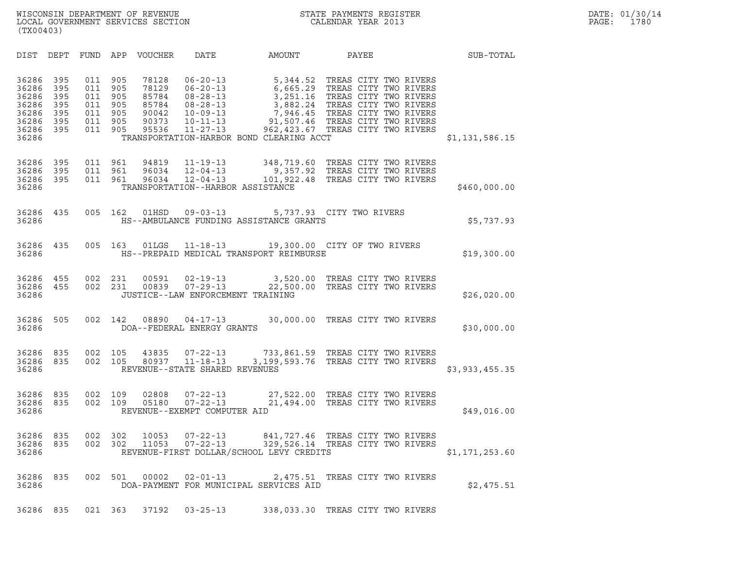WISCONSIN DEPARTMENT OF REVENUE
LOCAL GOVERNMENT SERVICES SECTION
(TX00403)

STATE PAYMENTS REGISTER
CALENDAR YEAR 2013

DATE: 01/30/14
PAGE: 1780

| DIST | DEPT | FUND | APP | VOUCHER | DATE | AMOUNT | PAYEE | SUB-TOTAL |
|---|---|---|---|---|---|---|---|---|
| 36286 | 395 | 011 | 905 | 78128 | 06-20-13 | 5,344.52 | TREAS CITY TWO RIVERS | |
| 36286 | 395 | 011 | 905 | 78129 | 06-20-13 | 6,665.29 | TREAS CITY TWO RIVERS | |
| 36286 | 395 | 011 | 905 | 85784 | 08-28-13 | 3,251.16 | TREAS CITY TWO RIVERS | |
| 36286 | 395 | 011 | 905 | 85784 | 08-28-13 | 3,882.24 | TREAS CITY TWO RIVERS | |
| 36286 | 395 | 011 | 905 | 90042 | 10-09-13 | 7,946.45 | TREAS CITY TWO RIVERS | |
| 36286 | 395 | 011 | 905 | 90373 | 10-11-13 | 91,507.46 | TREAS CITY TWO RIVERS | |
| 36286 | 395 | 011 | 905 | 95536 | 11-27-13 | 962,423.67 | TREAS CITY TWO RIVERS | |
| 36286 | | | | | TRANSPORTATION-HARBOR BOND CLEARING ACCT | | | $1,131,586.15 |
| 36286 | 395 | 011 | 961 | 94819 | 11-19-13 | 348,719.60 | TREAS CITY TWO RIVERS | |
| 36286 | 395 | 011 | 961 | 96034 | 12-04-13 | 9,357.92 | TREAS CITY TWO RIVERS | |
| 36286 | 395 | 011 | 961 | 96034 | 12-04-13 | 101,922.48 | TREAS CITY TWO RIVERS | |
| 36286 | | | | | TRANSPORTATION--HARBOR ASSISTANCE | | | $460,000.00 |
| 36286 | 435 | 005 | 162 | 01HSD | 09-03-13 | 5,737.93 | CITY TWO RIVERS | |
| 36286 | | | | | HS--AMBULANCE FUNDING ASSISTANCE GRANTS | | | $5,737.93 |
| 36286 | 435 | 005 | 163 | 01LGS | 11-18-13 | 19,300.00 | CITY OF TWO RIVERS | |
| 36286 | | | | | HS--PREPAID MEDICAL TRANSPORT REIMBURSE | | | $19,300.00 |
| 36286 | 455 | 002 | 231 | 00591 | 02-19-13 | 3,520.00 | TREAS CITY TWO RIVERS | |
| 36286 | 455 | 002 | 231 | 00839 | 07-29-13 | 22,500.00 | TREAS CITY TWO RIVERS | |
| 36286 | | | | | JUSTICE--LAW ENFORCEMENT TRAINING | | | $26,020.00 |
| 36286 | 505 | 002 | 142 | 08890 | 04-17-13 | 30,000.00 | TREAS CITY TWO RIVERS | |
| 36286 | | | | | DOA--FEDERAL ENERGY GRANTS | | | $30,000.00 |
| 36286 | 835 | 002 | 105 | 43835 | 07-22-13 | 733,861.59 | TREAS CITY TWO RIVERS | |
| 36286 | 835 | 002 | 105 | 80937 | 11-18-13 | 3,199,593.76 | TREAS CITY TWO RIVERS | |
| 36286 | | | | | REVENUE--STATE SHARED REVENUES | | | $3,933,455.35 |
| 36286 | 835 | 002 | 109 | 02808 | 07-22-13 | 27,522.00 | TREAS CITY TWO RIVERS | |
| 36286 | 835 | 002 | 109 | 05180 | 07-22-13 | 21,494.00 | TREAS CITY TWO RIVERS | |
| 36286 | | | | | REVENUE--EXEMPT COMPUTER AID | | | $49,016.00 |
| 36286 | 835 | 002 | 302 | 10053 | 07-22-13 | 841,727.46 | TREAS CITY TWO RIVERS | |
| 36286 | 835 | 002 | 302 | 11053 | 07-22-13 | 329,526.14 | TREAS CITY TWO RIVERS | |
| 36286 | | | | | REVENUE-FIRST DOLLAR/SCHOOL LEVY CREDITS | | | $1,171,253.60 |
| 36286 | 835 | 002 | 501 | 00002 | 02-01-13 | 2,475.51 | TREAS CITY TWO RIVERS | |
| 36286 | | | | | DOA-PAYMENT FOR MUNICIPAL SERVICES AID | | | $2,475.51 |
| 36286 | 835 | 021 | 363 | 37192 | 03-25-13 | 338,033.30 | TREAS CITY TWO RIVERS | |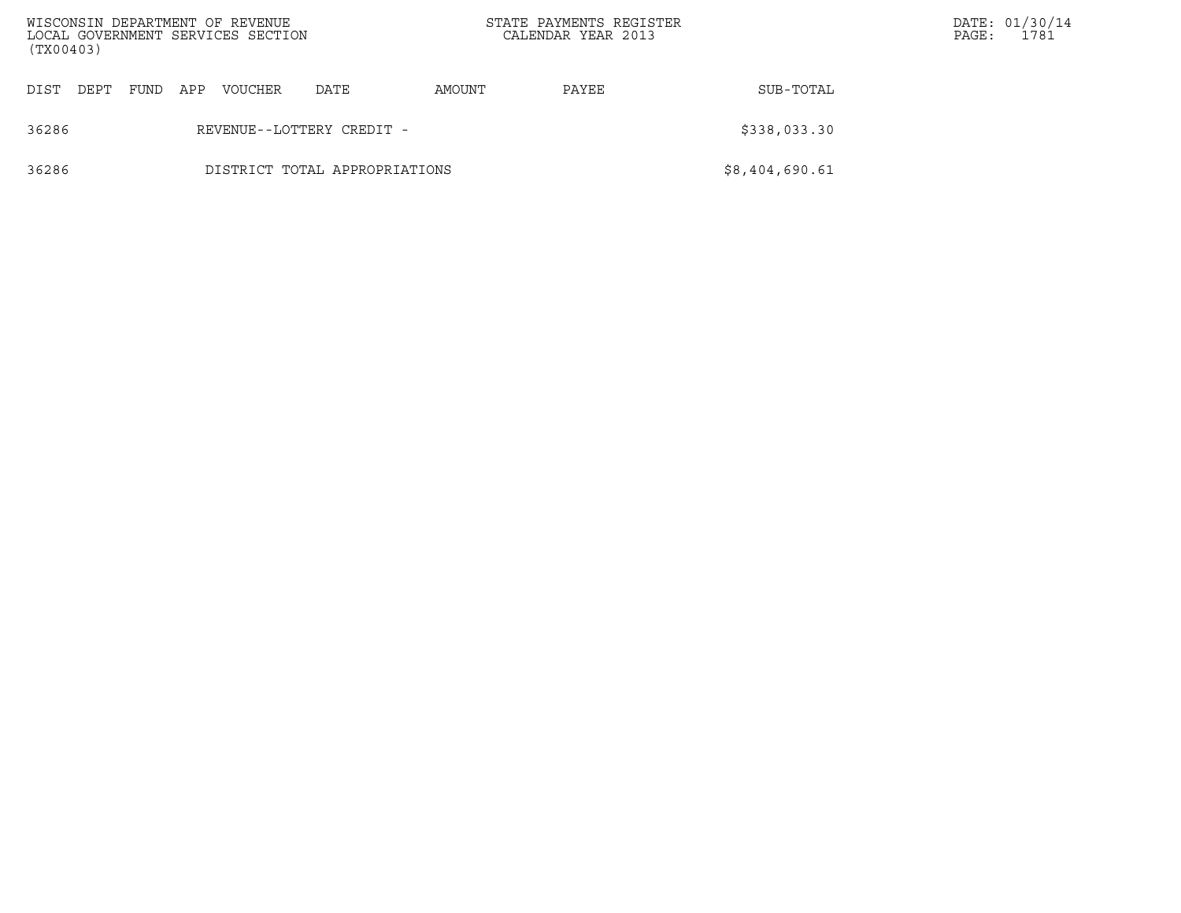| DIST | DEPT | FUND | APP | VOUCHER | DATE | AMOUNT | PAYEE | SUB-TOTAL |
|---|---|---|---|---|---|---|---|---|
| 36286 | | | REVENUE--LOTTERY CREDIT - | | | | | $338,033.30 |
| 36286 | | | DISTRICT TOTAL APPROPRIATIONS | | | | | $8,404,690.61 |